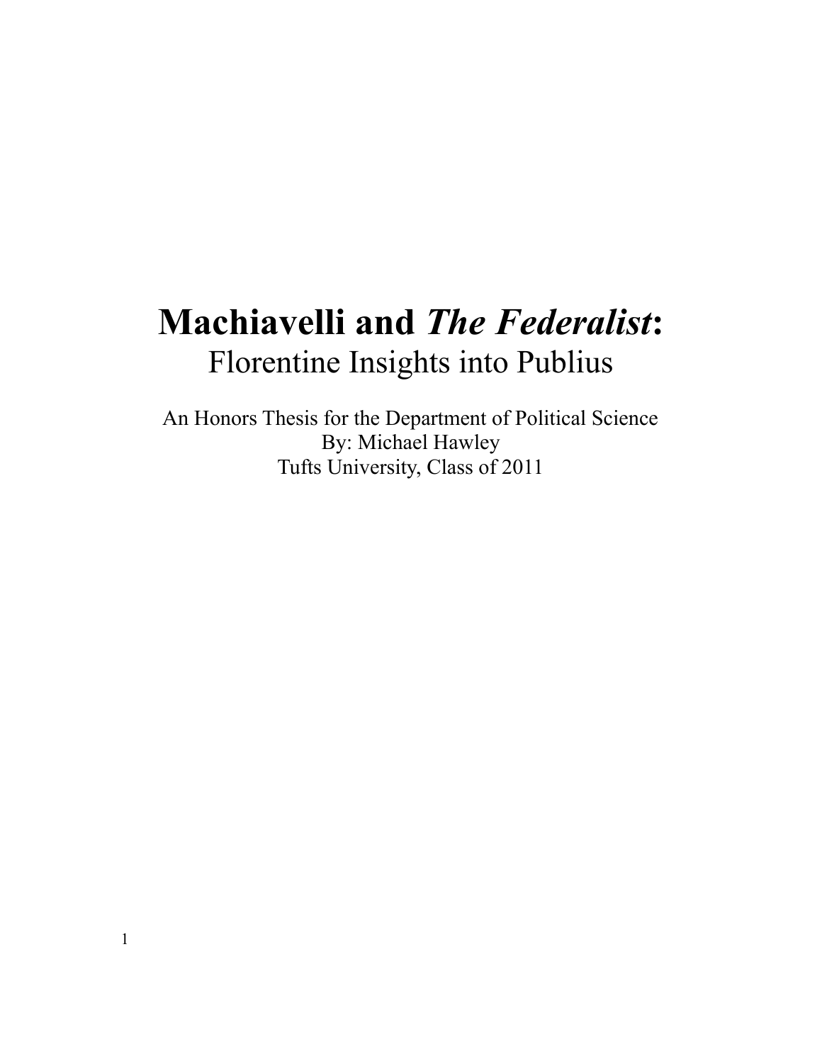# **Machiavelli and *The Federalist*:**

Florentine Insights into Publius

An Honors Thesis for the Department of Political Science
By: Michael Hawley
Tufts University, Class of 2011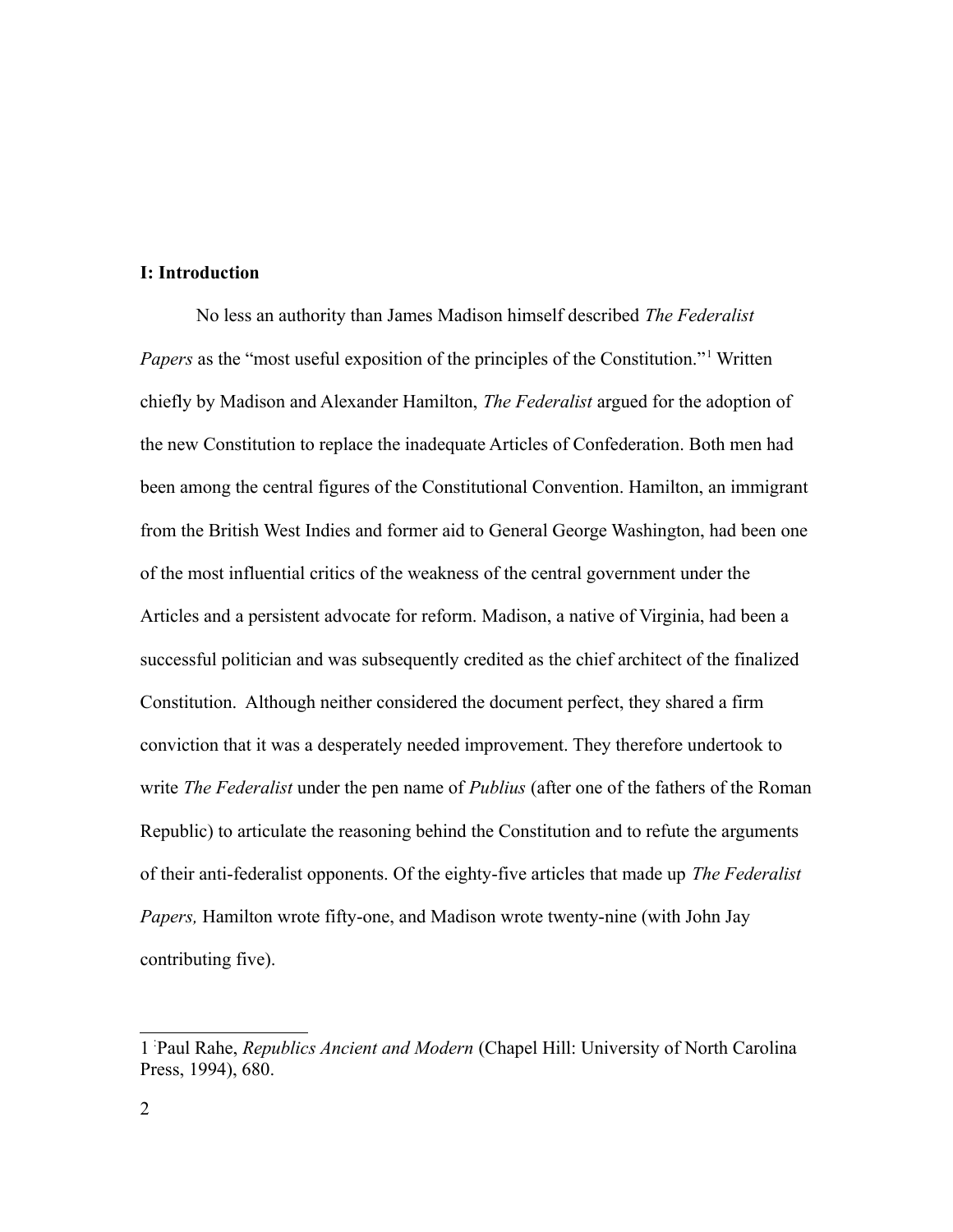## I: Introduction

No less an authority than James Madison himself described *The Federalist Papers* as the "most useful exposition of the principles of the Constitution."[1] Written chiefly by Madison and Alexander Hamilton, *The Federalist* argued for the adoption of the new Constitution to replace the inadequate Articles of Confederation. Both men had been among the central figures of the Constitutional Convention. Hamilton, an immigrant from the British West Indies and former aid to General George Washington, had been one of the most influential critics of the weakness of the central government under the Articles and a persistent advocate for reform. Madison, a native of Virginia, had been a successful politician and was subsequently credited as the chief architect of the finalized Constitution. Although neither considered the document perfect, they shared a firm conviction that it was a desperately needed improvement. They therefore undertook to write *The Federalist* under the pen name of *Publius* (after one of the fathers of the Roman Republic) to articulate the reasoning behind the Constitution and to refute the arguments of their anti-federalist opponents. Of the eighty-five articles that made up *The Federalist Papers,* Hamilton wrote fifty-one, and Madison wrote twenty-nine (with John Jay contributing five).

---

1 Paul Rahe, *Republics Ancient and Modern* (Chapel Hill: University of North Carolina Press, 1994), 680.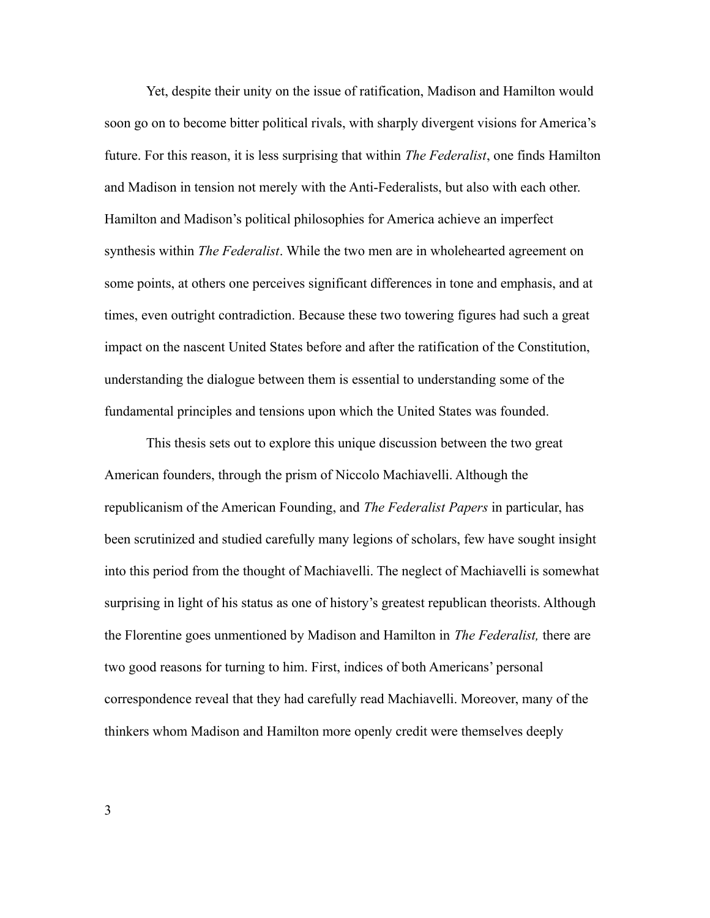Yet, despite their unity on the issue of ratification, Madison and Hamilton would soon go on to become bitter political rivals, with sharply divergent visions for America's future. For this reason, it is less surprising that within *The Federalist*, one finds Hamilton and Madison in tension not merely with the Anti-Federalists, but also with each other. Hamilton and Madison's political philosophies for America achieve an imperfect synthesis within *The Federalist*. While the two men are in wholehearted agreement on some points, at others one perceives significant differences in tone and emphasis, and at times, even outright contradiction. Because these two towering figures had such a great impact on the nascent United States before and after the ratification of the Constitution, understanding the dialogue between them is essential to understanding some of the fundamental principles and tensions upon which the United States was founded.

This thesis sets out to explore this unique discussion between the two great American founders, through the prism of Niccolo Machiavelli. Although the republicanism of the American Founding, and *The Federalist Papers* in particular, has been scrutinized and studied carefully many legions of scholars, few have sought insight into this period from the thought of Machiavelli. The neglect of Machiavelli is somewhat surprising in light of his status as one of history's greatest republican theorists. Although the Florentine goes unmentioned by Madison and Hamilton in *The Federalist,* there are two good reasons for turning to him. First, indices of both Americans' personal correspondence reveal that they had carefully read Machiavelli. Moreover, many of the thinkers whom Madison and Hamilton more openly credit were themselves deeply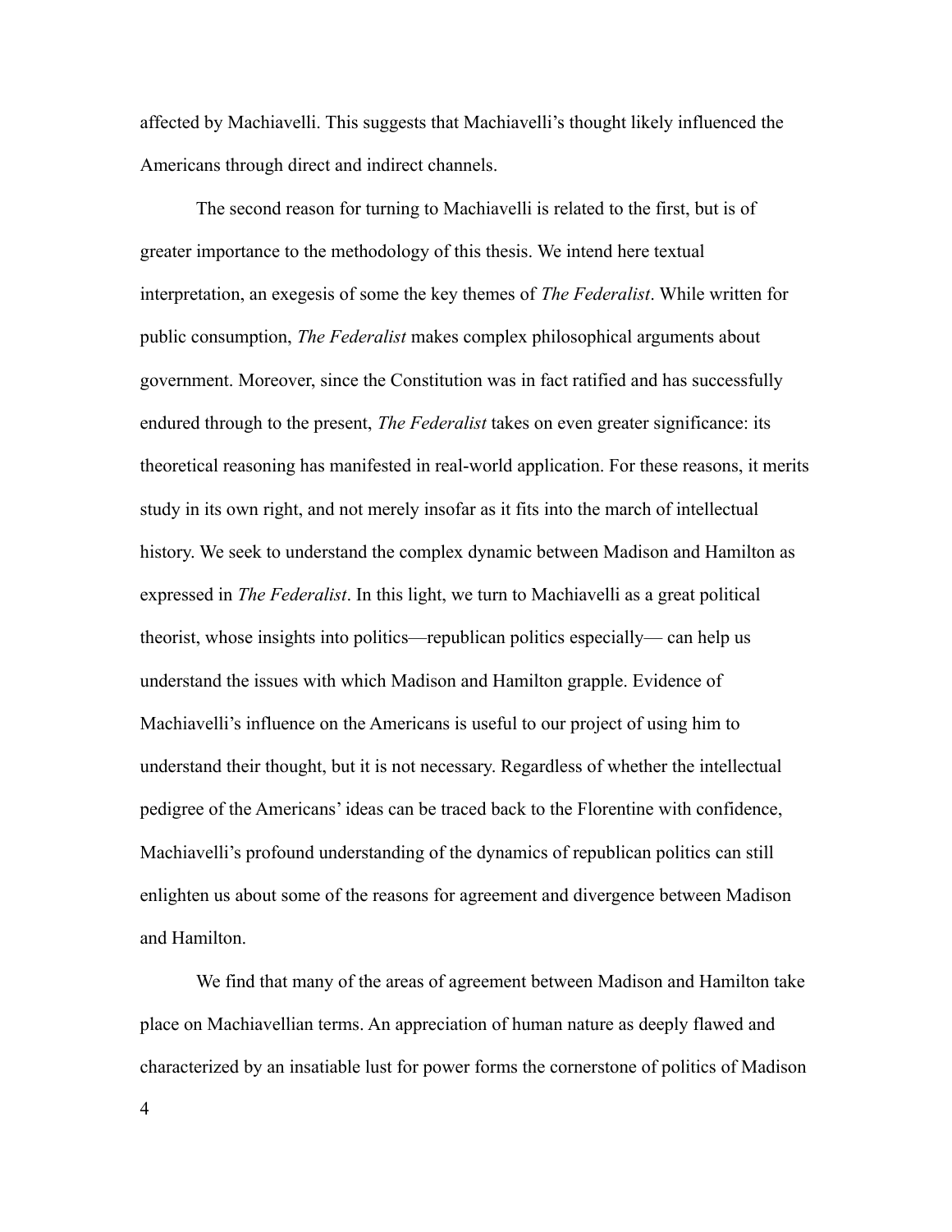affected by Machiavelli. This suggests that Machiavelli's thought likely influenced the Americans through direct and indirect channels.

The second reason for turning to Machiavelli is related to the first, but is of greater importance to the methodology of this thesis. We intend here textual interpretation, an exegesis of some the key themes of *The Federalist*. While written for public consumption, *The Federalist* makes complex philosophical arguments about government. Moreover, since the Constitution was in fact ratified and has successfully endured through to the present, *The Federalist* takes on even greater significance: its theoretical reasoning has manifested in real-world application. For these reasons, it merits study in its own right, and not merely insofar as it fits into the march of intellectual history. We seek to understand the complex dynamic between Madison and Hamilton as expressed in *The Federalist*. In this light, we turn to Machiavelli as a great political theorist, whose insights into politics—republican politics especially— can help us understand the issues with which Madison and Hamilton grapple. Evidence of Machiavelli's influence on the Americans is useful to our project of using him to understand their thought, but it is not necessary. Regardless of whether the intellectual pedigree of the Americans' ideas can be traced back to the Florentine with confidence, Machiavelli's profound understanding of the dynamics of republican politics can still enlighten us about some of the reasons for agreement and divergence between Madison and Hamilton.

We find that many of the areas of agreement between Madison and Hamilton take place on Machiavellian terms. An appreciation of human nature as deeply flawed and characterized by an insatiable lust for power forms the cornerstone of politics of Madison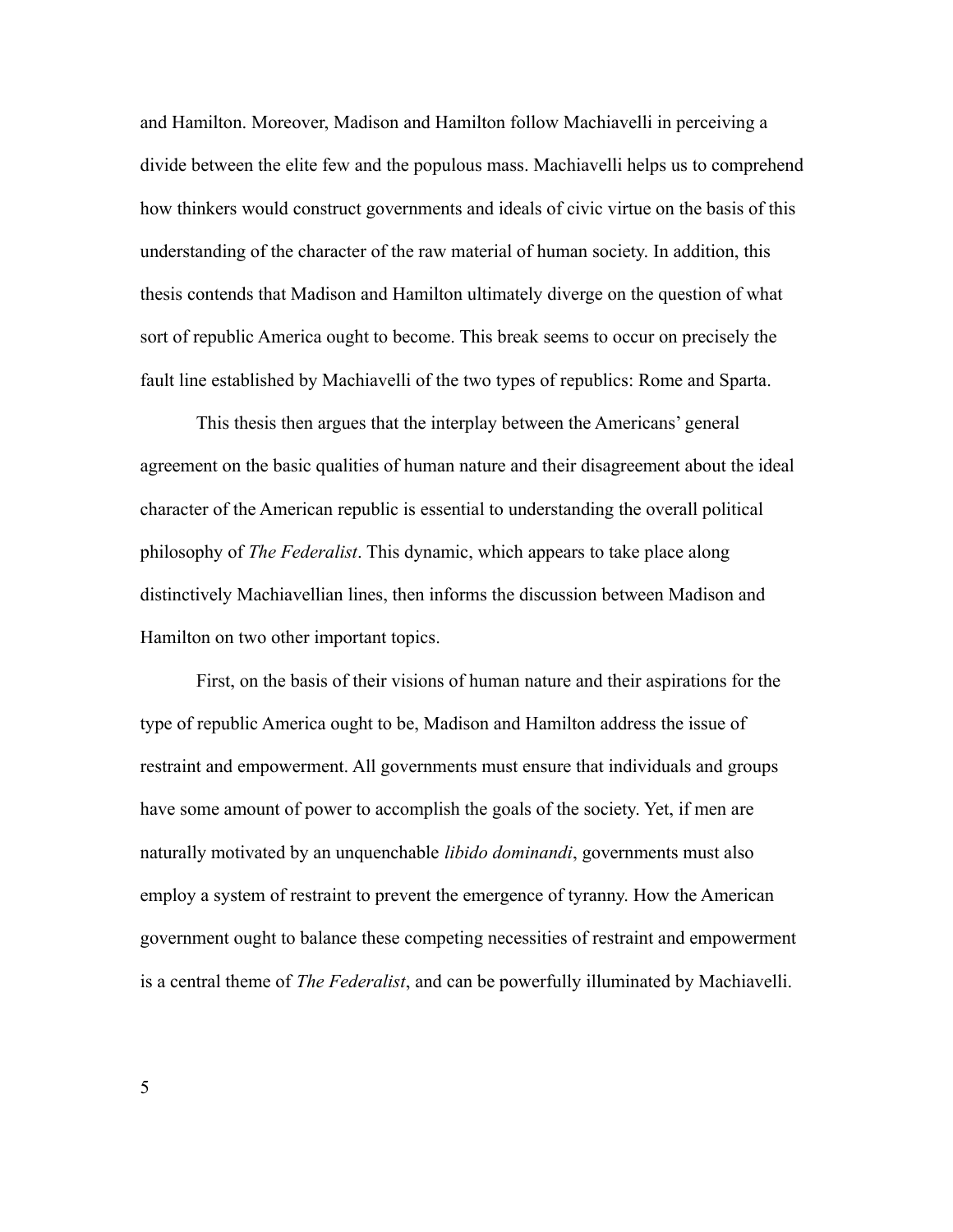and Hamilton. Moreover, Madison and Hamilton follow Machiavelli in perceiving a divide between the elite few and the populous mass. Machiavelli helps us to comprehend how thinkers would construct governments and ideals of civic virtue on the basis of this understanding of the character of the raw material of human society. In addition, this thesis contends that Madison and Hamilton ultimately diverge on the question of what sort of republic America ought to become. This break seems to occur on precisely the fault line established by Machiavelli of the two types of republics: Rome and Sparta.

This thesis then argues that the interplay between the Americans' general agreement on the basic qualities of human nature and their disagreement about the ideal character of the American republic is essential to understanding the overall political philosophy of *The Federalist*. This dynamic, which appears to take place along distinctively Machiavellian lines, then informs the discussion between Madison and Hamilton on two other important topics.

First, on the basis of their visions of human nature and their aspirations for the type of republic America ought to be, Madison and Hamilton address the issue of restraint and empowerment. All governments must ensure that individuals and groups have some amount of power to accomplish the goals of the society. Yet, if men are naturally motivated by an unquenchable *libido dominandi*, governments must also employ a system of restraint to prevent the emergence of tyranny. How the American government ought to balance these competing necessities of restraint and empowerment is a central theme of *The Federalist*, and can be powerfully illuminated by Machiavelli.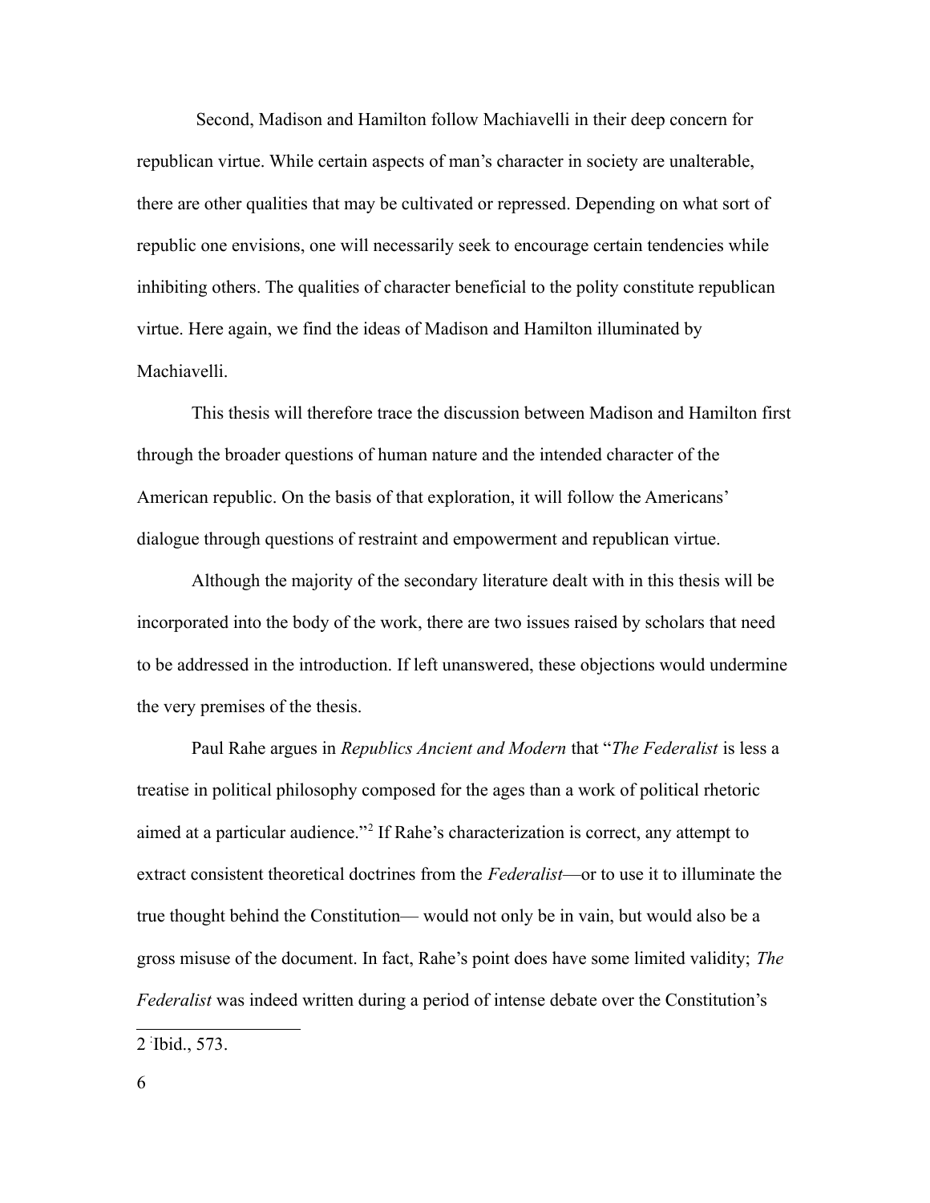Second, Madison and Hamilton follow Machiavelli in their deep concern for republican virtue. While certain aspects of man's character in society are unalterable, there are other qualities that may be cultivated or repressed. Depending on what sort of republic one envisions, one will necessarily seek to encourage certain tendencies while inhibiting others. The qualities of character beneficial to the polity constitute republican virtue. Here again, we find the ideas of Madison and Hamilton illuminated by Machiavelli.

This thesis will therefore trace the discussion between Madison and Hamilton first through the broader questions of human nature and the intended character of the American republic. On the basis of that exploration, it will follow the Americans' dialogue through questions of restraint and empowerment and republican virtue.

Although the majority of the secondary literature dealt with in this thesis will be incorporated into the body of the work, there are two issues raised by scholars that need to be addressed in the introduction. If left unanswered, these objections would undermine the very premises of the thesis.

Paul Rahe argues in *Republics Ancient and Modern* that "*The Federalist* is less a treatise in political philosophy composed for the ages than a work of political rhetoric aimed at a particular audience."[2] If Rahe's characterization is correct, any attempt to extract consistent theoretical doctrines from the *Federalist*—or to use it to illuminate the true thought behind the Constitution— would not only be in vain, but would also be a gross misuse of the document. In fact, Rahe's point does have some limited validity; *The Federalist* was indeed written during a period of intense debate over the Constitution's

---

2 Ibid., 573.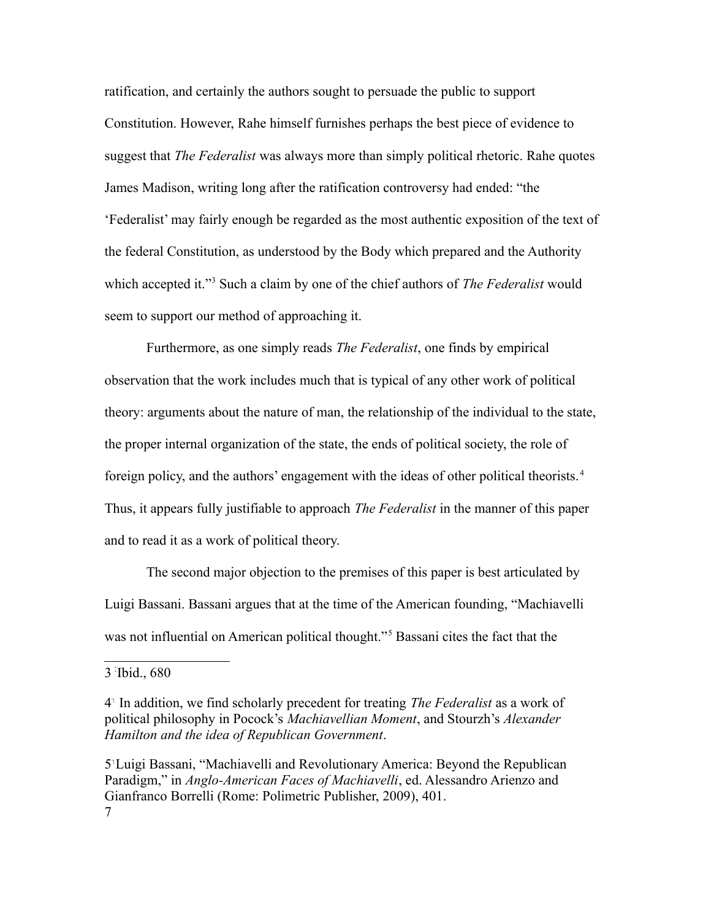ratification, and certainly the authors sought to persuade the public to support Constitution. However, Rahe himself furnishes perhaps the best piece of evidence to suggest that *The Federalist* was always more than simply political rhetoric. Rahe quotes James Madison, writing long after the ratification controversy had ended: "the 'Federalist' may fairly enough be regarded as the most authentic exposition of the text of the federal Constitution, as understood by the Body which prepared and the Authority which accepted it."[3] Such a claim by one of the chief authors of *The Federalist* would seem to support our method of approaching it.

Furthermore, as one simply reads *The Federalist*, one finds by empirical observation that the work includes much that is typical of any other work of political theory: arguments about the nature of man, the relationship of the individual to the state, the proper internal organization of the state, the ends of political society, the role of foreign policy, and the authors' engagement with the ideas of other political theorists.[4] Thus, it appears fully justifiable to approach *The Federalist* in the manner of this paper and to read it as a work of political theory.

The second major objection to the premises of this paper is best articulated by Luigi Bassani. Bassani argues that at the time of the American founding, "Machiavelli was not influential on American political thought."[5] Bassani cites the fact that the

---

3 Ibid., 680

4 In addition, we find scholarly precedent for treating *The Federalist* as a work of political philosophy in Pocock's *Machiavellian Moment*, and Stourzh's *Alexander Hamilton and the idea of Republican Government*.

5 Luigi Bassani, "Machiavelli and Revolutionary America: Beyond the Republican Paradigm," in *Anglo-American Faces of Machiavelli*, ed. Alessandro Arienzo and Gianfranco Borrelli (Rome: Polimetric Publisher, 2009), 401.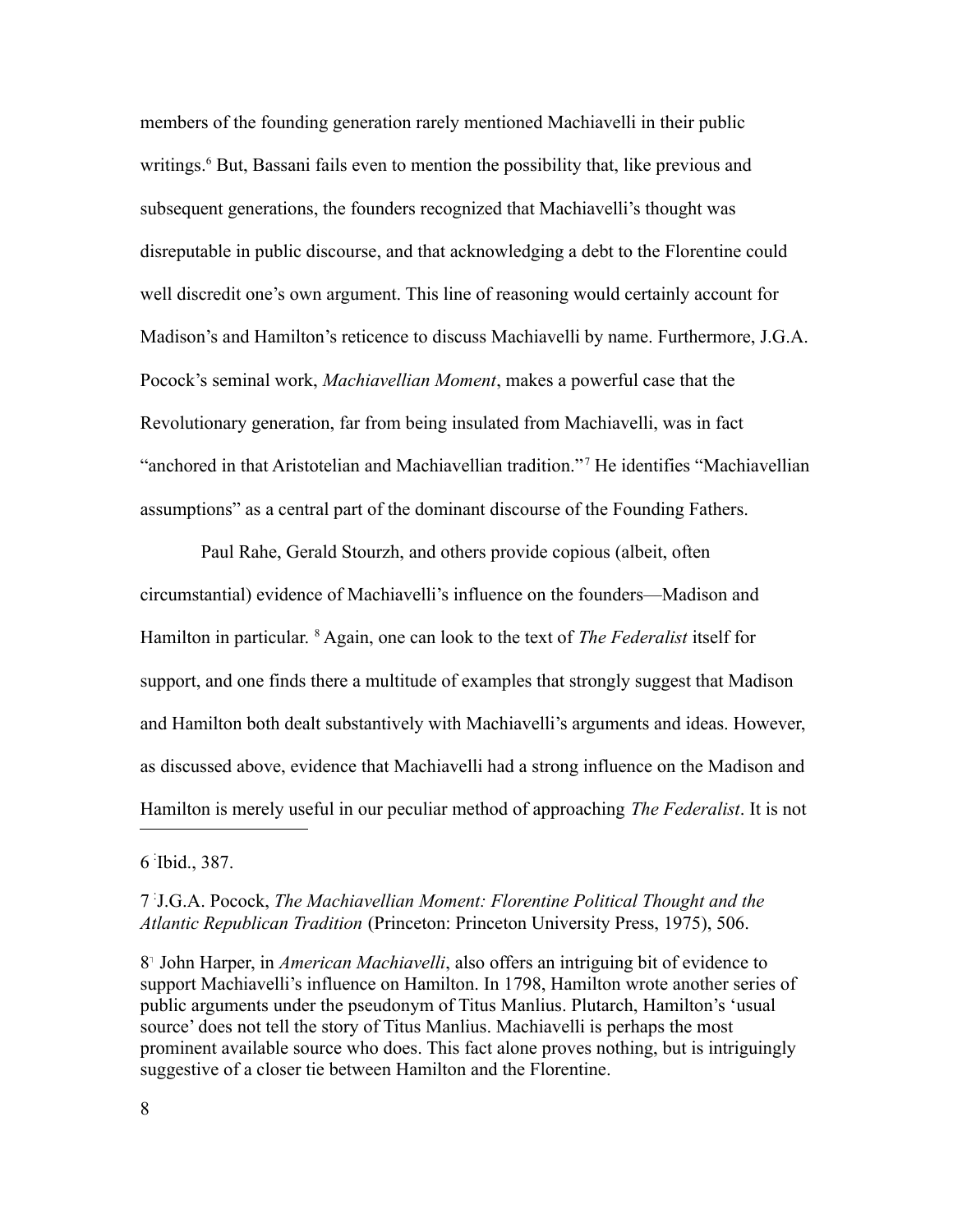members of the founding generation rarely mentioned Machiavelli in their public writings.[6] But, Bassani fails even to mention the possibility that, like previous and subsequent generations, the founders recognized that Machiavelli's thought was disreputable in public discourse, and that acknowledging a debt to the Florentine could well discredit one's own argument. This line of reasoning would certainly account for Madison's and Hamilton's reticence to discuss Machiavelli by name. Furthermore, J.G.A. Pocock's seminal work, *Machiavellian Moment*, makes a powerful case that the Revolutionary generation, far from being insulated from Machiavelli, was in fact "anchored in that Aristotelian and Machiavellian tradition."[7] He identifies "Machiavellian assumptions" as a central part of the dominant discourse of the Founding Fathers.

Paul Rahe, Gerald Stourzh, and others provide copious (albeit, often circumstantial) evidence of Machiavelli's influence on the founders—Madison and Hamilton in particular. [8] Again, one can look to the text of *The Federalist* itself for support, and one finds there a multitude of examples that strongly suggest that Madison and Hamilton both dealt substantively with Machiavelli's arguments and ideas. However, as discussed above, evidence that Machiavelli had a strong influence on the Madison and Hamilton is merely useful in our peculiar method of approaching *The Federalist*. It is not

---

6 Ibid., 387.

7 J.G.A. Pocock, *The Machiavellian Moment: Florentine Political Thought and the Atlantic Republican Tradition* (Princeton: Princeton University Press, 1975), 506.

8 John Harper, in *American Machiavelli*, also offers an intriguing bit of evidence to support Machiavelli's influence on Hamilton. In 1798, Hamilton wrote another series of public arguments under the pseudonym of Titus Manlius. Plutarch, Hamilton's 'usual source' does not tell the story of Titus Manlius. Machiavelli is perhaps the most prominent available source who does. This fact alone proves nothing, but is intriguingly suggestive of a closer tie between Hamilton and the Florentine.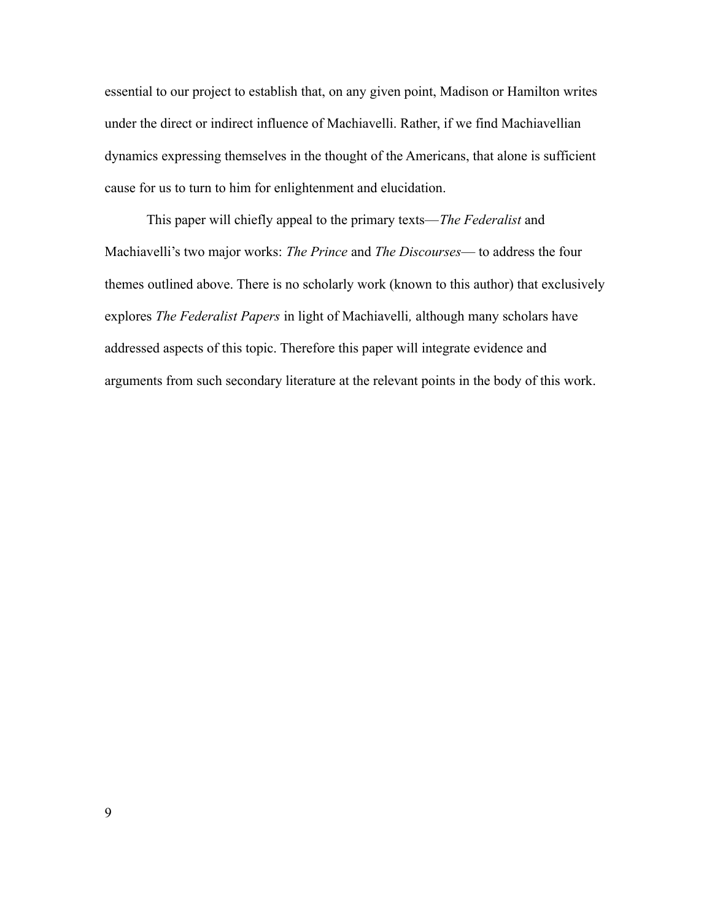essential to our project to establish that, on any given point, Madison or Hamilton writes under the direct or indirect influence of Machiavelli. Rather, if we find Machiavellian dynamics expressing themselves in the thought of the Americans, that alone is sufficient cause for us to turn to him for enlightenment and elucidation.

This paper will chiefly appeal to the primary texts—*The Federalist* and Machiavelli's two major works: *The Prince* and *The Discourses*— to address the four themes outlined above. There is no scholarly work (known to this author) that exclusively explores *The Federalist Papers* in light of Machiavelli*,* although many scholars have addressed aspects of this topic. Therefore this paper will integrate evidence and arguments from such secondary literature at the relevant points in the body of this work.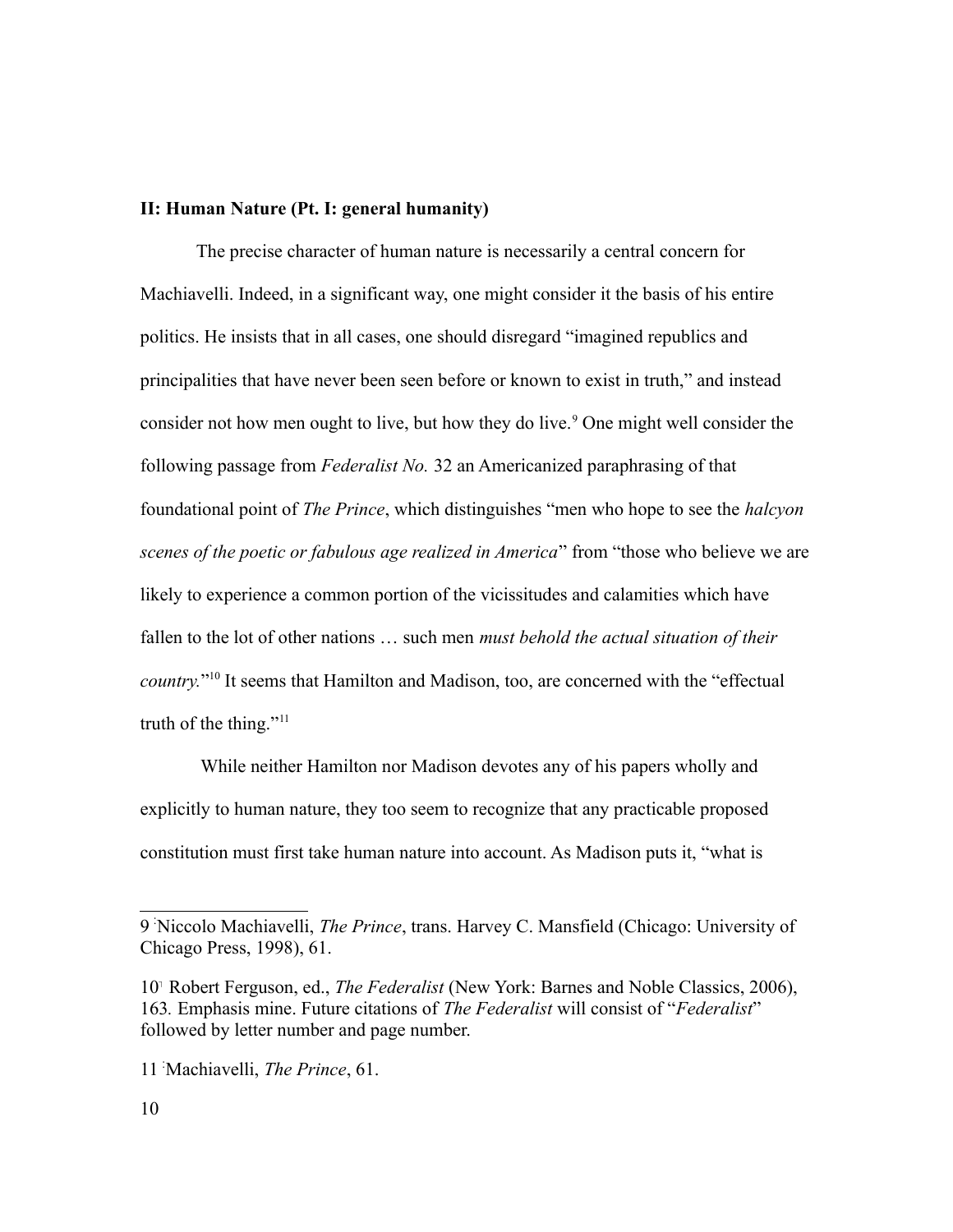**II: Human Nature (Pt. I: general humanity)**

The precise character of human nature is necessarily a central concern for Machiavelli. Indeed, in a significant way, one might consider it the basis of his entire politics. He insists that in all cases, one should disregard "imagined republics and principalities that have never been seen before or known to exist in truth," and instead consider not how men ought to live, but how they do live.[9] One might well consider the following passage from *Federalist No.* 32 an Americanized paraphrasing of that foundational point of *The Prince*, which distinguishes "men who hope to see the *halcyon scenes of the poetic or fabulous age realized in America*" from "those who believe we are likely to experience a common portion of the vicissitudes and calamities which have fallen to the lot of other nations … such men *must behold the actual situation of their country.*"[10] It seems that Hamilton and Madison, too, are concerned with the "effectual truth of the thing."[11]

While neither Hamilton nor Madison devotes any of his papers wholly and explicitly to human nature, they too seem to recognize that any practicable proposed constitution must first take human nature into account. As Madison puts it, "what is

---

9 Niccolo Machiavelli, *The Prince*, trans. Harvey C. Mansfield (Chicago: University of Chicago Press, 1998), 61.

10 Robert Ferguson, ed., *The Federalist* (New York: Barnes and Noble Classics, 2006), 163. Emphasis mine. Future citations of *The Federalist* will consist of "*Federalist*" followed by letter number and page number.

11 Machiavelli, *The Prince*, 61.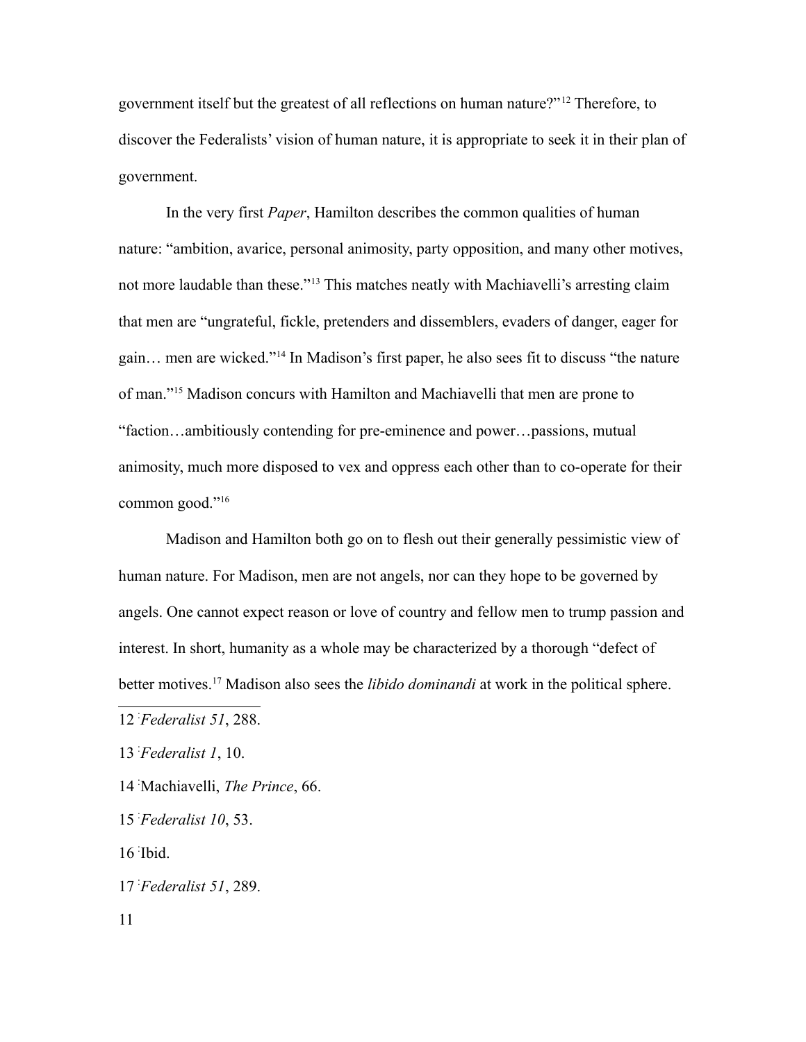government itself but the greatest of all reflections on human nature?"[12] Therefore, to discover the Federalists' vision of human nature, it is appropriate to seek it in their plan of government.

In the very first *Paper*, Hamilton describes the common qualities of human nature: "ambition, avarice, personal animosity, party opposition, and many other motives, not more laudable than these."[13] This matches neatly with Machiavelli's arresting claim that men are "ungrateful, fickle, pretenders and dissemblers, evaders of danger, eager for gain… men are wicked."[14] In Madison's first paper, he also sees fit to discuss "the nature of man."[15] Madison concurs with Hamilton and Machiavelli that men are prone to "faction…ambitiously contending for pre-eminence and power…passions, mutual animosity, much more disposed to vex and oppress each other than to co-operate for their common good."[16]

Madison and Hamilton both go on to flesh out their generally pessimistic view of human nature. For Madison, men are not angels, nor can they hope to be governed by angels. One cannot expect reason or love of country and fellow men to trump passion and interest. In short, humanity as a whole may be characterized by a thorough "defect of better motives.[17] Madison also sees the *libido dominandi* at work in the political sphere.

---

12 *Federalist 51*, 288.

13 *Federalist 1*, 10.

14 Machiavelli, *The Prince*, 66.

15 *Federalist 10*, 53.

16 Ibid.

17 *Federalist 51*, 289.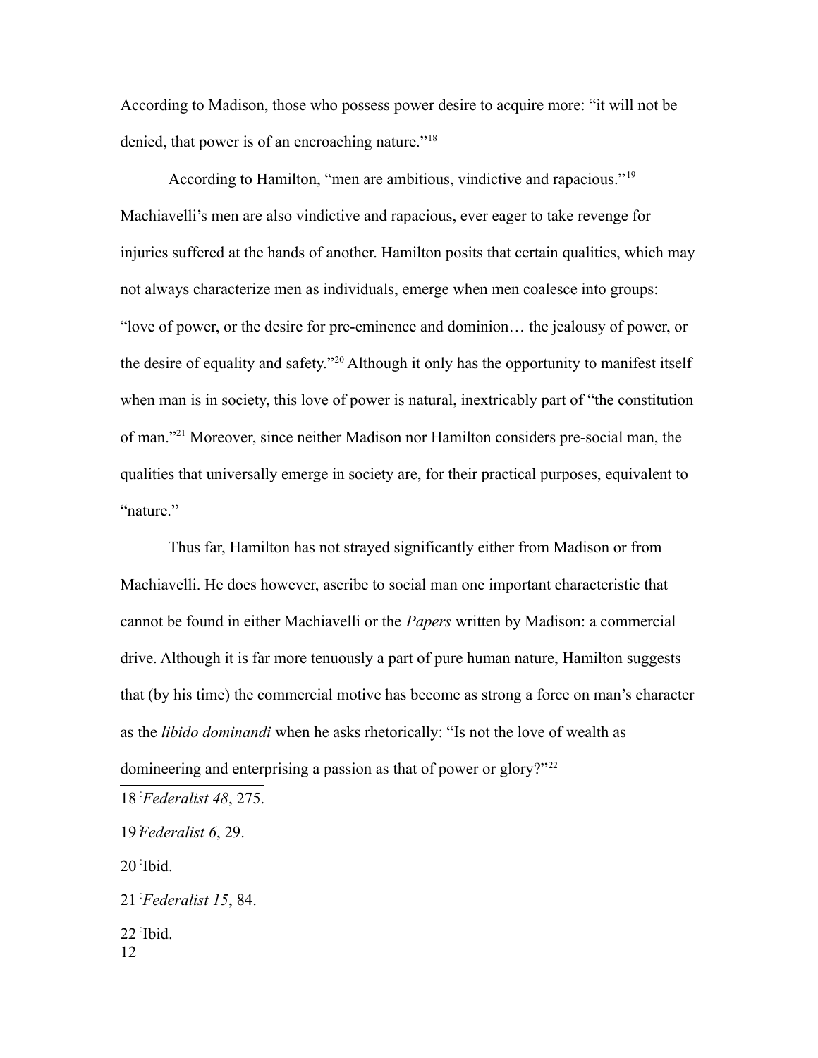According to Madison, those who possess power desire to acquire more: "it will not be denied, that power is of an encroaching nature."[18]

According to Hamilton, "men are ambitious, vindictive and rapacious."[19] Machiavelli's men are also vindictive and rapacious, ever eager to take revenge for injuries suffered at the hands of another. Hamilton posits that certain qualities, which may not always characterize men as individuals, emerge when men coalesce into groups: "love of power, or the desire for pre-eminence and dominion… the jealousy of power, or the desire of equality and safety."[20] Although it only has the opportunity to manifest itself when man is in society, this love of power is natural, inextricably part of "the constitution of man."[21] Moreover, since neither Madison nor Hamilton considers pre-social man, the qualities that universally emerge in society are, for their practical purposes, equivalent to "nature."

Thus far, Hamilton has not strayed significantly either from Madison or from Machiavelli. He does however, ascribe to social man one important characteristic that cannot be found in either Machiavelli or the *Papers* written by Madison: a commercial drive. Although it is far more tenuously a part of pure human nature, Hamilton suggests that (by his time) the commercial motive has become as strong a force on man's character as the *libido dominandi* when he asks rhetorically: "Is not the love of wealth as domineering and enterprising a passion as that of power or glory?"[22]

---

18 *Federalist 48*, 275.

19 *Federalist 6*, 29.

20 Ibid.

21 *Federalist 15*, 84.

22 Ibid.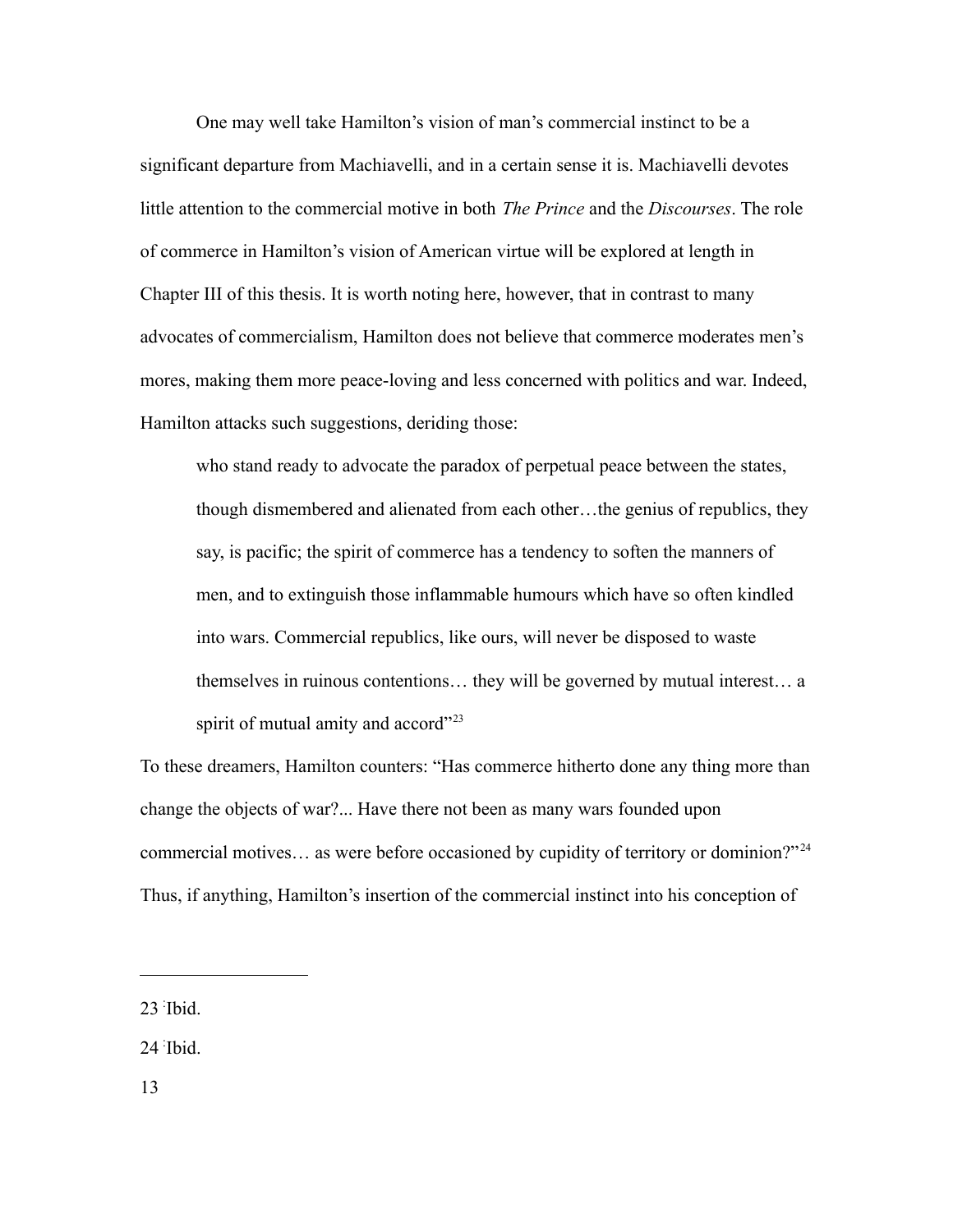One may well take Hamilton's vision of man's commercial instinct to be a significant departure from Machiavelli, and in a certain sense it is. Machiavelli devotes little attention to the commercial motive in both *The Prince* and the *Discourses*. The role of commerce in Hamilton's vision of American virtue will be explored at length in Chapter III of this thesis. It is worth noting here, however, that in contrast to many advocates of commercialism, Hamilton does not believe that commerce moderates men's mores, making them more peace-loving and less concerned with politics and war. Indeed, Hamilton attacks such suggestions, deriding those:

> who stand ready to advocate the paradox of perpetual peace between the states, though dismembered and alienated from each other…the genius of republics, they say, is pacific; the spirit of commerce has a tendency to soften the manners of men, and to extinguish those inflammable humours which have so often kindled into wars. Commercial republics, like ours, will never be disposed to waste themselves in ruinous contentions… they will be governed by mutual interest… a spirit of mutual amity and accord"[23]

To these dreamers, Hamilton counters: "Has commerce hitherto done any thing more than change the objects of war?... Have there not been as many wars founded upon commercial motives… as were before occasioned by cupidity of territory or dominion?"[24] Thus, if anything, Hamilton's insertion of the commercial instinct into his conception of

---

23 Ibid.

24 Ibid.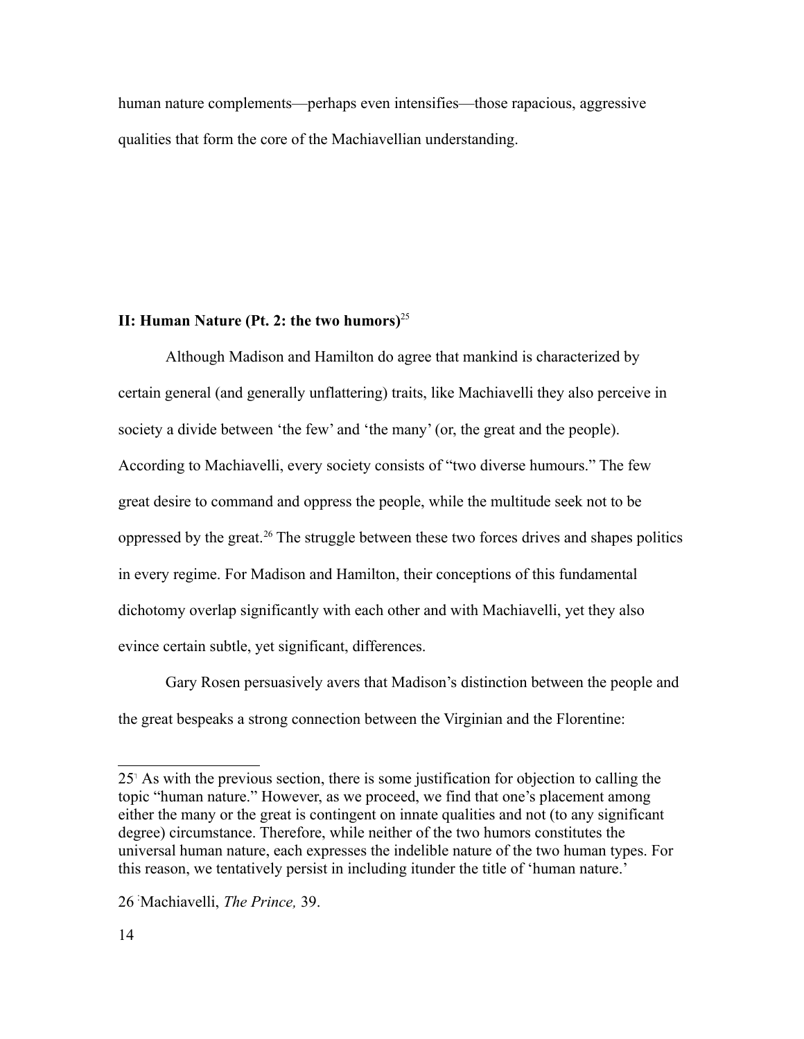human nature complements—perhaps even intensifies—those rapacious, aggressive qualities that form the core of the Machiavellian understanding.

## II: Human Nature (Pt. 2: the two humors)[25]

Although Madison and Hamilton do agree that mankind is characterized by certain general (and generally unflattering) traits, like Machiavelli they also perceive in society a divide between 'the few' and 'the many' (or, the great and the people). According to Machiavelli, every society consists of "two diverse humours." The few great desire to command and oppress the people, while the multitude seek not to be oppressed by the great.[26] The struggle between these two forces drives and shapes politics in every regime. For Madison and Hamilton, their conceptions of this fundamental dichotomy overlap significantly with each other and with Machiavelli, yet they also evince certain subtle, yet significant, differences.

Gary Rosen persuasively avers that Madison's distinction between the people and the great bespeaks a strong connection between the Virginian and the Florentine:

---

25 As with the previous section, there is some justification for objection to calling the topic "human nature." However, as we proceed, we find that one's placement among either the many or the great is contingent on innate qualities and not (to any significant degree) circumstance. Therefore, while neither of the two humors constitutes the universal human nature, each expresses the indelible nature of the two human types. For this reason, we tentatively persist in including itunder the title of 'human nature.'

26 Machiavelli, *The Prince,* 39.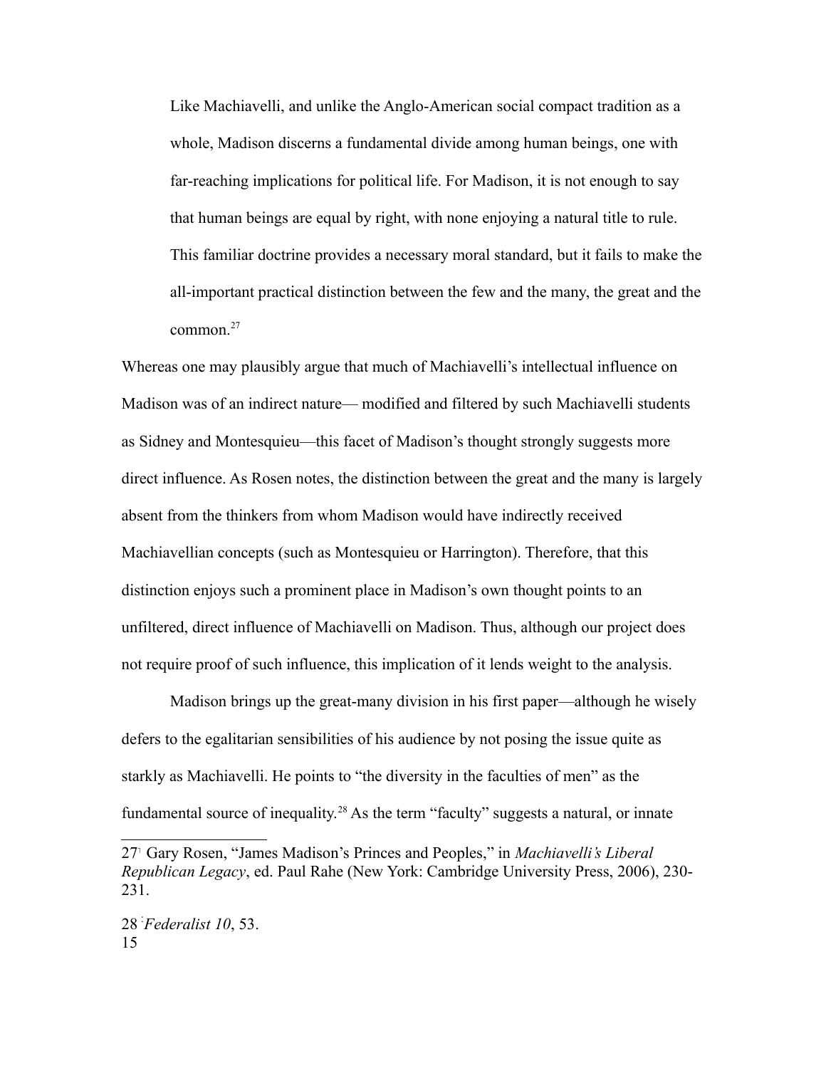> Like Machiavelli, and unlike the Anglo-American social compact tradition as a whole, Madison discerns a fundamental divide among human beings, one with far-reaching implications for political life. For Madison, it is not enough to say that human beings are equal by right, with none enjoying a natural title to rule. This familiar doctrine provides a necessary moral standard, but it fails to make the all-important practical distinction between the few and the many, the great and the common.[27]

Whereas one may plausibly argue that much of Machiavelli's intellectual influence on Madison was of an indirect nature— modified and filtered by such Machiavelli students as Sidney and Montesquieu—this facet of Madison's thought strongly suggests more direct influence. As Rosen notes, the distinction between the great and the many is largely absent from the thinkers from whom Madison would have indirectly received Machiavellian concepts (such as Montesquieu or Harrington). Therefore, that this distinction enjoys such a prominent place in Madison's own thought points to an unfiltered, direct influence of Machiavelli on Madison. Thus, although our project does not require proof of such influence, this implication of it lends weight to the analysis.

Madison brings up the great-many division in his first paper—although he wisely defers to the egalitarian sensibilities of his audience by not posing the issue quite as starkly as Machiavelli. He points to "the diversity in the faculties of men" as the fundamental source of inequality.[28] As the term "faculty" suggests a natural, or innate

---

27 Gary Rosen, "James Madison's Princes and Peoples," in *Machiavelli's Liberal Republican Legacy*, ed. Paul Rahe (New York: Cambridge University Press, 2006), 230-231.

28 *Federalist 10*, 53.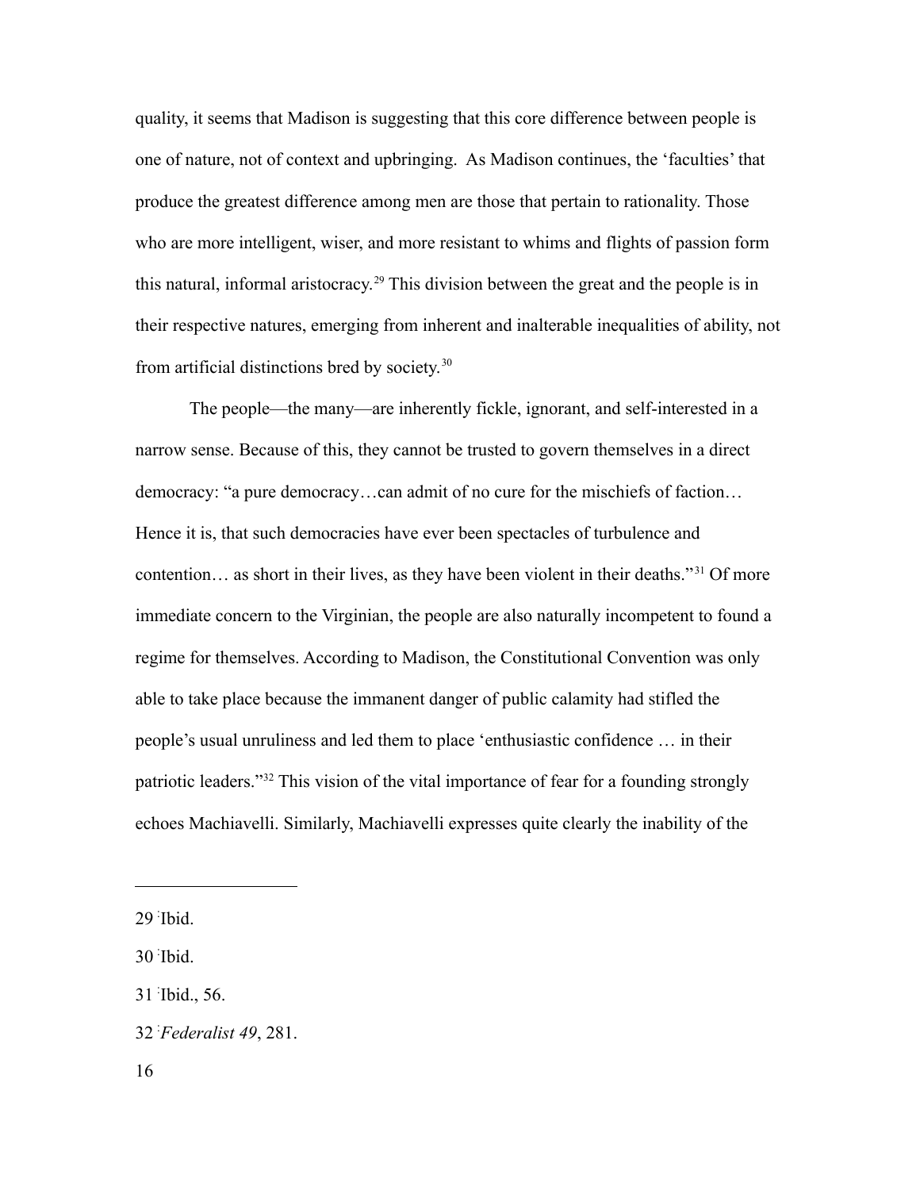quality, it seems that Madison is suggesting that this core difference between people is one of nature, not of context and upbringing. As Madison continues, the 'faculties' that produce the greatest difference among men are those that pertain to rationality. Those who are more intelligent, wiser, and more resistant to whims and flights of passion form this natural, informal aristocracy.[29] This division between the great and the people is in their respective natures, emerging from inherent and inalterable inequalities of ability, not from artificial distinctions bred by society.[30]

The people—the many—are inherently fickle, ignorant, and self-interested in a narrow sense. Because of this, they cannot be trusted to govern themselves in a direct democracy: "a pure democracy…can admit of no cure for the mischiefs of faction… Hence it is, that such democracies have ever been spectacles of turbulence and contention… as short in their lives, as they have been violent in their deaths."[31] Of more immediate concern to the Virginian, the people are also naturally incompetent to found a regime for themselves. According to Madison, the Constitutional Convention was only able to take place because the immanent danger of public calamity had stifled the people's usual unruliness and led them to place 'enthusiastic confidence … in their patriotic leaders."[32] This vision of the vital importance of fear for a founding strongly echoes Machiavelli. Similarly, Machiavelli expresses quite clearly the inability of the

---

29 Ibid.

30 Ibid.

31 Ibid., 56.

32 *Federalist 49*, 281.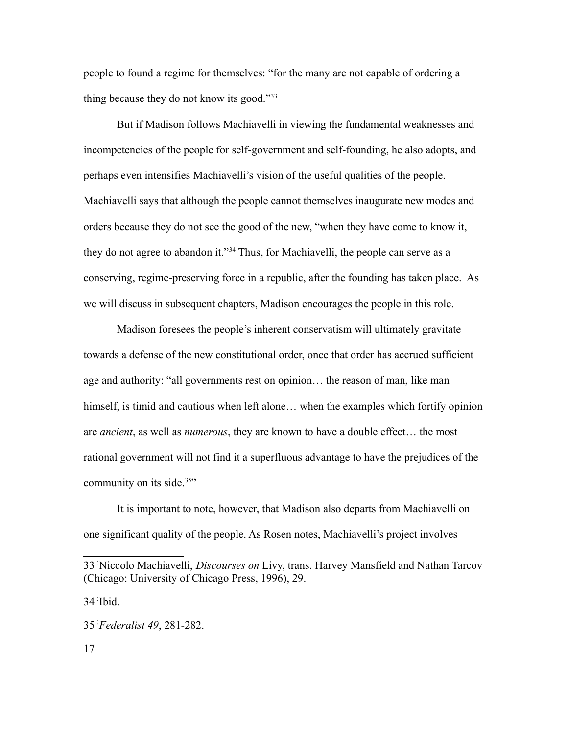people to found a regime for themselves: "for the many are not capable of ordering a thing because they do not know its good."[33]

But if Madison follows Machiavelli in viewing the fundamental weaknesses and incompetencies of the people for self-government and self-founding, he also adopts, and perhaps even intensifies Machiavelli's vision of the useful qualities of the people. Machiavelli says that although the people cannot themselves inaugurate new modes and orders because they do not see the good of the new, "when they have come to know it, they do not agree to abandon it."[34] Thus, for Machiavelli, the people can serve as a conserving, regime-preserving force in a republic, after the founding has taken place. As we will discuss in subsequent chapters, Madison encourages the people in this role.

Madison foresees the people's inherent conservatism will ultimately gravitate towards a defense of the new constitutional order, once that order has accrued sufficient age and authority: "all governments rest on opinion… the reason of man, like man himself, is timid and cautious when left alone… when the examples which fortify opinion are *ancient*, as well as *numerous*, they are known to have a double effect… the most rational government will not find it a superfluous advantage to have the prejudices of the community on its side.[35]"

It is important to note, however, that Madison also departs from Machiavelli on one significant quality of the people. As Rosen notes, Machiavelli's project involves

---

33 Niccolo Machiavelli, *Discourses on* Livy, trans. Harvey Mansfield and Nathan Tarcov (Chicago: University of Chicago Press, 1996), 29.

34 Ibid.

35 *Federalist 49*, 281-282.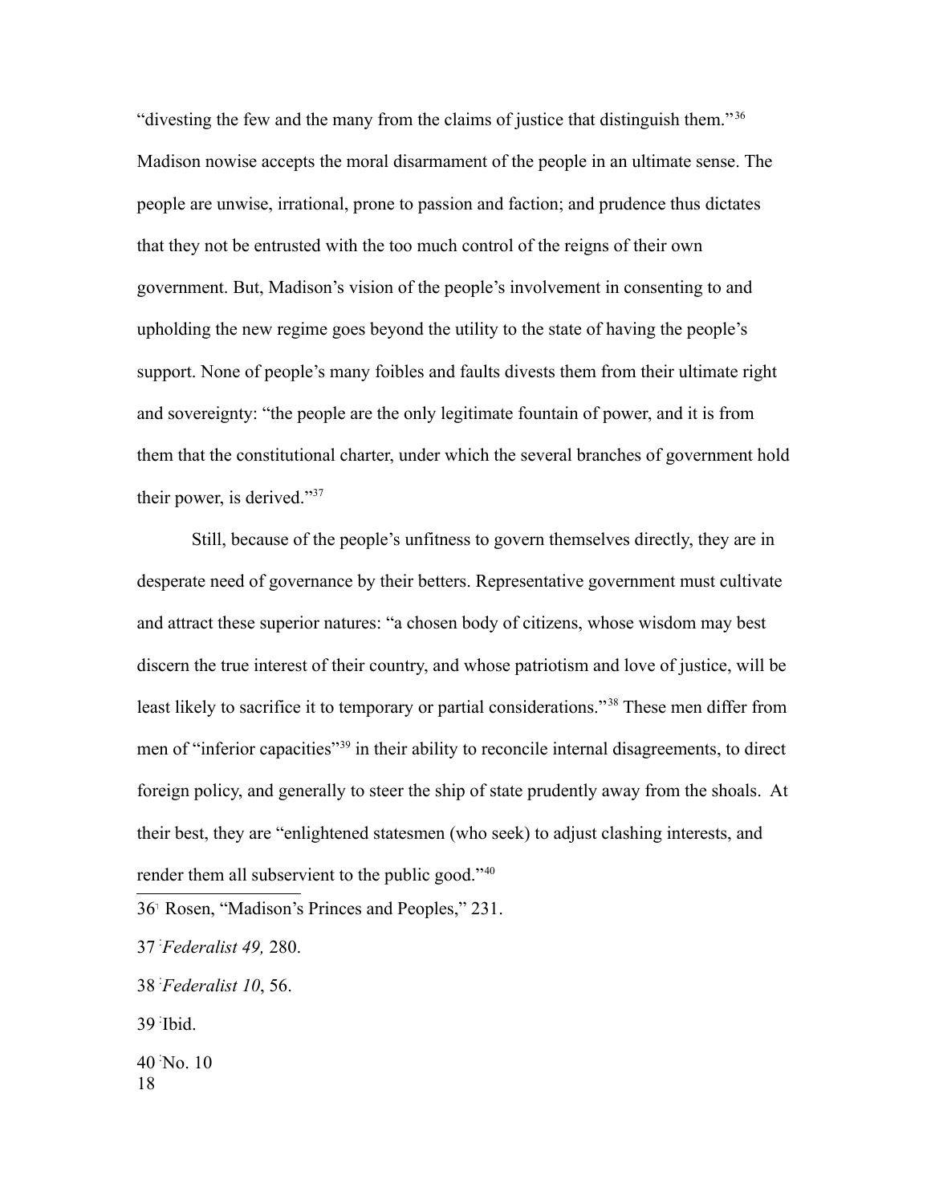"divesting the few and the many from the claims of justice that distinguish them."[36] Madison nowise accepts the moral disarmament of the people in an ultimate sense. The people are unwise, irrational, prone to passion and faction; and prudence thus dictates that they not be entrusted with the too much control of the reigns of their own government. But, Madison's vision of the people's involvement in consenting to and upholding the new regime goes beyond the utility to the state of having the people's support. None of people's many foibles and faults divests them from their ultimate right and sovereignty: "the people are the only legitimate fountain of power, and it is from them that the constitutional charter, under which the several branches of government hold their power, is derived."[37]

Still, because of the people's unfitness to govern themselves directly, they are in desperate need of governance by their betters. Representative government must cultivate and attract these superior natures: "a chosen body of citizens, whose wisdom may best discern the true interest of their country, and whose patriotism and love of justice, will be least likely to sacrifice it to temporary or partial considerations."[38] These men differ from men of "inferior capacities"[39] in their ability to reconcile internal disagreements, to direct foreign policy, and generally to steer the ship of state prudently away from the shoals. At their best, they are "enlightened statesmen (who seek) to adjust clashing interests, and render them all subservient to the public good."[40]

---

36 Rosen, "Madison's Princes and Peoples," 231.

37 *Federalist 49,* 280.

38 *Federalist 10*, 56.

39 Ibid.

40 No. 10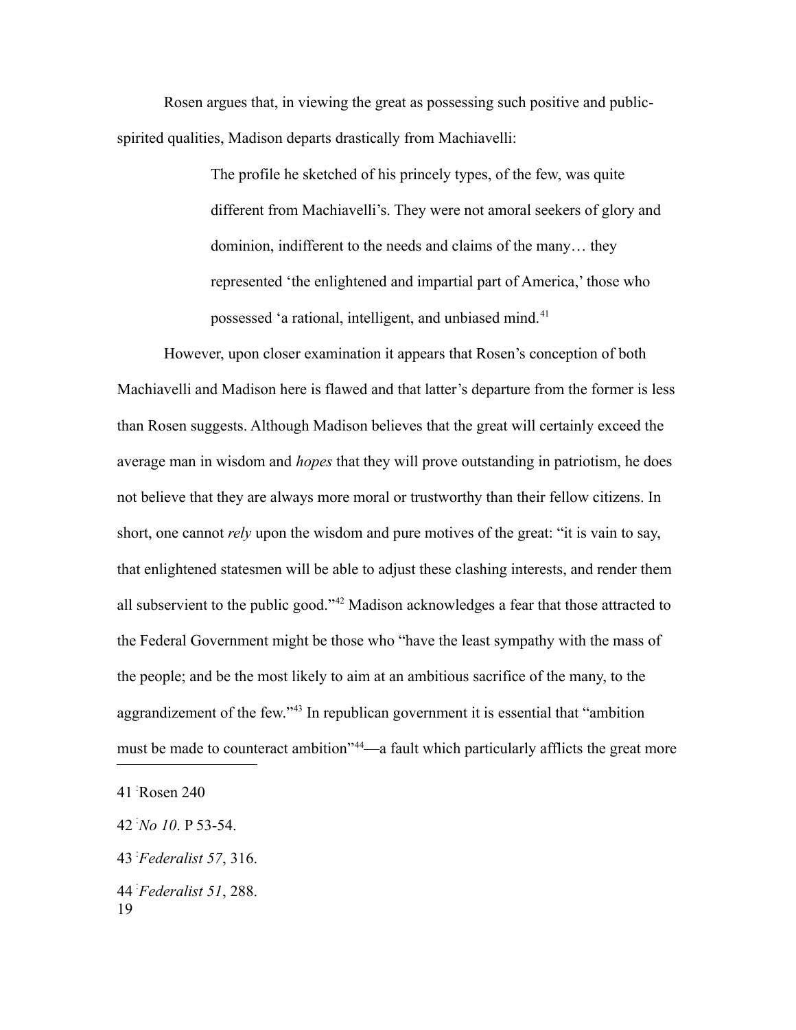Rosen argues that, in viewing the great as possessing such positive and public-spirited qualities, Madison departs drastically from Machiavelli:

> The profile he sketched of his princely types, of the few, was quite different from Machiavelli's. They were not amoral seekers of glory and dominion, indifferent to the needs and claims of the many… they represented 'the enlightened and impartial part of America,' those who possessed 'a rational, intelligent, and unbiased mind.[41]

However, upon closer examination it appears that Rosen's conception of both Machiavelli and Madison here is flawed and that latter's departure from the former is less than Rosen suggests. Although Madison believes that the great will certainly exceed the average man in wisdom and *hopes* that they will prove outstanding in patriotism, he does not believe that they are always more moral or trustworthy than their fellow citizens. In short, one cannot *rely* upon the wisdom and pure motives of the great: "it is vain to say, that enlightened statesmen will be able to adjust these clashing interests, and render them all subservient to the public good."[42] Madison acknowledges a fear that those attracted to the Federal Government might be those who "have the least sympathy with the mass of the people; and be the most likely to aim at an ambitious sacrifice of the many, to the aggrandizement of the few."[43] In republican government it is essential that "ambition must be made to counteract ambition"[44]—a fault which particularly afflicts the great more

---

41 Rosen 240

42 *No 10*. P 53-54.

43 *Federalist 57*, 316.

44 *Federalist 51*, 288.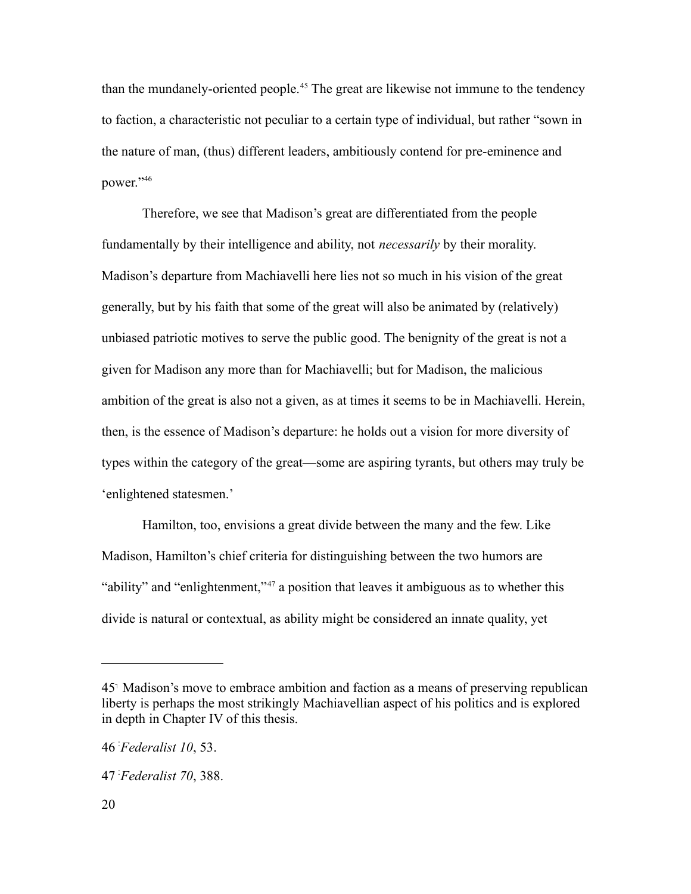than the mundanely-oriented people.[45] The great are likewise not immune to the tendency to faction, a characteristic not peculiar to a certain type of individual, but rather "sown in the nature of man, (thus) different leaders, ambitiously contend for pre-eminence and power."[46]

Therefore, we see that Madison's great are differentiated from the people fundamentally by their intelligence and ability, not *necessarily* by their morality. Madison's departure from Machiavelli here lies not so much in his vision of the great generally, but by his faith that some of the great will also be animated by (relatively) unbiased patriotic motives to serve the public good. The benignity of the great is not a given for Madison any more than for Machiavelli; but for Madison, the malicious ambition of the great is also not a given, as at times it seems to be in Machiavelli. Herein, then, is the essence of Madison's departure: he holds out a vision for more diversity of types within the category of the great—some are aspiring tyrants, but others may truly be 'enlightened statesmen.'

Hamilton, too, envisions a great divide between the many and the few. Like Madison, Hamilton's chief criteria for distinguishing between the two humors are "ability" and "enlightenment,"[47] a position that leaves it ambiguous as to whether this divide is natural or contextual, as ability might be considered an innate quality, yet

---

45 Madison's move to embrace ambition and faction as a means of preserving republican liberty is perhaps the most strikingly Machiavellian aspect of his politics and is explored in depth in Chapter IV of this thesis.

46 *Federalist 10*, 53.

47 *Federalist 70*, 388.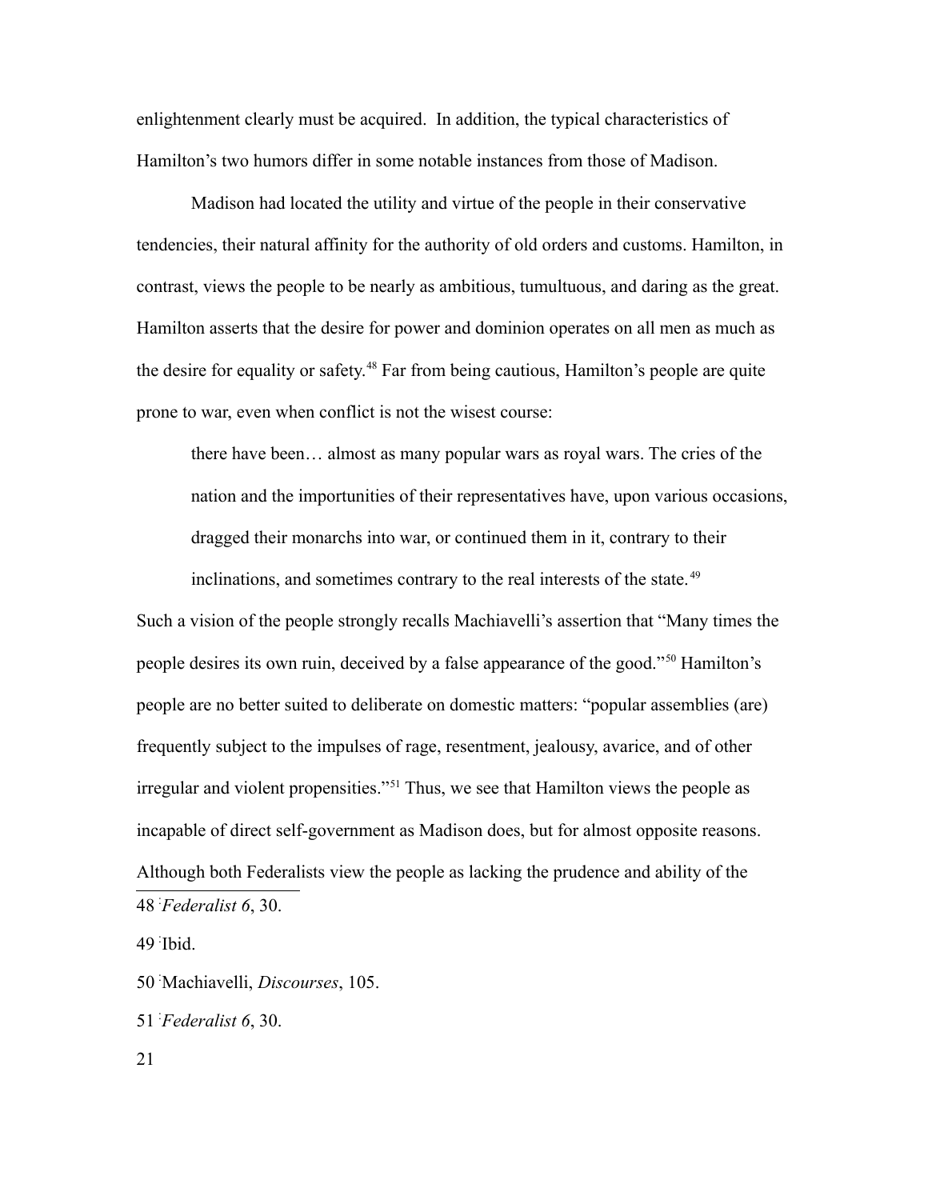enlightenment clearly must be acquired. In addition, the typical characteristics of Hamilton's two humors differ in some notable instances from those of Madison.

Madison had located the utility and virtue of the people in their conservative tendencies, their natural affinity for the authority of old orders and customs. Hamilton, in contrast, views the people to be nearly as ambitious, tumultuous, and daring as the great. Hamilton asserts that the desire for power and dominion operates on all men as much as the desire for equality or safety.[48] Far from being cautious, Hamilton's people are quite prone to war, even when conflict is not the wisest course:

> there have been… almost as many popular wars as royal wars. The cries of the nation and the importunities of their representatives have, upon various occasions, dragged their monarchs into war, or continued them in it, contrary to their inclinations, and sometimes contrary to the real interests of the state.[49]

Such a vision of the people strongly recalls Machiavelli's assertion that "Many times the people desires its own ruin, deceived by a false appearance of the good."[50] Hamilton's people are no better suited to deliberate on domestic matters: "popular assemblies (are) frequently subject to the impulses of rage, resentment, jealousy, avarice, and of other irregular and violent propensities."[51] Thus, we see that Hamilton views the people as incapable of direct self-government as Madison does, but for almost opposite reasons. Although both Federalists view the people as lacking the prudence and ability of the

---

48 *Federalist 6*, 30.

49 Ibid.

50 Machiavelli, *Discourses*, 105.

51 *Federalist 6*, 30.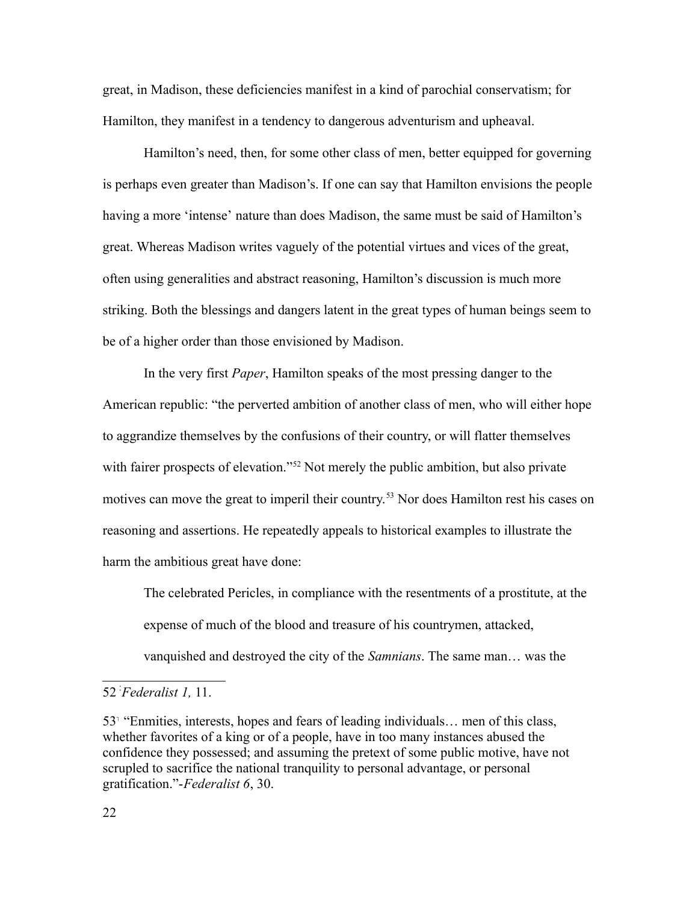great, in Madison, these deficiencies manifest in a kind of parochial conservatism; for Hamilton, they manifest in a tendency to dangerous adventurism and upheaval.

Hamilton's need, then, for some other class of men, better equipped for governing is perhaps even greater than Madison's. If one can say that Hamilton envisions the people having a more 'intense' nature than does Madison, the same must be said of Hamilton's great. Whereas Madison writes vaguely of the potential virtues and vices of the great, often using generalities and abstract reasoning, Hamilton's discussion is much more striking. Both the blessings and dangers latent in the great types of human beings seem to be of a higher order than those envisioned by Madison.

In the very first *Paper*, Hamilton speaks of the most pressing danger to the American republic: "the perverted ambition of another class of men, who will either hope to aggrandize themselves by the confusions of their country, or will flatter themselves with fairer prospects of elevation."[52] Not merely the public ambition, but also private motives can move the great to imperil their country.[53] Nor does Hamilton rest his cases on reasoning and assertions. He repeatedly appeals to historical examples to illustrate the harm the ambitious great have done:

> The celebrated Pericles, in compliance with the resentments of a prostitute, at the expense of much of the blood and treasure of his countrymen, attacked, vanquished and destroyed the city of the *Samnians*. The same man… was the

---

52 *Federalist 1,* 11.

53 "Enmities, interests, hopes and fears of leading individuals… men of this class, whether favorites of a king or of a people, have in too many instances abused the confidence they possessed; and assuming the pretext of some public motive, have not scrupled to sacrifice the national tranquility to personal advantage, or personal gratification."-*Federalist 6*, 30.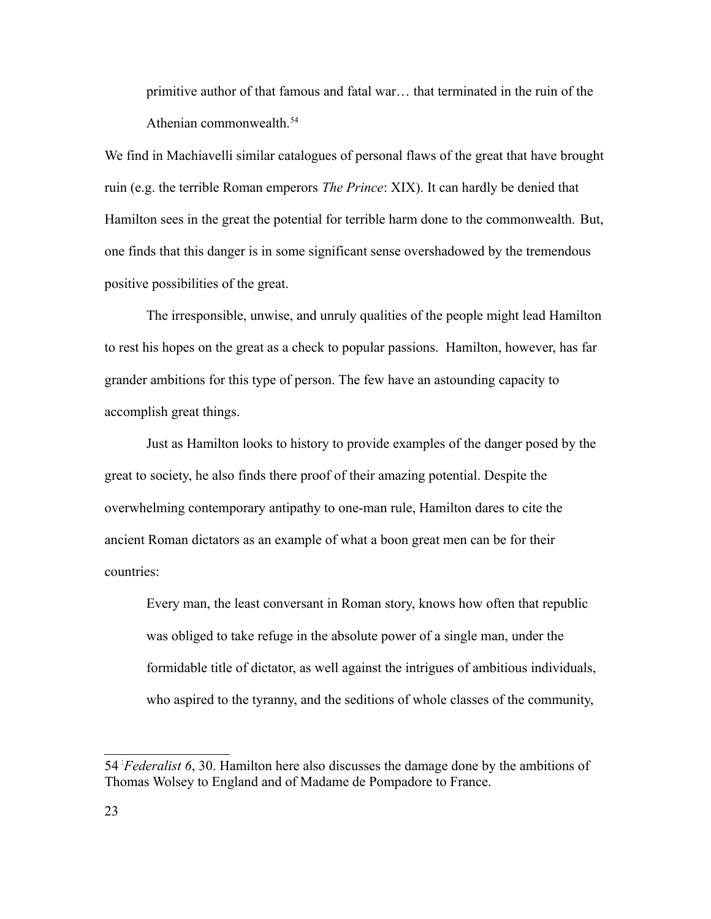> primitive author of that famous and fatal war… that terminated in the ruin of the Athenian commonwealth.[54]

We find in Machiavelli similar catalogues of personal flaws of the great that have brought ruin (e.g. the terrible Roman emperors *The Prince*: XIX). It can hardly be denied that Hamilton sees in the great the potential for terrible harm done to the commonwealth. But, one finds that this danger is in some significant sense overshadowed by the tremendous positive possibilities of the great.

The irresponsible, unwise, and unruly qualities of the people might lead Hamilton to rest his hopes on the great as a check to popular passions. Hamilton, however, has far grander ambitions for this type of person. The few have an astounding capacity to accomplish great things.

Just as Hamilton looks to history to provide examples of the danger posed by the great to society, he also finds there proof of their amazing potential. Despite the overwhelming contemporary antipathy to one-man rule, Hamilton dares to cite the ancient Roman dictators as an example of what a boon great men can be for their countries:

> Every man, the least conversant in Roman story, knows how often that republic was obliged to take refuge in the absolute power of a single man, under the formidable title of dictator, as well against the intrigues of ambitious individuals, who aspired to the tyranny, and the seditions of whole classes of the community,

---

54 *Federalist 6*, 30. Hamilton here also discusses the damage done by the ambitions of Thomas Wolsey to England and of Madame de Pompadore to France.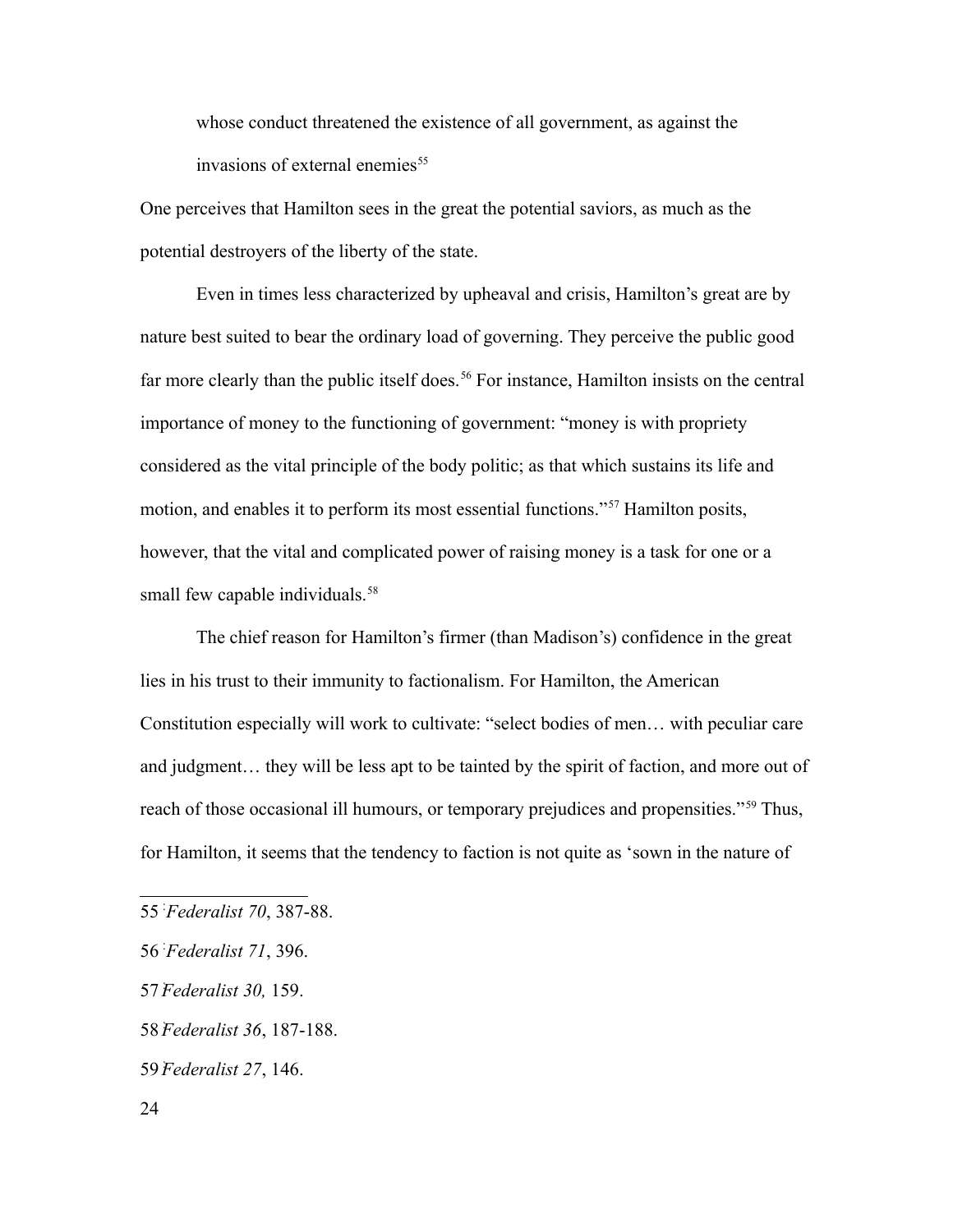> whose conduct threatened the existence of all government, as against the invasions of external enemies[55]

One perceives that Hamilton sees in the great the potential saviors, as much as the potential destroyers of the liberty of the state.

Even in times less characterized by upheaval and crisis, Hamilton's great are by nature best suited to bear the ordinary load of governing. They perceive the public good far more clearly than the public itself does.[56] For instance, Hamilton insists on the central importance of money to the functioning of government: "money is with propriety considered as the vital principle of the body politic; as that which sustains its life and motion, and enables it to perform its most essential functions."[57] Hamilton posits, however, that the vital and complicated power of raising money is a task for one or a small few capable individuals.[58]

The chief reason for Hamilton's firmer (than Madison's) confidence in the great lies in his trust to their immunity to factionalism. For Hamilton, the American Constitution especially will work to cultivate: "select bodies of men… with peculiar care and judgment… they will be less apt to be tainted by the spirit of faction, and more out of reach of those occasional ill humours, or temporary prejudices and propensities."[59] Thus, for Hamilton, it seems that the tendency to faction is not quite as 'sown in the nature of

---

55 *Federalist 70*, 387-88.

56 *Federalist 71*, 396.

57 *Federalist 30,* 159.

58 *Federalist 36*, 187-188.

59 *Federalist 27*, 146.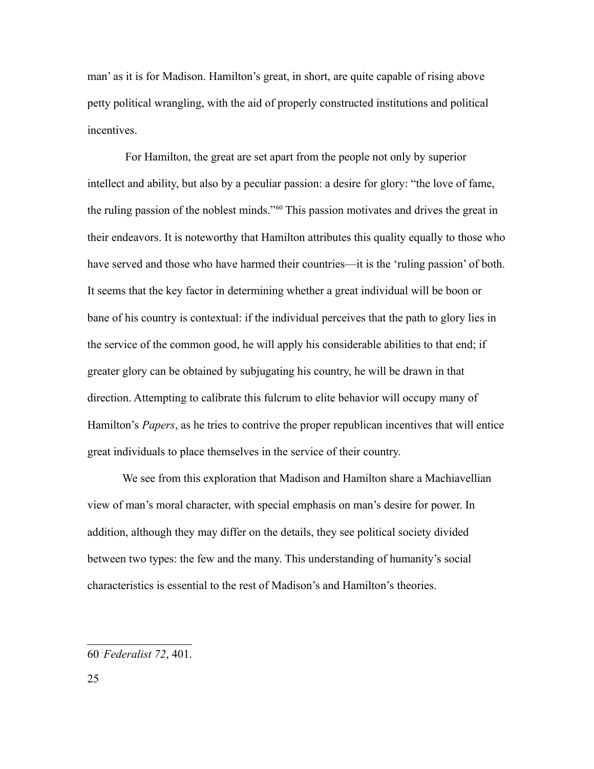man' as it is for Madison. Hamilton's great, in short, are quite capable of rising above petty political wrangling, with the aid of properly constructed institutions and political incentives.

For Hamilton, the great are set apart from the people not only by superior intellect and ability, but also by a peculiar passion: a desire for glory: "the love of fame, the ruling passion of the noblest minds."[60] This passion motivates and drives the great in their endeavors. It is noteworthy that Hamilton attributes this quality equally to those who have served and those who have harmed their countries—it is the 'ruling passion' of both. It seems that the key factor in determining whether a great individual will be boon or bane of his country is contextual: if the individual perceives that the path to glory lies in the service of the common good, he will apply his considerable abilities to that end; if greater glory can be obtained by subjugating his country, he will be drawn in that direction. Attempting to calibrate this fulcrum to elite behavior will occupy many of Hamilton's *Papers*, as he tries to contrive the proper republican incentives that will entice great individuals to place themselves in the service of their country.

We see from this exploration that Madison and Hamilton share a Machiavellian view of man's moral character, with special emphasis on man's desire for power. In addition, although they may differ on the details, they see political society divided between two types: the few and the many. This understanding of humanity's social characteristics is essential to the rest of Madison's and Hamilton's theories.

---

60 *Federalist 72*, 401.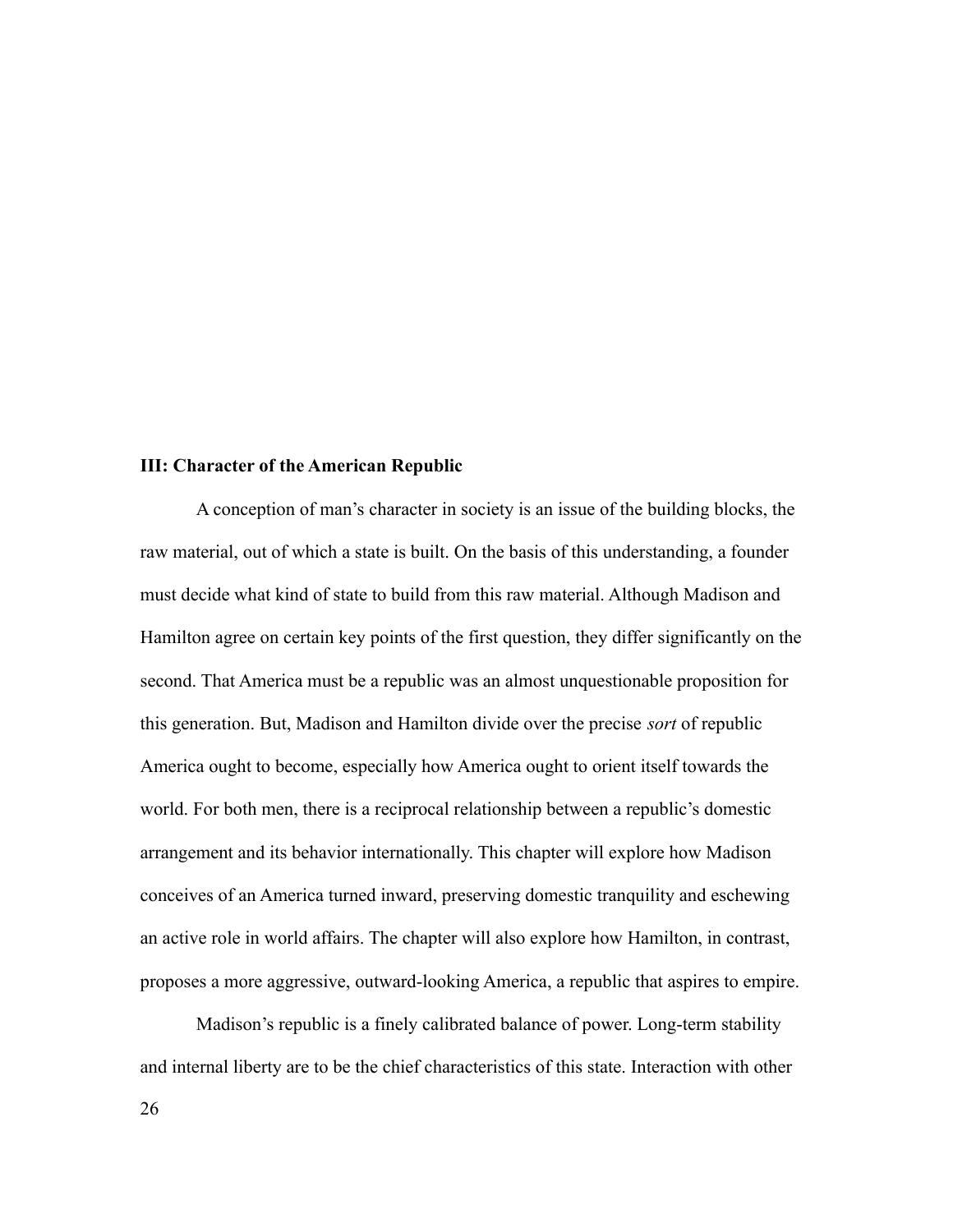## III: Character of the American Republic

A conception of man's character in society is an issue of the building blocks, the raw material, out of which a state is built. On the basis of this understanding, a founder must decide what kind of state to build from this raw material. Although Madison and Hamilton agree on certain key points of the first question, they differ significantly on the second. That America must be a republic was an almost unquestionable proposition for this generation. But, Madison and Hamilton divide over the precise *sort* of republic America ought to become, especially how America ought to orient itself towards the world. For both men, there is a reciprocal relationship between a republic's domestic arrangement and its behavior internationally. This chapter will explore how Madison conceives of an America turned inward, preserving domestic tranquility and eschewing an active role in world affairs. The chapter will also explore how Hamilton, in contrast, proposes a more aggressive, outward-looking America, a republic that aspires to empire.

Madison's republic is a finely calibrated balance of power. Long-term stability and internal liberty are to be the chief characteristics of this state. Interaction with other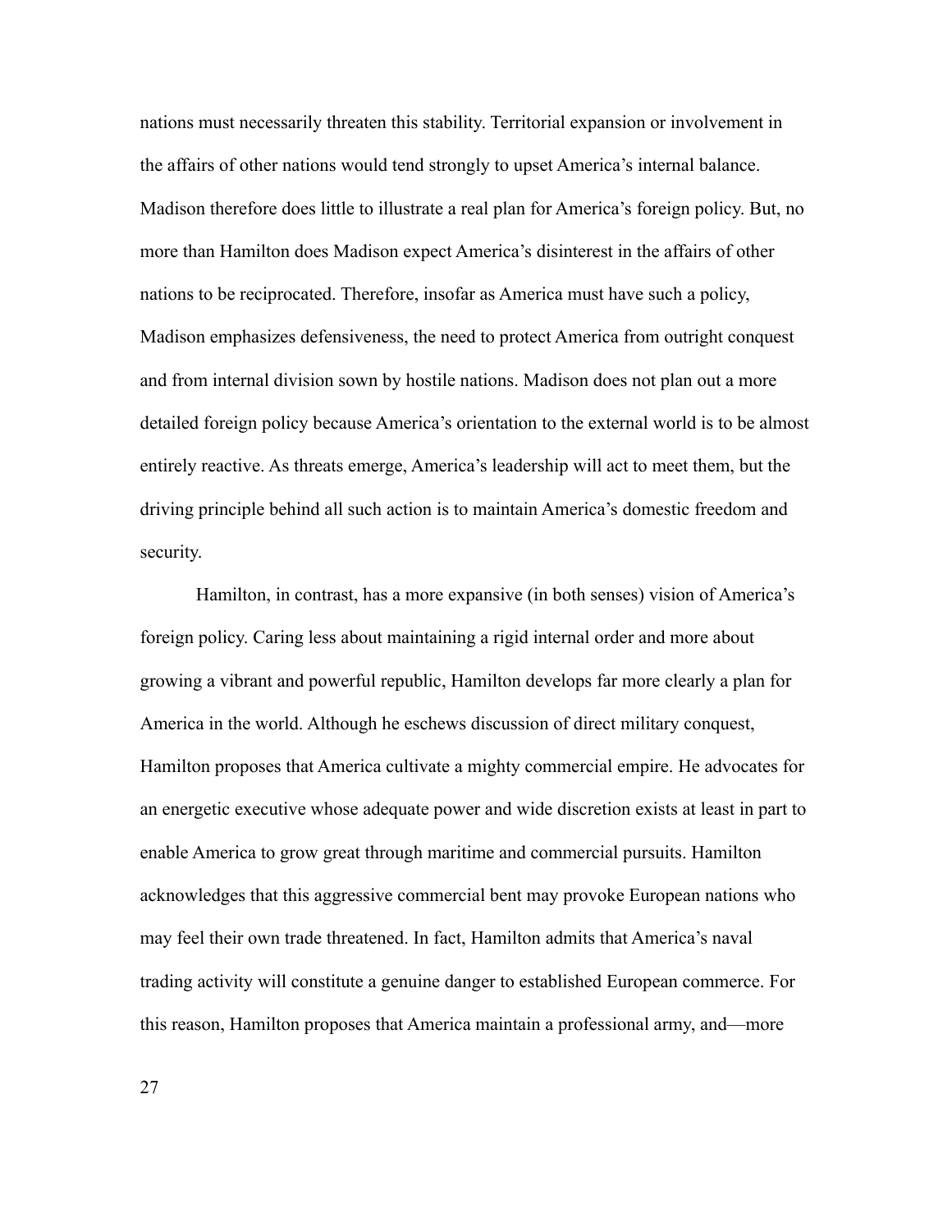nations must necessarily threaten this stability. Territorial expansion or involvement in the affairs of other nations would tend strongly to upset America's internal balance. Madison therefore does little to illustrate a real plan for America's foreign policy. But, no more than Hamilton does Madison expect America's disinterest in the affairs of other nations to be reciprocated. Therefore, insofar as America must have such a policy, Madison emphasizes defensiveness, the need to protect America from outright conquest and from internal division sown by hostile nations. Madison does not plan out a more detailed foreign policy because America's orientation to the external world is to be almost entirely reactive. As threats emerge, America's leadership will act to meet them, but the driving principle behind all such action is to maintain America's domestic freedom and security.

Hamilton, in contrast, has a more expansive (in both senses) vision of America's foreign policy. Caring less about maintaining a rigid internal order and more about growing a vibrant and powerful republic, Hamilton develops far more clearly a plan for America in the world. Although he eschews discussion of direct military conquest, Hamilton proposes that America cultivate a mighty commercial empire. He advocates for an energetic executive whose adequate power and wide discretion exists at least in part to enable America to grow great through maritime and commercial pursuits. Hamilton acknowledges that this aggressive commercial bent may provoke European nations who may feel their own trade threatened. In fact, Hamilton admits that America's naval trading activity will constitute a genuine danger to established European commerce. For this reason, Hamilton proposes that America maintain a professional army, and—more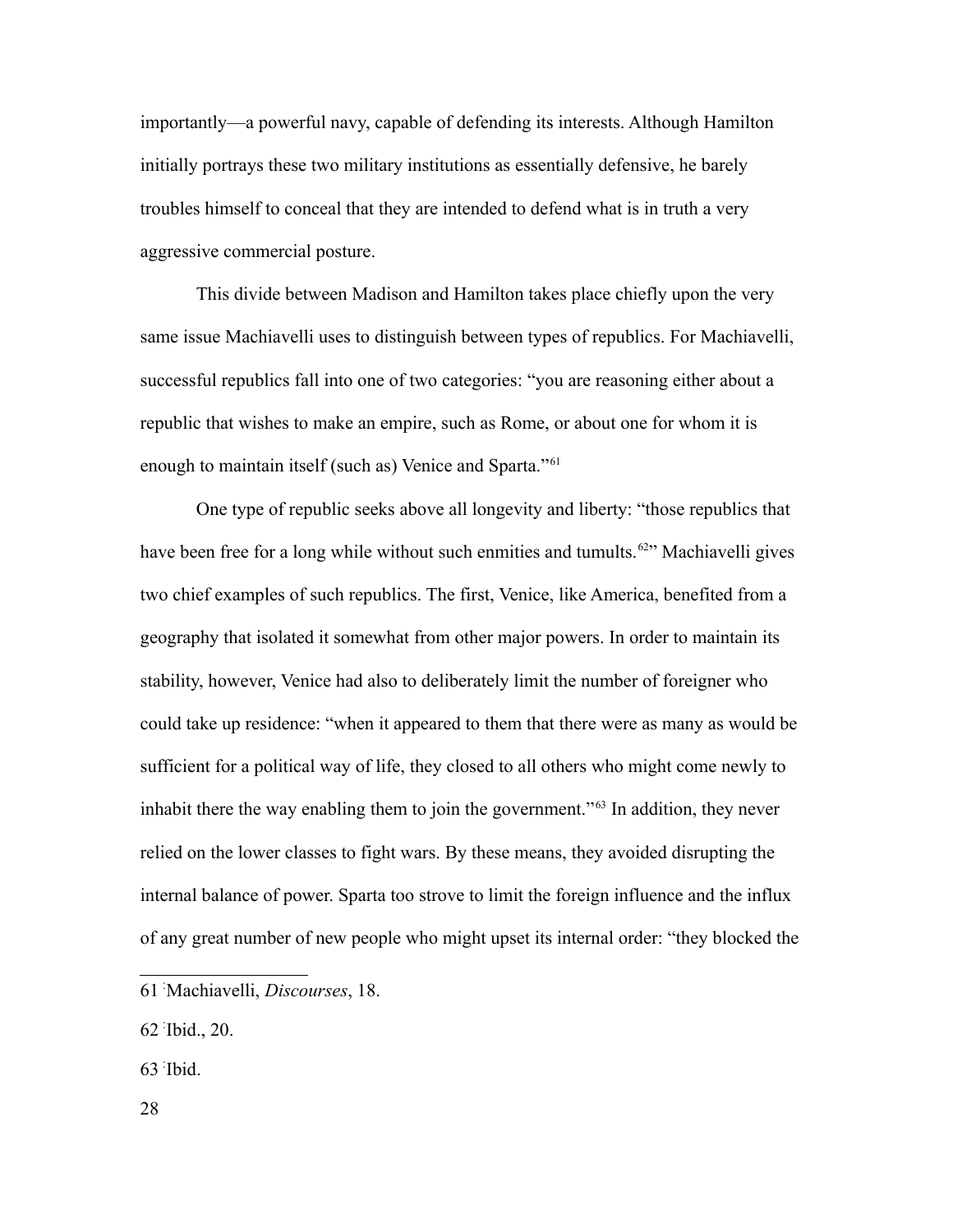importantly—a powerful navy, capable of defending its interests. Although Hamilton initially portrays these two military institutions as essentially defensive, he barely troubles himself to conceal that they are intended to defend what is in truth a very aggressive commercial posture.

This divide between Madison and Hamilton takes place chiefly upon the very same issue Machiavelli uses to distinguish between types of republics. For Machiavelli, successful republics fall into one of two categories: "you are reasoning either about a republic that wishes to make an empire, such as Rome, or about one for whom it is enough to maintain itself (such as) Venice and Sparta."[61]

One type of republic seeks above all longevity and liberty: "those republics that have been free for a long while without such enmities and tumults.[62]" Machiavelli gives two chief examples of such republics. The first, Venice, like America, benefited from a geography that isolated it somewhat from other major powers. In order to maintain its stability, however, Venice had also to deliberately limit the number of foreigner who could take up residence: "when it appeared to them that there were as many as would be sufficient for a political way of life, they closed to all others who might come newly to inhabit there the way enabling them to join the government."[63] In addition, they never relied on the lower classes to fight wars. By these means, they avoided disrupting the internal balance of power. Sparta too strove to limit the foreign influence and the influx of any great number of new people who might upset its internal order: "they blocked the

---

61 Machiavelli, *Discourses*, 18.

62 Ibid., 20.

63 Ibid.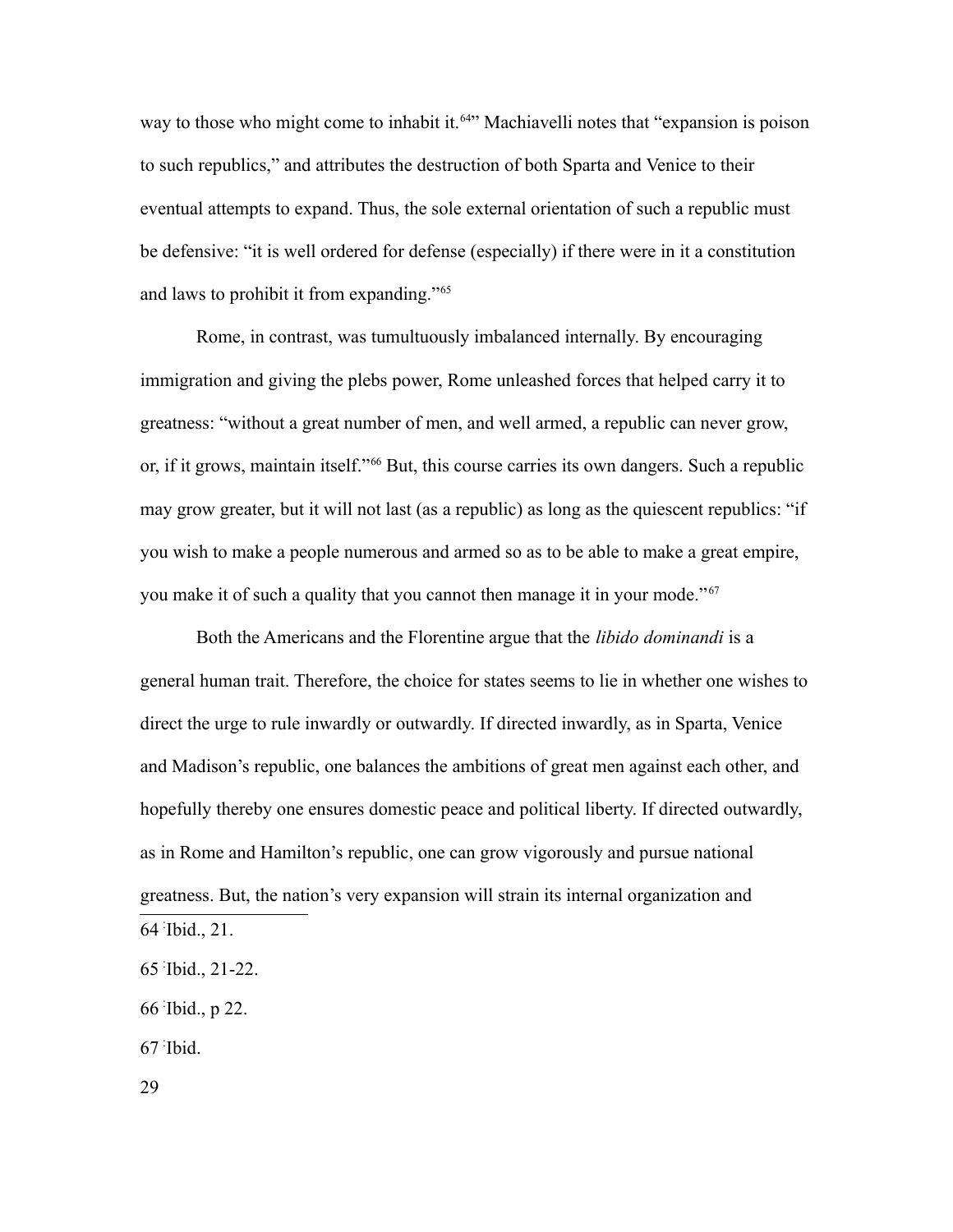way to those who might come to inhabit it.[64]" Machiavelli notes that "expansion is poison to such republics," and attributes the destruction of both Sparta and Venice to their eventual attempts to expand. Thus, the sole external orientation of such a republic must be defensive: "it is well ordered for defense (especially) if there were in it a constitution and laws to prohibit it from expanding."[65]

Rome, in contrast, was tumultuously imbalanced internally. By encouraging immigration and giving the plebs power, Rome unleashed forces that helped carry it to greatness: "without a great number of men, and well armed, a republic can never grow, or, if it grows, maintain itself."[66] But, this course carries its own dangers. Such a republic may grow greater, but it will not last (as a republic) as long as the quiescent republics: "if you wish to make a people numerous and armed so as to be able to make a great empire, you make it of such a quality that you cannot then manage it in your mode."[67]

Both the Americans and the Florentine argue that the *libido dominandi* is a general human trait. Therefore, the choice for states seems to lie in whether one wishes to direct the urge to rule inwardly or outwardly. If directed inwardly, as in Sparta, Venice and Madison's republic, one balances the ambitions of great men against each other, and hopefully thereby one ensures domestic peace and political liberty. If directed outwardly, as in Rome and Hamilton's republic, one can grow vigorously and pursue national greatness. But, the nation's very expansion will strain its internal organization and

---

64 Ibid., 21.

65 Ibid., 21-22.

66 Ibid., p 22.

67 Ibid.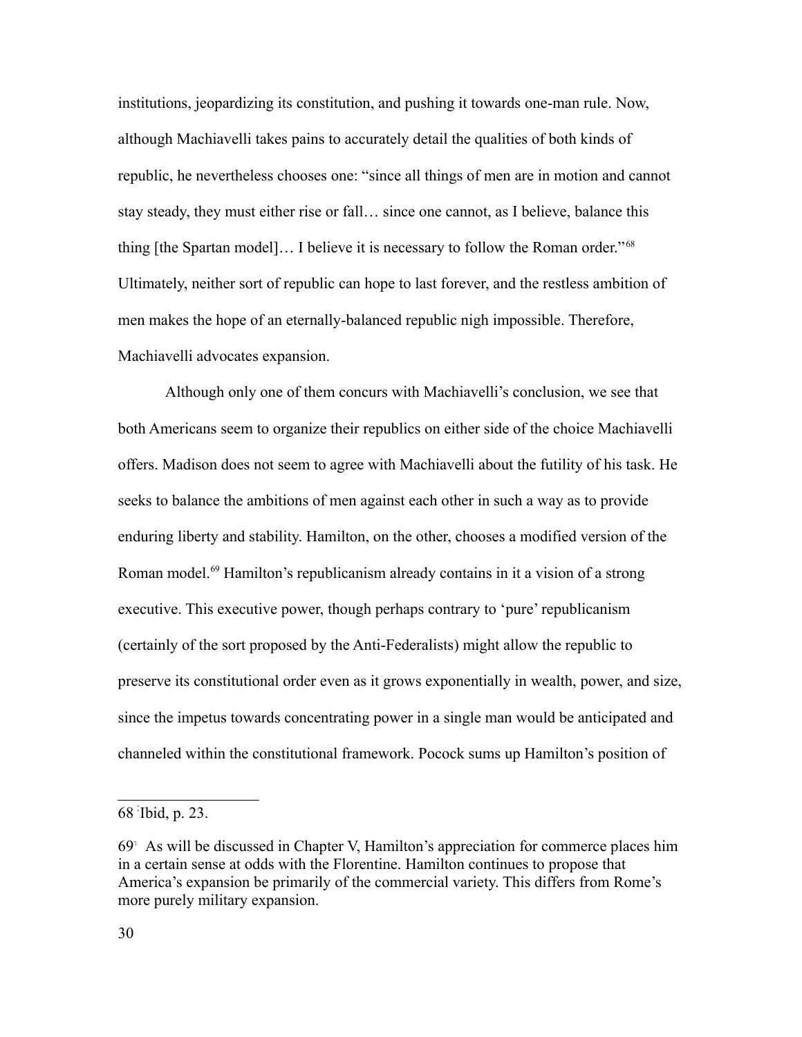institutions, jeopardizing its constitution, and pushing it towards one-man rule. Now, although Machiavelli takes pains to accurately detail the qualities of both kinds of republic, he nevertheless chooses one: "since all things of men are in motion and cannot stay steady, they must either rise or fall… since one cannot, as I believe, balance this thing [the Spartan model]… I believe it is necessary to follow the Roman order."[68] Ultimately, neither sort of republic can hope to last forever, and the restless ambition of men makes the hope of an eternally-balanced republic nigh impossible. Therefore, Machiavelli advocates expansion.

Although only one of them concurs with Machiavelli's conclusion, we see that both Americans seem to organize their republics on either side of the choice Machiavelli offers. Madison does not seem to agree with Machiavelli about the futility of his task. He seeks to balance the ambitions of men against each other in such a way as to provide enduring liberty and stability. Hamilton, on the other, chooses a modified version of the Roman model.[69] Hamilton's republicanism already contains in it a vision of a strong executive. This executive power, though perhaps contrary to 'pure' republicanism (certainly of the sort proposed by the Anti-Federalists) might allow the republic to preserve its constitutional order even as it grows exponentially in wealth, power, and size, since the impetus towards concentrating power in a single man would be anticipated and channeled within the constitutional framework. Pocock sums up Hamilton's position of

---

68 Ibid, p. 23.

69 As will be discussed in Chapter V, Hamilton's appreciation for commerce places him in a certain sense at odds with the Florentine. Hamilton continues to propose that America's expansion be primarily of the commercial variety. This differs from Rome's more purely military expansion.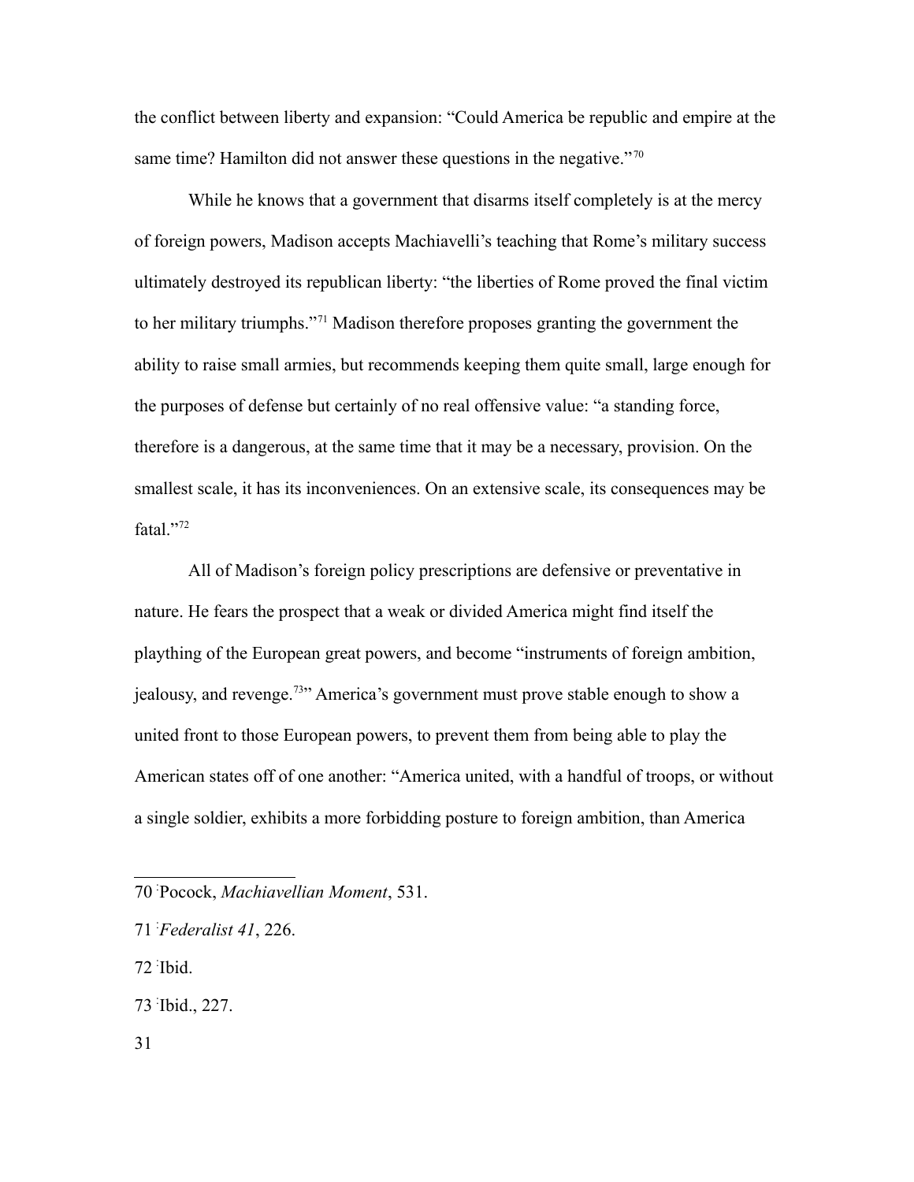the conflict between liberty and expansion: "Could America be republic and empire at the same time? Hamilton did not answer these questions in the negative."[70]

While he knows that a government that disarms itself completely is at the mercy of foreign powers, Madison accepts Machiavelli's teaching that Rome's military success ultimately destroyed its republican liberty: "the liberties of Rome proved the final victim to her military triumphs."[71] Madison therefore proposes granting the government the ability to raise small armies, but recommends keeping them quite small, large enough for the purposes of defense but certainly of no real offensive value: "a standing force, therefore is a dangerous, at the same time that it may be a necessary, provision. On the smallest scale, it has its inconveniences. On an extensive scale, its consequences may be fatal."[72]

All of Madison's foreign policy prescriptions are defensive or preventative in nature. He fears the prospect that a weak or divided America might find itself the plaything of the European great powers, and become "instruments of foreign ambition, jealousy, and revenge.[73]" America's government must prove stable enough to show a united front to those European powers, to prevent them from being able to play the American states off of one another: "America united, with a handful of troops, or without a single soldier, exhibits a more forbidding posture to foreign ambition, than America

---

70 Pocock, *Machiavellian Moment*, 531.

71 *Federalist 41*, 226.

72 Ibid.

73 Ibid., 227.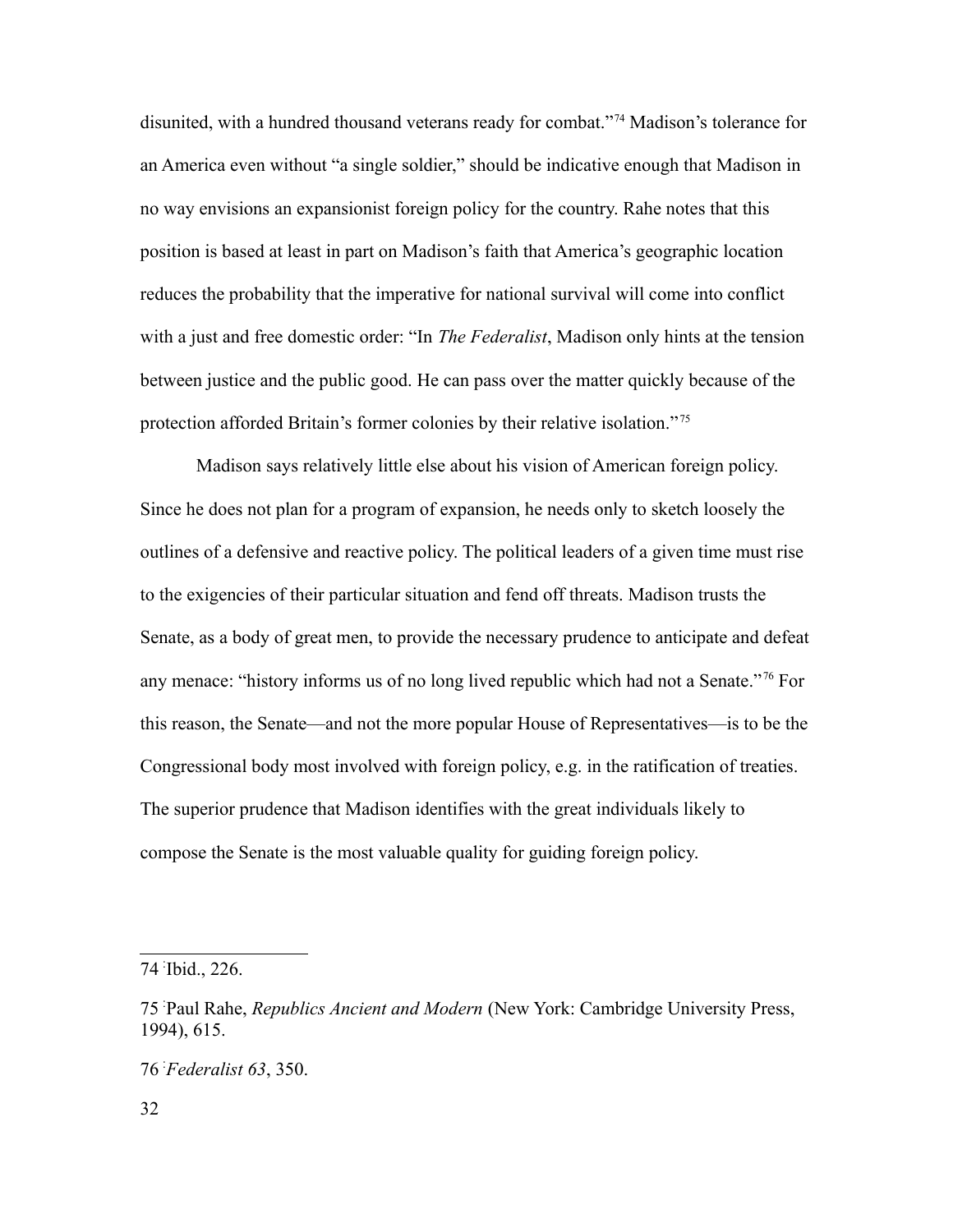disunited, with a hundred thousand veterans ready for combat."[74] Madison's tolerance for an America even without "a single soldier," should be indicative enough that Madison in no way envisions an expansionist foreign policy for the country. Rahe notes that this position is based at least in part on Madison's faith that America's geographic location reduces the probability that the imperative for national survival will come into conflict with a just and free domestic order: "In *The Federalist*, Madison only hints at the tension between justice and the public good. He can pass over the matter quickly because of the protection afforded Britain's former colonies by their relative isolation."[75]

Madison says relatively little else about his vision of American foreign policy. Since he does not plan for a program of expansion, he needs only to sketch loosely the outlines of a defensive and reactive policy. The political leaders of a given time must rise to the exigencies of their particular situation and fend off threats. Madison trusts the Senate, as a body of great men, to provide the necessary prudence to anticipate and defeat any menace: "history informs us of no long lived republic which had not a Senate."[76] For this reason, the Senate—and not the more popular House of Representatives—is to be the Congressional body most involved with foreign policy, e.g. in the ratification of treaties. The superior prudence that Madison identifies with the great individuals likely to compose the Senate is the most valuable quality for guiding foreign policy.

---

74 Ibid., 226.

75 Paul Rahe, *Republics Ancient and Modern* (New York: Cambridge University Press, 1994), 615.

76 *Federalist 63*, 350.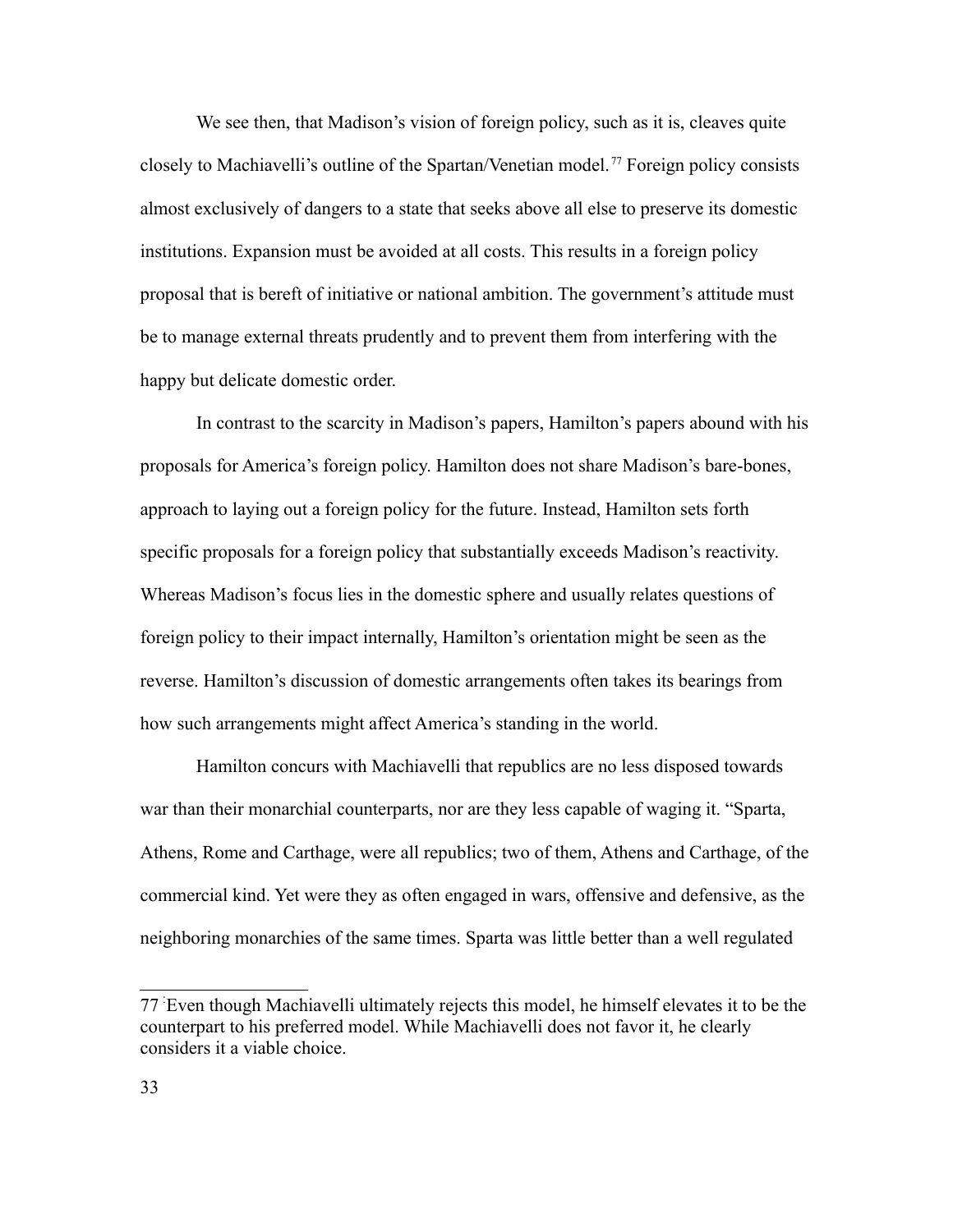We see then, that Madison's vision of foreign policy, such as it is, cleaves quite closely to Machiavelli's outline of the Spartan/Venetian model.[77] Foreign policy consists almost exclusively of dangers to a state that seeks above all else to preserve its domestic institutions. Expansion must be avoided at all costs. This results in a foreign policy proposal that is bereft of initiative or national ambition. The government's attitude must be to manage external threats prudently and to prevent them from interfering with the happy but delicate domestic order.

In contrast to the scarcity in Madison's papers, Hamilton's papers abound with his proposals for America's foreign policy. Hamilton does not share Madison's bare-bones, approach to laying out a foreign policy for the future. Instead, Hamilton sets forth specific proposals for a foreign policy that substantially exceeds Madison's reactivity. Whereas Madison's focus lies in the domestic sphere and usually relates questions of foreign policy to their impact internally, Hamilton's orientation might be seen as the reverse. Hamilton's discussion of domestic arrangements often takes its bearings from how such arrangements might affect America's standing in the world.

Hamilton concurs with Machiavelli that republics are no less disposed towards war than their monarchial counterparts, nor are they less capable of waging it. "Sparta, Athens, Rome and Carthage, were all republics; two of them, Athens and Carthage, of the commercial kind. Yet were they as often engaged in wars, offensive and defensive, as the neighboring monarchies of the same times. Sparta was little better than a well regulated

---

[77] Even though Machiavelli ultimately rejects this model, he himself elevates it to be the counterpart to his preferred model. While Machiavelli does not favor it, he clearly considers it a viable choice.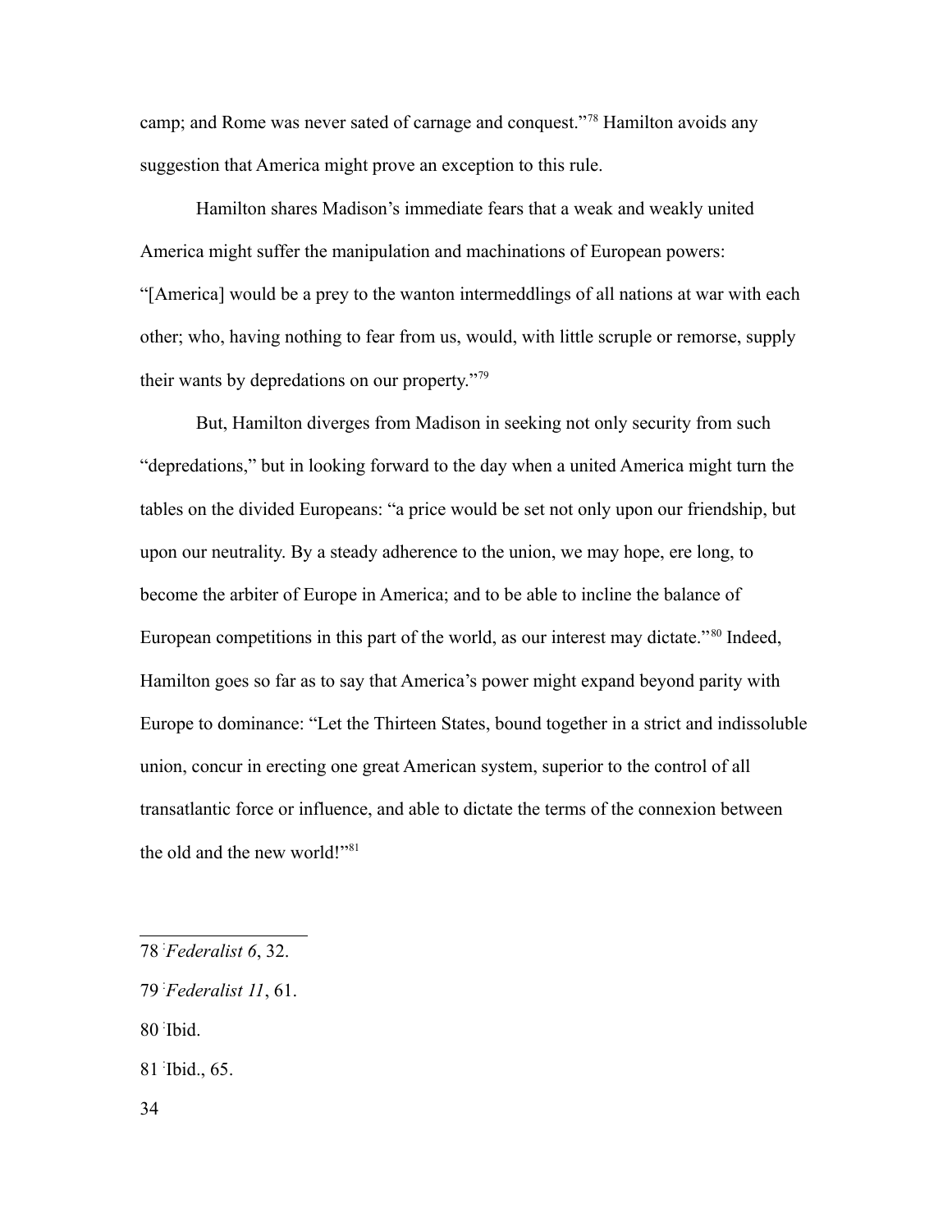camp; and Rome was never sated of carnage and conquest."[78] Hamilton avoids any suggestion that America might prove an exception to this rule.

Hamilton shares Madison's immediate fears that a weak and weakly united America might suffer the manipulation and machinations of European powers: "[America] would be a prey to the wanton intermeddlings of all nations at war with each other; who, having nothing to fear from us, would, with little scruple or remorse, supply their wants by depredations on our property."[79]

But, Hamilton diverges from Madison in seeking not only security from such "depredations," but in looking forward to the day when a united America might turn the tables on the divided Europeans: "a price would be set not only upon our friendship, but upon our neutrality. By a steady adherence to the union, we may hope, ere long, to become the arbiter of Europe in America; and to be able to incline the balance of European competitions in this part of the world, as our interest may dictate."[80] Indeed, Hamilton goes so far as to say that America's power might expand beyond parity with Europe to dominance: "Let the Thirteen States, bound together in a strict and indissoluble union, concur in erecting one great American system, superior to the control of all transatlantic force or influence, and able to dictate the terms of the connexion between the old and the new world!"[81]

---

78 *Federalist 6*, 32.

79 *Federalist 11*, 61.

80 Ibid.

81 Ibid., 65.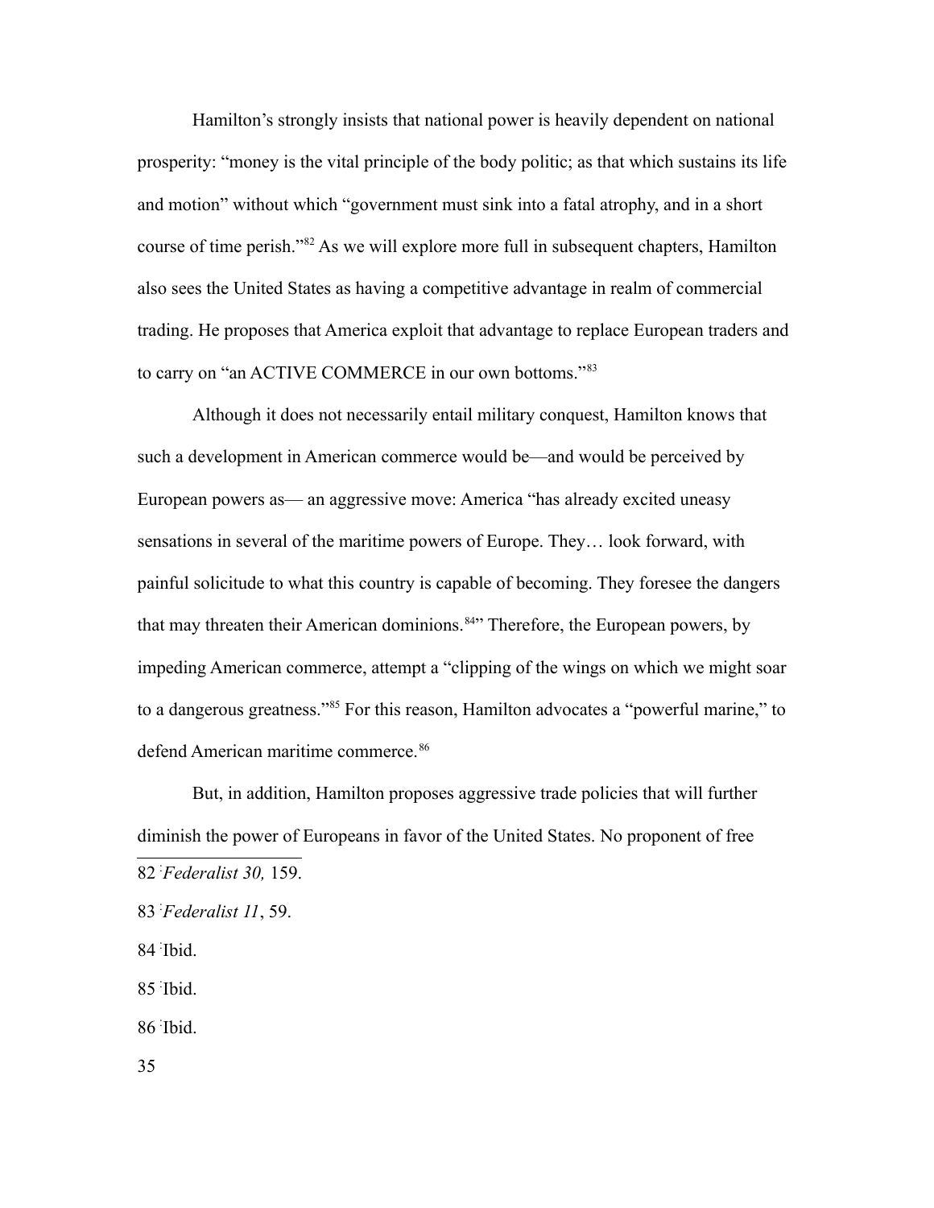Hamilton's strongly insists that national power is heavily dependent on national prosperity: "money is the vital principle of the body politic; as that which sustains its life and motion" without which "government must sink into a fatal atrophy, and in a short course of time perish."[82] As we will explore more full in subsequent chapters, Hamilton also sees the United States as having a competitive advantage in realm of commercial trading. He proposes that America exploit that advantage to replace European traders and to carry on "an ACTIVE COMMERCE in our own bottoms."[83]

Although it does not necessarily entail military conquest, Hamilton knows that such a development in American commerce would be—and would be perceived by European powers as— an aggressive move: America "has already excited uneasy sensations in several of the maritime powers of Europe. They… look forward, with painful solicitude to what this country is capable of becoming. They foresee the dangers that may threaten their American dominions.[84]" Therefore, the European powers, by impeding American commerce, attempt a "clipping of the wings on which we might soar to a dangerous greatness."[85] For this reason, Hamilton advocates a "powerful marine," to defend American maritime commerce.[86]

But, in addition, Hamilton proposes aggressive trade policies that will further diminish the power of Europeans in favor of the United States. No proponent of free

---

82 *Federalist 30,* 159.

83 *Federalist 11*, 59.

84 Ibid.

85 Ibid.

86 Ibid.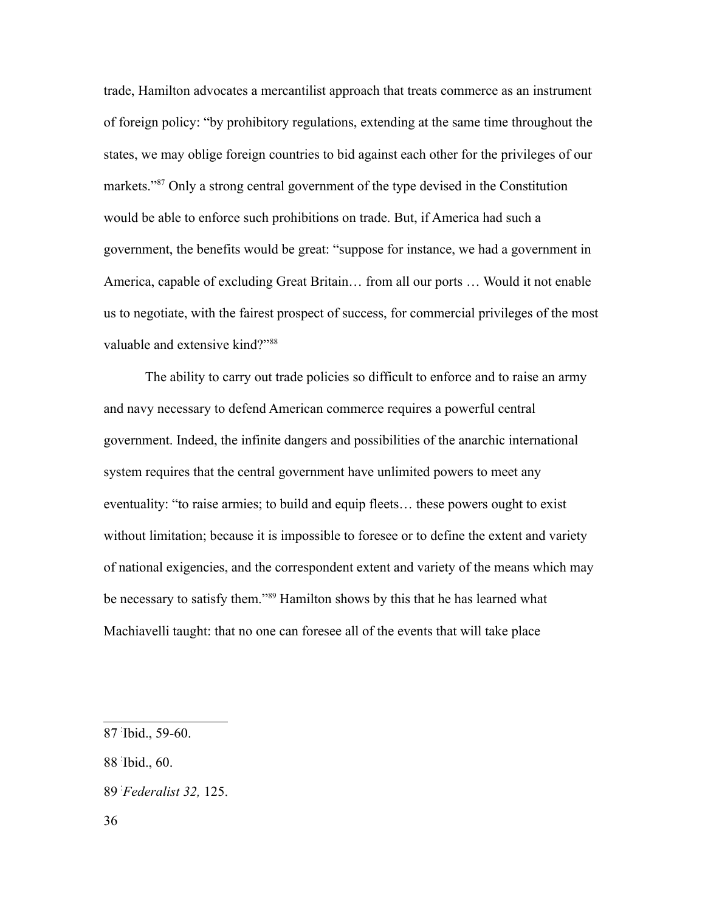trade, Hamilton advocates a mercantilist approach that treats commerce as an instrument of foreign policy: "by prohibitory regulations, extending at the same time throughout the states, we may oblige foreign countries to bid against each other for the privileges of our markets."[87] Only a strong central government of the type devised in the Constitution would be able to enforce such prohibitions on trade. But, if America had such a government, the benefits would be great: "suppose for instance, we had a government in America, capable of excluding Great Britain… from all our ports … Would it not enable us to negotiate, with the fairest prospect of success, for commercial privileges of the most valuable and extensive kind?"[88]

The ability to carry out trade policies so difficult to enforce and to raise an army and navy necessary to defend American commerce requires a powerful central government. Indeed, the infinite dangers and possibilities of the anarchic international system requires that the central government have unlimited powers to meet any eventuality: "to raise armies; to build and equip fleets… these powers ought to exist without limitation; because it is impossible to foresee or to define the extent and variety of national exigencies, and the correspondent extent and variety of the means which may be necessary to satisfy them."[89] Hamilton shows by this that he has learned what Machiavelli taught: that no one can foresee all of the events that will take place

---

87 Ibid., 59-60.

88 Ibid., 60.

89 *Federalist 32,* 125.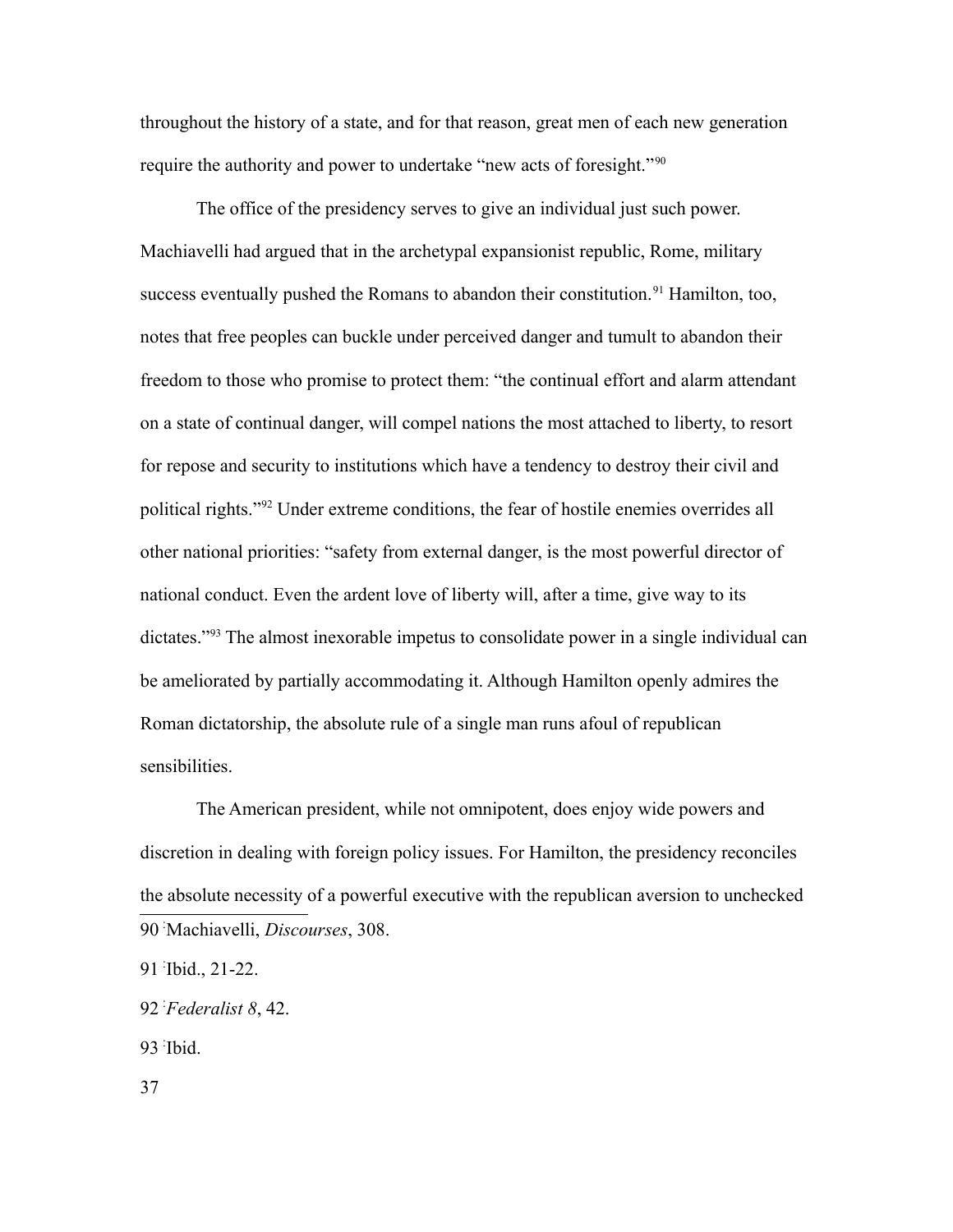throughout the history of a state, and for that reason, great men of each new generation require the authority and power to undertake "new acts of foresight."[90]

The office of the presidency serves to give an individual just such power. Machiavelli had argued that in the archetypal expansionist republic, Rome, military success eventually pushed the Romans to abandon their constitution.[91] Hamilton, too, notes that free peoples can buckle under perceived danger and tumult to abandon their freedom to those who promise to protect them: "the continual effort and alarm attendant on a state of continual danger, will compel nations the most attached to liberty, to resort for repose and security to institutions which have a tendency to destroy their civil and political rights."[92] Under extreme conditions, the fear of hostile enemies overrides all other national priorities: "safety from external danger, is the most powerful director of national conduct. Even the ardent love of liberty will, after a time, give way to its dictates."[93] The almost inexorable impetus to consolidate power in a single individual can be ameliorated by partially accommodating it. Although Hamilton openly admires the Roman dictatorship, the absolute rule of a single man runs afoul of republican sensibilities.

The American president, while not omnipotent, does enjoy wide powers and discretion in dealing with foreign policy issues. For Hamilton, the presidency reconciles the absolute necessity of a powerful executive with the republican aversion to unchecked

---

90 Machiavelli, *Discourses*, 308.

91 Ibid., 21-22.

92 *Federalist 8*, 42.

93 Ibid.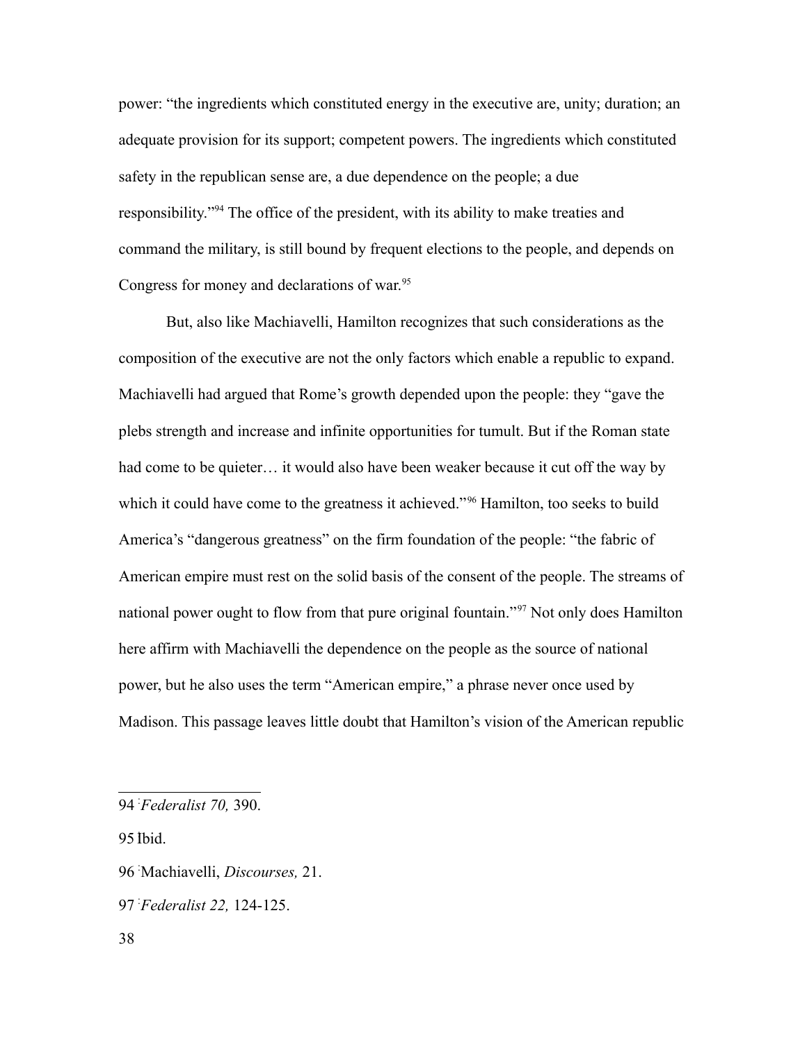power: "the ingredients which constituted energy in the executive are, unity; duration; an adequate provision for its support; competent powers. The ingredients which constituted safety in the republican sense are, a due dependence on the people; a due responsibility."[94] The office of the president, with its ability to make treaties and command the military, is still bound by frequent elections to the people, and depends on Congress for money and declarations of war.[95]

But, also like Machiavelli, Hamilton recognizes that such considerations as the composition of the executive are not the only factors which enable a republic to expand. Machiavelli had argued that Rome's growth depended upon the people: they "gave the plebs strength and increase and infinite opportunities for tumult. But if the Roman state had come to be quieter… it would also have been weaker because it cut off the way by which it could have come to the greatness it achieved."[96] Hamilton, too seeks to build America's "dangerous greatness" on the firm foundation of the people: "the fabric of American empire must rest on the solid basis of the consent of the people. The streams of national power ought to flow from that pure original fountain."[97] Not only does Hamilton here affirm with Machiavelli the dependence on the people as the source of national power, but he also uses the term "American empire," a phrase never once used by Madison. This passage leaves little doubt that Hamilton's vision of the American republic

---

94 *Federalist 70,* 390.

95 Ibid.

96 Machiavelli, *Discourses,* 21.

97 *Federalist 22,* 124-125.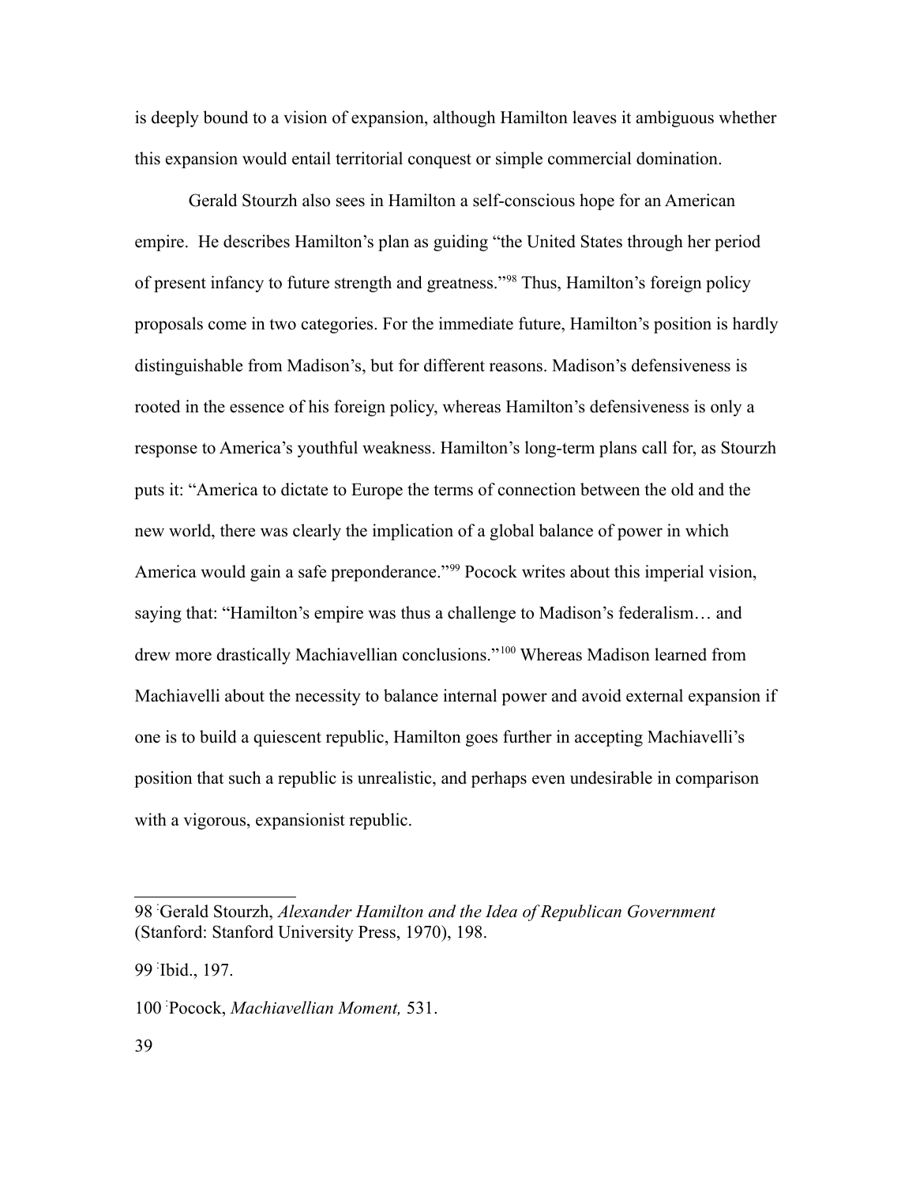is deeply bound to a vision of expansion, although Hamilton leaves it ambiguous whether this expansion would entail territorial conquest or simple commercial domination.

Gerald Stourzh also sees in Hamilton a self-conscious hope for an American empire. He describes Hamilton's plan as guiding "the United States through her period of present infancy to future strength and greatness."[98] Thus, Hamilton's foreign policy proposals come in two categories. For the immediate future, Hamilton's position is hardly distinguishable from Madison's, but for different reasons. Madison's defensiveness is rooted in the essence of his foreign policy, whereas Hamilton's defensiveness is only a response to America's youthful weakness. Hamilton's long-term plans call for, as Stourzh puts it: "America to dictate to Europe the terms of connection between the old and the new world, there was clearly the implication of a global balance of power in which America would gain a safe preponderance."[99] Pocock writes about this imperial vision, saying that: "Hamilton's empire was thus a challenge to Madison's federalism… and drew more drastically Machiavellian conclusions."[100] Whereas Madison learned from Machiavelli about the necessity to balance internal power and avoid external expansion if one is to build a quiescent republic, Hamilton goes further in accepting Machiavelli's position that such a republic is unrealistic, and perhaps even undesirable in comparison with a vigorous, expansionist republic.

---

98 Gerald Stourzh, *Alexander Hamilton and the Idea of Republican Government* (Stanford: Stanford University Press, 1970), 198.

99 Ibid., 197.

100 Pocock, *Machiavellian Moment,* 531.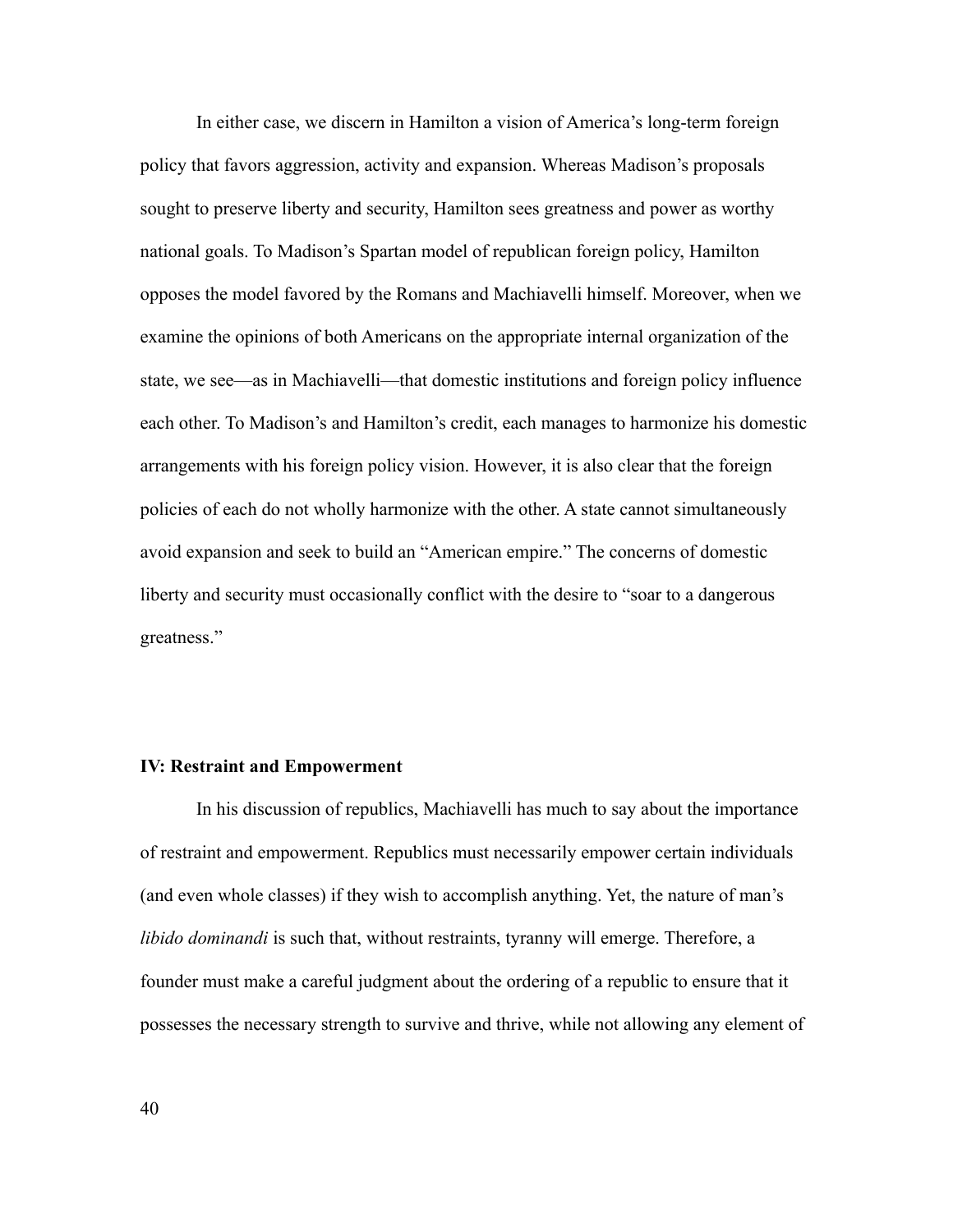In either case, we discern in Hamilton a vision of America's long-term foreign policy that favors aggression, activity and expansion. Whereas Madison's proposals sought to preserve liberty and security, Hamilton sees greatness and power as worthy national goals. To Madison's Spartan model of republican foreign policy, Hamilton opposes the model favored by the Romans and Machiavelli himself. Moreover, when we examine the opinions of both Americans on the appropriate internal organization of the state, we see—as in Machiavelli—that domestic institutions and foreign policy influence each other. To Madison's and Hamilton's credit, each manages to harmonize his domestic arrangements with his foreign policy vision. However, it is also clear that the foreign policies of each do not wholly harmonize with the other. A state cannot simultaneously avoid expansion and seek to build an "American empire." The concerns of domestic liberty and security must occasionally conflict with the desire to "soar to a dangerous greatness."

## IV: Restraint and Empowerment

In his discussion of republics, Machiavelli has much to say about the importance of restraint and empowerment. Republics must necessarily empower certain individuals (and even whole classes) if they wish to accomplish anything. Yet, the nature of man's *libido dominandi* is such that, without restraints, tyranny will emerge. Therefore, a founder must make a careful judgment about the ordering of a republic to ensure that it possesses the necessary strength to survive and thrive, while not allowing any element of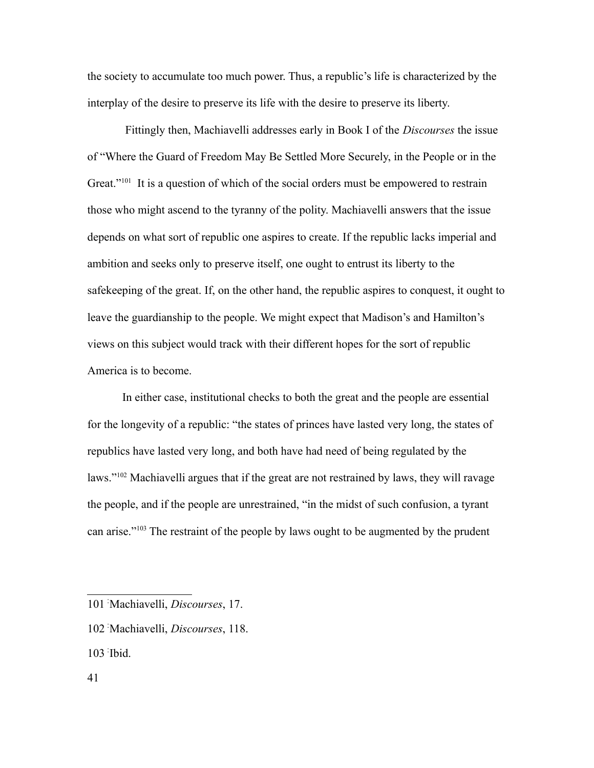the society to accumulate too much power. Thus, a republic's life is characterized by the interplay of the desire to preserve its life with the desire to preserve its liberty.

Fittingly then, Machiavelli addresses early in Book I of the *Discourses* the issue of "Where the Guard of Freedom May Be Settled More Securely, in the People or in the Great."[101] It is a question of which of the social orders must be empowered to restrain those who might ascend to the tyranny of the polity. Machiavelli answers that the issue depends on what sort of republic one aspires to create. If the republic lacks imperial and ambition and seeks only to preserve itself, one ought to entrust its liberty to the safekeeping of the great. If, on the other hand, the republic aspires to conquest, it ought to leave the guardianship to the people. We might expect that Madison's and Hamilton's views on this subject would track with their different hopes for the sort of republic America is to become.

In either case, institutional checks to both the great and the people are essential for the longevity of a republic: "the states of princes have lasted very long, the states of republics have lasted very long, and both have had need of being regulated by the laws."[102] Machiavelli argues that if the great are not restrained by laws, they will ravage the people, and if the people are unrestrained, "in the midst of such confusion, a tyrant can arise."[103] The restraint of the people by laws ought to be augmented by the prudent

---

101 Machiavelli, *Discourses*, 17.

102 Machiavelli, *Discourses*, 118.

103 Ibid.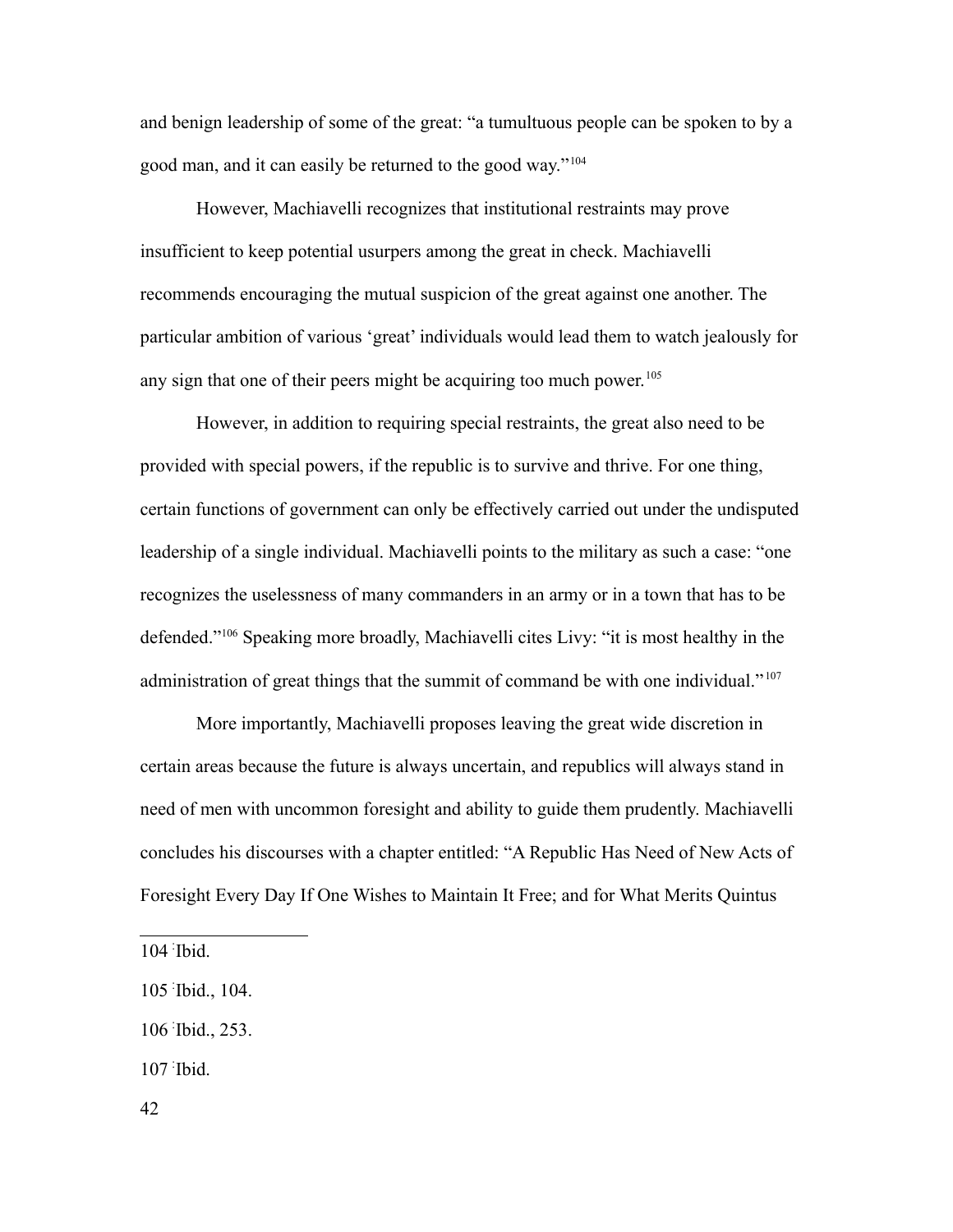and benign leadership of some of the great: “a tumultuous people can be spoken to by a good man, and it can easily be returned to the good way.”[104]

However, Machiavelli recognizes that institutional restraints may prove insufficient to keep potential usurpers among the great in check. Machiavelli recommends encouraging the mutual suspicion of the great against one another. The particular ambition of various ‘great’ individuals would lead them to watch jealously for any sign that one of their peers might be acquiring too much power.[105]

However, in addition to requiring special restraints, the great also need to be provided with special powers, if the republic is to survive and thrive. For one thing, certain functions of government can only be effectively carried out under the undisputed leadership of a single individual. Machiavelli points to the military as such a case: “one recognizes the uselessness of many commanders in an army or in a town that has to be defended.”[106] Speaking more broadly, Machiavelli cites Livy: “it is most healthy in the administration of great things that the summit of command be with one individual.”[107]

More importantly, Machiavelli proposes leaving the great wide discretion in certain areas because the future is always uncertain, and republics will always stand in need of men with uncommon foresight and ability to guide them prudently. Machiavelli concludes his discourses with a chapter entitled: “A Republic Has Need of New Acts of Foresight Every Day If One Wishes to Maintain It Free; and for What Merits Quintus

---

104 Ibid.

105 Ibid., 104.

106 Ibid., 253.

107 Ibid.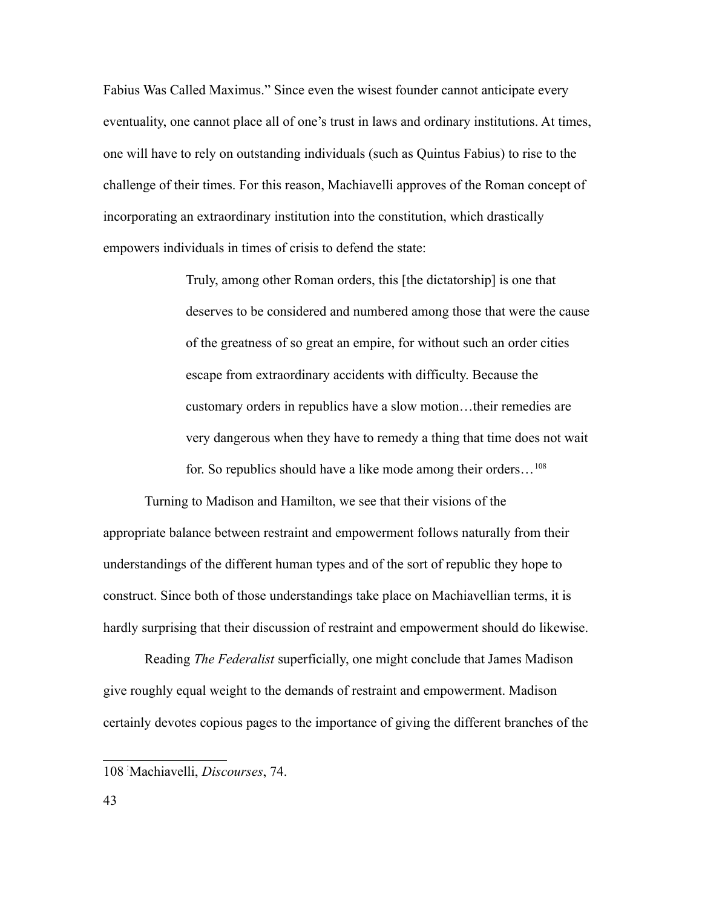Fabius Was Called Maximus." Since even the wisest founder cannot anticipate every eventuality, one cannot place all of one's trust in laws and ordinary institutions. At times, one will have to rely on outstanding individuals (such as Quintus Fabius) to rise to the challenge of their times. For this reason, Machiavelli approves of the Roman concept of incorporating an extraordinary institution into the constitution, which drastically empowers individuals in times of crisis to defend the state:

> Truly, among other Roman orders, this [the dictatorship] is one that deserves to be considered and numbered among those that were the cause of the greatness of so great an empire, for without such an order cities escape from extraordinary accidents with difficulty. Because the customary orders in republics have a slow motion…their remedies are very dangerous when they have to remedy a thing that time does not wait for. So republics should have a like mode among their orders…[108]

Turning to Madison and Hamilton, we see that their visions of the appropriate balance between restraint and empowerment follows naturally from their understandings of the different human types and of the sort of republic they hope to construct. Since both of those understandings take place on Machiavellian terms, it is hardly surprising that their discussion of restraint and empowerment should do likewise.

Reading *The Federalist* superficially, one might conclude that James Madison give roughly equal weight to the demands of restraint and empowerment. Madison certainly devotes copious pages to the importance of giving the different branches of the

---

108 Machiavelli, *Discourses*, 74.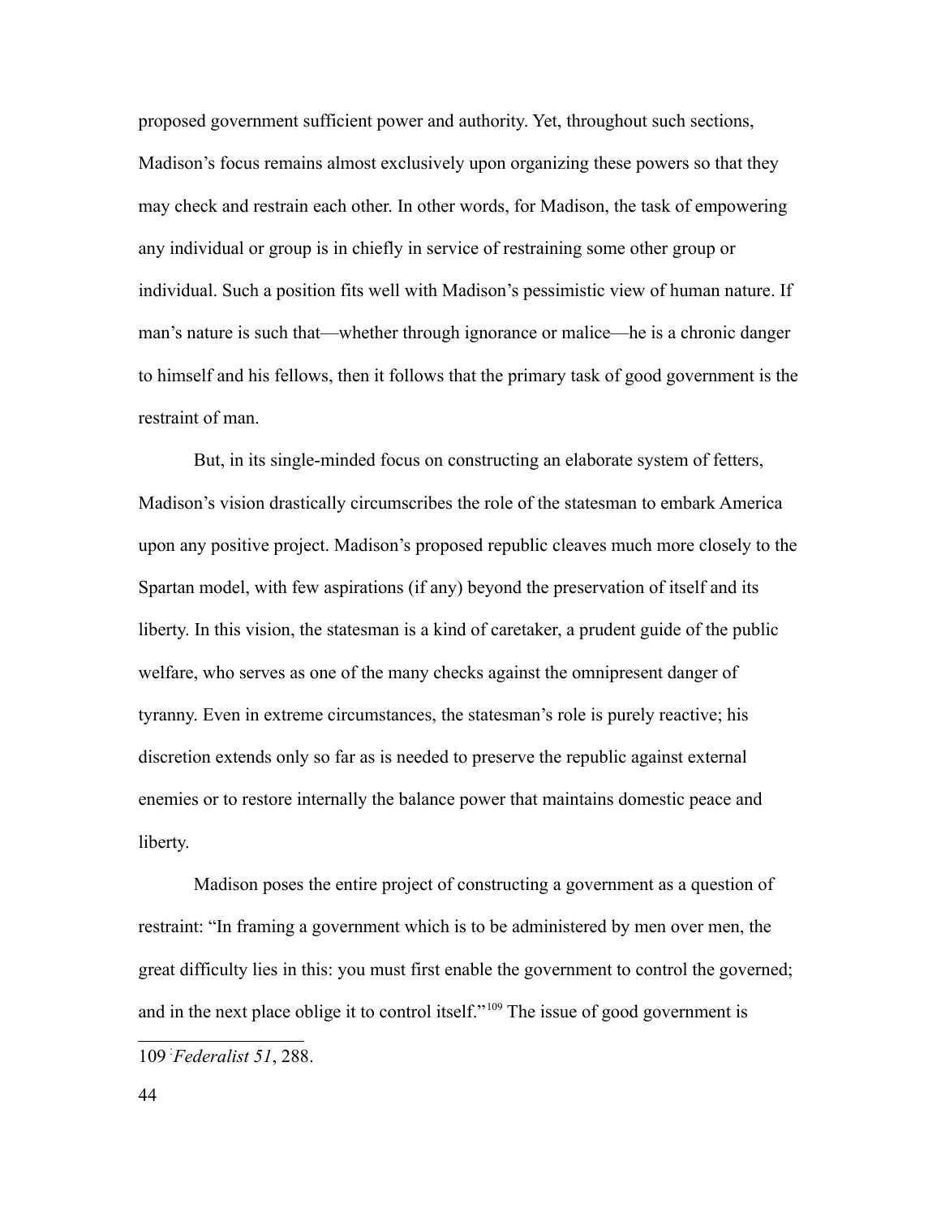proposed government sufficient power and authority. Yet, throughout such sections, Madison's focus remains almost exclusively upon organizing these powers so that they may check and restrain each other. In other words, for Madison, the task of empowering any individual or group is in chiefly in service of restraining some other group or individual. Such a position fits well with Madison's pessimistic view of human nature. If man's nature is such that—whether through ignorance or malice—he is a chronic danger to himself and his fellows, then it follows that the primary task of good government is the restraint of man.

But, in its single-minded focus on constructing an elaborate system of fetters, Madison's vision drastically circumscribes the role of the statesman to embark America upon any positive project. Madison's proposed republic cleaves much more closely to the Spartan model, with few aspirations (if any) beyond the preservation of itself and its liberty. In this vision, the statesman is a kind of caretaker, a prudent guide of the public welfare, who serves as one of the many checks against the omnipresent danger of tyranny. Even in extreme circumstances, the statesman's role is purely reactive; his discretion extends only so far as is needed to preserve the republic against external enemies or to restore internally the balance power that maintains domestic peace and liberty.

Madison poses the entire project of constructing a government as a question of restraint: "In framing a government which is to be administered by men over men, the great difficulty lies in this: you must first enable the government to control the governed; and in the next place oblige it to control itself."[109] The issue of good government is

---

109 *Federalist 51*, 288.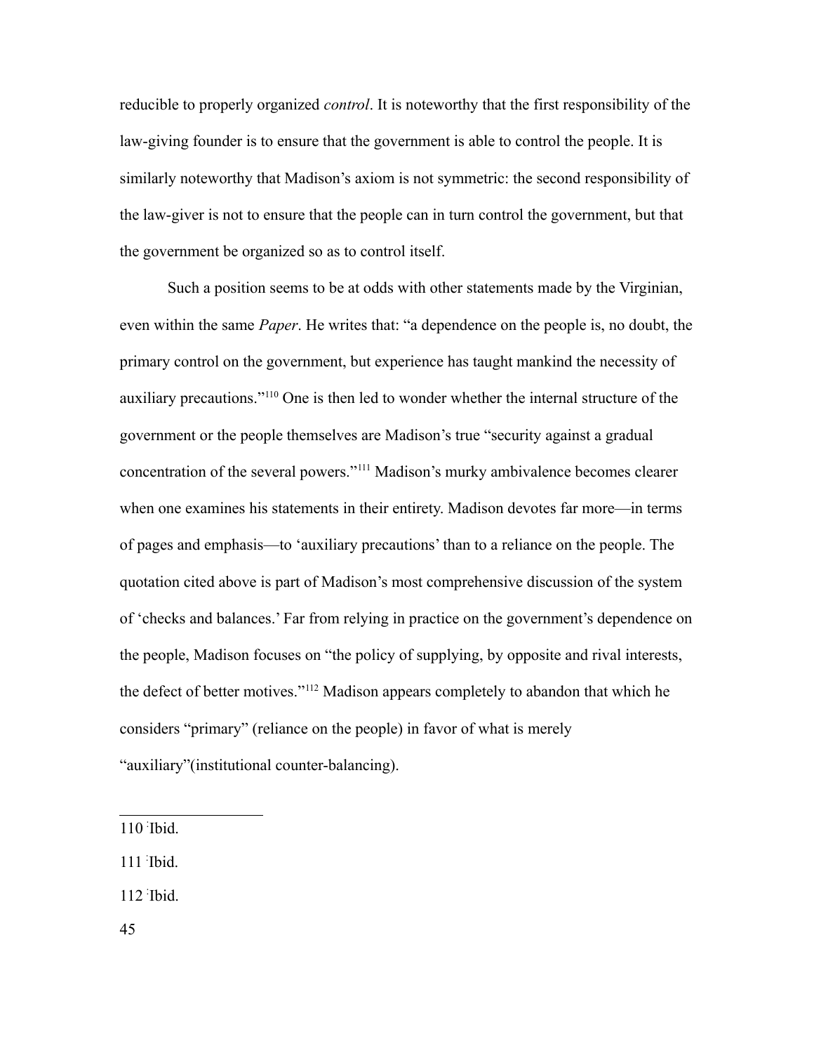reducible to properly organized *control*. It is noteworthy that the first responsibility of the law-giving founder is to ensure that the government is able to control the people. It is similarly noteworthy that Madison's axiom is not symmetric: the second responsibility of the law-giver is not to ensure that the people can in turn control the government, but that the government be organized so as to control itself.

Such a position seems to be at odds with other statements made by the Virginian, even within the same *Paper*. He writes that: "a dependence on the people is, no doubt, the primary control on the government, but experience has taught mankind the necessity of auxiliary precautions."[110] One is then led to wonder whether the internal structure of the government or the people themselves are Madison's true "security against a gradual concentration of the several powers."[111] Madison's murky ambivalence becomes clearer when one examines his statements in their entirety. Madison devotes far more—in terms of pages and emphasis—to 'auxiliary precautions' than to a reliance on the people. The quotation cited above is part of Madison's most comprehensive discussion of the system of 'checks and balances.' Far from relying in practice on the government's dependence on the people, Madison focuses on "the policy of supplying, by opposite and rival interests, the defect of better motives."[112] Madison appears completely to abandon that which he considers "primary" (reliance on the people) in favor of what is merely "auxiliary"(institutional counter-balancing).

---

110 Ibid.

111 Ibid.

112 Ibid.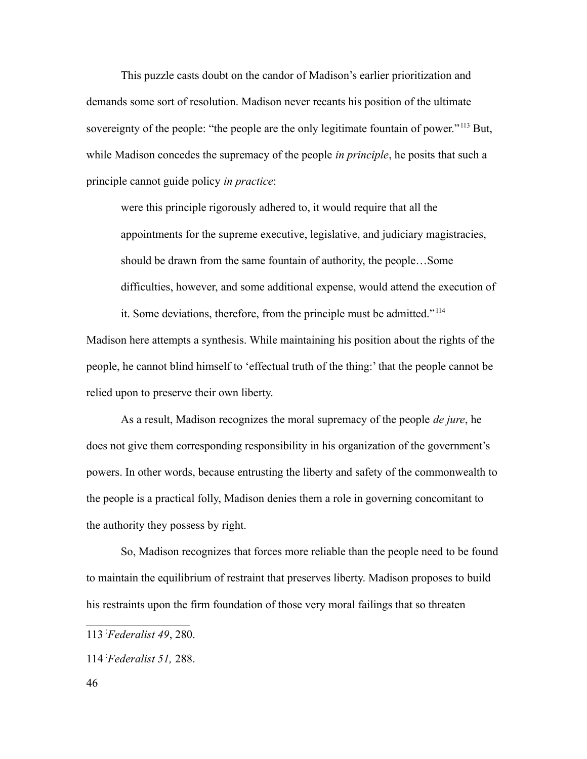This puzzle casts doubt on the candor of Madison's earlier prioritization and demands some sort of resolution. Madison never recants his position of the ultimate sovereignty of the people: "the people are the only legitimate fountain of power."[113] But, while Madison concedes the supremacy of the people *in principle*, he posits that such a principle cannot guide policy *in practice*:

> were this principle rigorously adhered to, it would require that all the appointments for the supreme executive, legislative, and judiciary magistracies, should be drawn from the same fountain of authority, the people…Some difficulties, however, and some additional expense, would attend the execution of it. Some deviations, therefore, from the principle must be admitted."[114]

Madison here attempts a synthesis. While maintaining his position about the rights of the people, he cannot blind himself to 'effectual truth of the thing:' that the people cannot be relied upon to preserve their own liberty.

As a result, Madison recognizes the moral supremacy of the people *de jure*, he does not give them corresponding responsibility in his organization of the government's powers. In other words, because entrusting the liberty and safety of the commonwealth to the people is a practical folly, Madison denies them a role in governing concomitant to the authority they possess by right.

So, Madison recognizes that forces more reliable than the people need to be found to maintain the equilibrium of restraint that preserves liberty. Madison proposes to build his restraints upon the firm foundation of those very moral failings that so threaten

---

113 *Federalist 49*, 280.

114 *Federalist 51,* 288.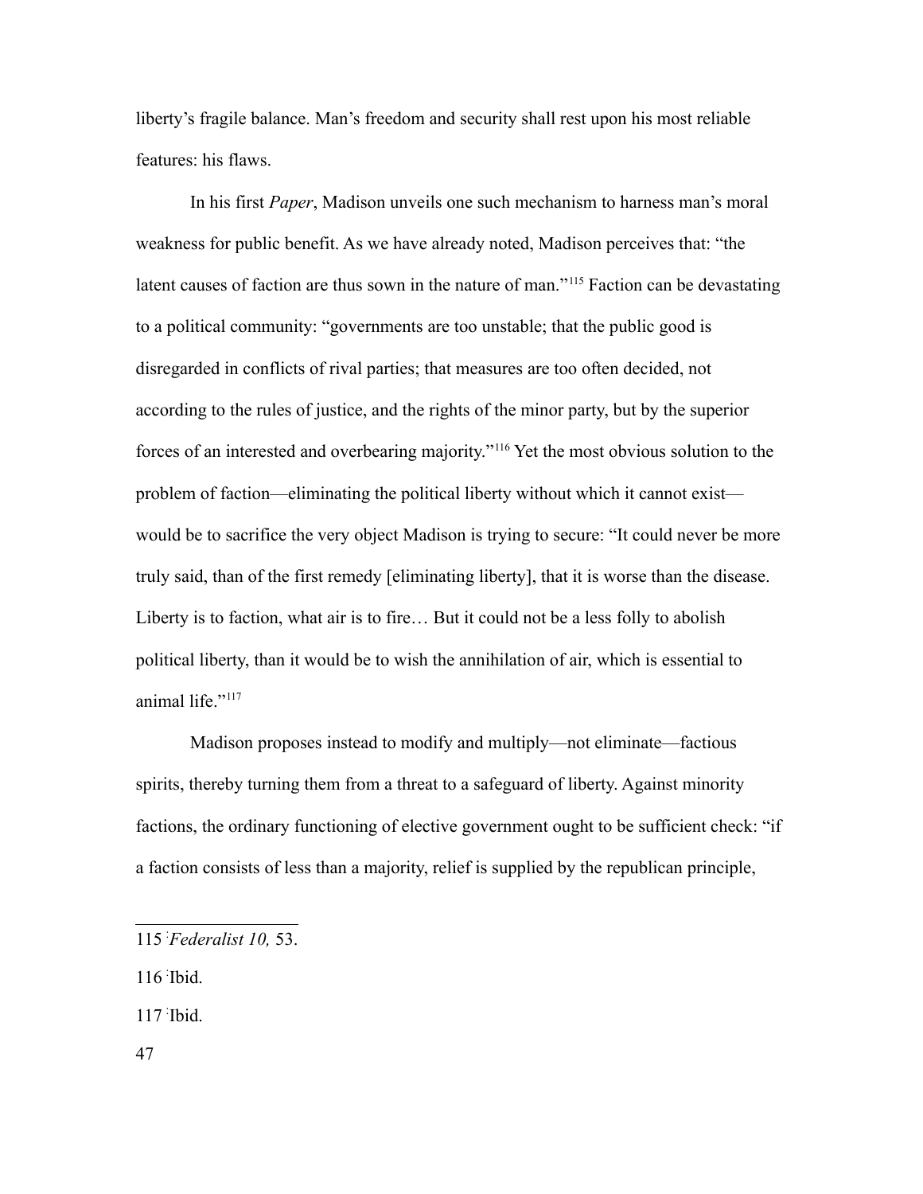liberty's fragile balance. Man's freedom and security shall rest upon his most reliable features: his flaws.

In his first *Paper*, Madison unveils one such mechanism to harness man's moral weakness for public benefit. As we have already noted, Madison perceives that: "the latent causes of faction are thus sown in the nature of man."[115] Faction can be devastating to a political community: "governments are too unstable; that the public good is disregarded in conflicts of rival parties; that measures are too often decided, not according to the rules of justice, and the rights of the minor party, but by the superior forces of an interested and overbearing majority."[116] Yet the most obvious solution to the problem of faction—eliminating the political liberty without which it cannot exist—would be to sacrifice the very object Madison is trying to secure: "It could never be more truly said, than of the first remedy [eliminating liberty], that it is worse than the disease. Liberty is to faction, what air is to fire… But it could not be a less folly to abolish political liberty, than it would be to wish the annihilation of air, which is essential to animal life."[117]

Madison proposes instead to modify and multiply—not eliminate—factious spirits, thereby turning them from a threat to a safeguard of liberty. Against minority factions, the ordinary functioning of elective government ought to be sufficient check: "if a faction consists of less than a majority, relief is supplied by the republican principle,

---

115 *Federalist 10,* 53.

116 Ibid.

117 Ibid.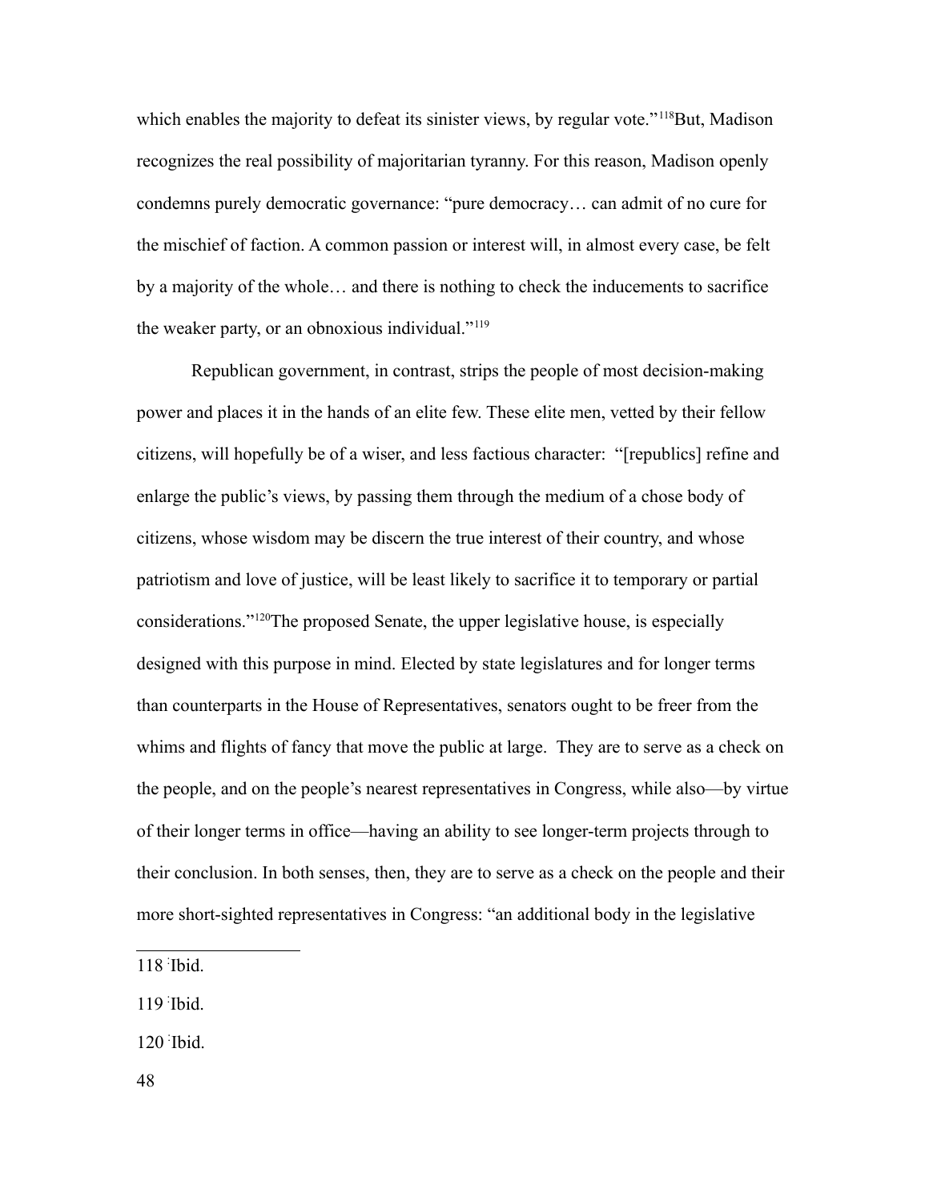which enables the majority to defeat its sinister views, by regular vote."[118]But, Madison recognizes the real possibility of majoritarian tyranny. For this reason, Madison openly condemns purely democratic governance: "pure democracy… can admit of no cure for the mischief of faction. A common passion or interest will, in almost every case, be felt by a majority of the whole… and there is nothing to check the inducements to sacrifice the weaker party, or an obnoxious individual."[119]

Republican government, in contrast, strips the people of most decision-making power and places it in the hands of an elite few. These elite men, vetted by their fellow citizens, will hopefully be of a wiser, and less factious character: "[republics] refine and enlarge the public's views, by passing them through the medium of a chose body of citizens, whose wisdom may be discern the true interest of their country, and whose patriotism and love of justice, will be least likely to sacrifice it to temporary or partial considerations."[120]The proposed Senate, the upper legislative house, is especially designed with this purpose in mind. Elected by state legislatures and for longer terms than counterparts in the House of Representatives, senators ought to be freer from the whims and flights of fancy that move the public at large. They are to serve as a check on the people, and on the people's nearest representatives in Congress, while also—by virtue of their longer terms in office—having an ability to see longer-term projects through to their conclusion. In both senses, then, they are to serve as a check on the people and their more short-sighted representatives in Congress: "an additional body in the legislative

---

118 Ibid.

119 Ibid.

120 Ibid.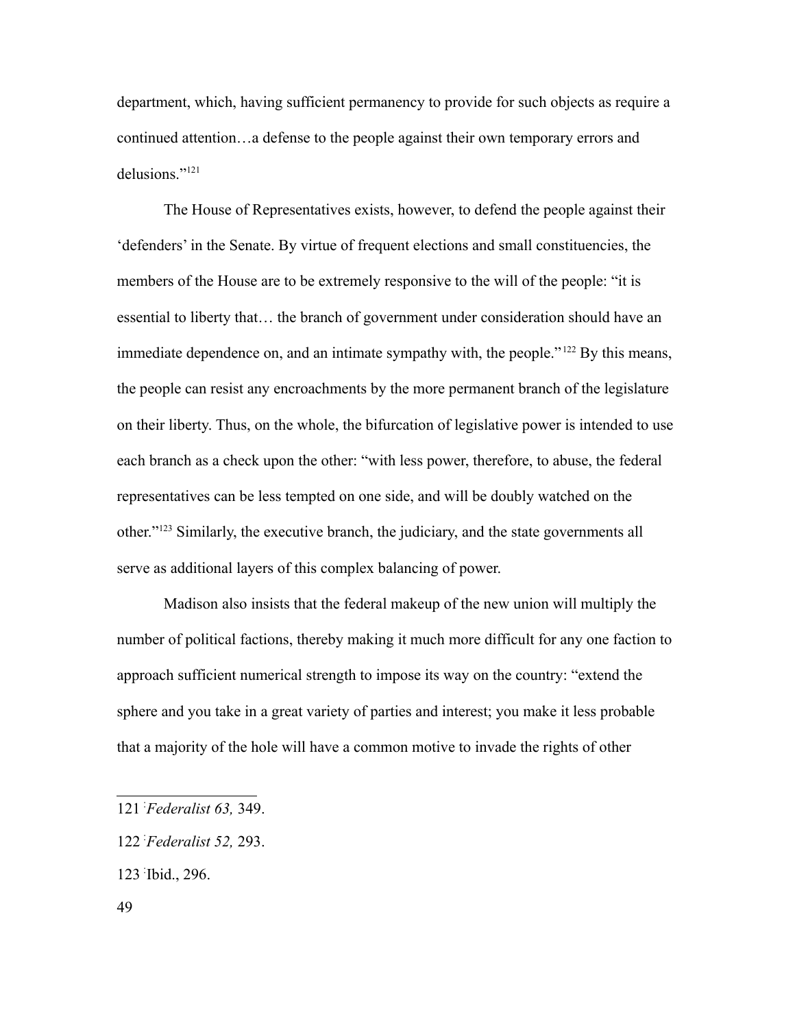department, which, having sufficient permanency to provide for such objects as require a continued attention…a defense to the people against their own temporary errors and delusions."[121]

The House of Representatives exists, however, to defend the people against their 'defenders' in the Senate. By virtue of frequent elections and small constituencies, the members of the House are to be extremely responsive to the will of the people: "it is essential to liberty that… the branch of government under consideration should have an immediate dependence on, and an intimate sympathy with, the people."[122] By this means, the people can resist any encroachments by the more permanent branch of the legislature on their liberty. Thus, on the whole, the bifurcation of legislative power is intended to use each branch as a check upon the other: "with less power, therefore, to abuse, the federal representatives can be less tempted on one side, and will be doubly watched on the other."[123] Similarly, the executive branch, the judiciary, and the state governments all serve as additional layers of this complex balancing of power.

Madison also insists that the federal makeup of the new union will multiply the number of political factions, thereby making it much more difficult for any one faction to approach sufficient numerical strength to impose its way on the country: "extend the sphere and you take in a great variety of parties and interest; you make it less probable that a majority of the hole will have a common motive to invade the rights of other

---

121 *Federalist 63,* 349.

122 *Federalist 52,* 293.

123 Ibid., 296.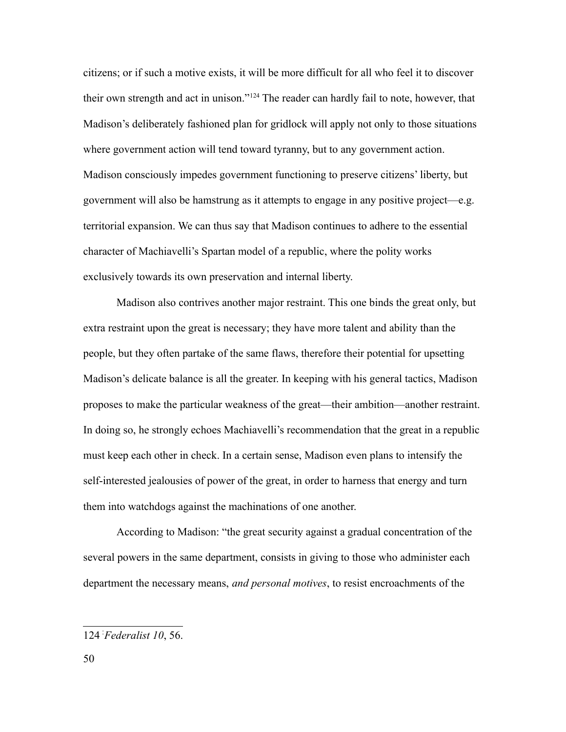citizens; or if such a motive exists, it will be more difficult for all who feel it to discover their own strength and act in unison."[124] The reader can hardly fail to note, however, that Madison's deliberately fashioned plan for gridlock will apply not only to those situations where government action will tend toward tyranny, but to any government action. Madison consciously impedes government functioning to preserve citizens' liberty, but government will also be hamstrung as it attempts to engage in any positive project—e.g. territorial expansion. We can thus say that Madison continues to adhere to the essential character of Machiavelli's Spartan model of a republic, where the polity works exclusively towards its own preservation and internal liberty.

Madison also contrives another major restraint. This one binds the great only, but extra restraint upon the great is necessary; they have more talent and ability than the people, but they often partake of the same flaws, therefore their potential for upsetting Madison's delicate balance is all the greater. In keeping with his general tactics, Madison proposes to make the particular weakness of the great—their ambition—another restraint. In doing so, he strongly echoes Machiavelli's recommendation that the great in a republic must keep each other in check. In a certain sense, Madison even plans to intensify the self-interested jealousies of power of the great, in order to harness that energy and turn them into watchdogs against the machinations of one another.

According to Madison: "the great security against a gradual concentration of the several powers in the same department, consists in giving to those who administer each department the necessary means, *and personal motives*, to resist encroachments of the

---

124 *Federalist 10*, 56.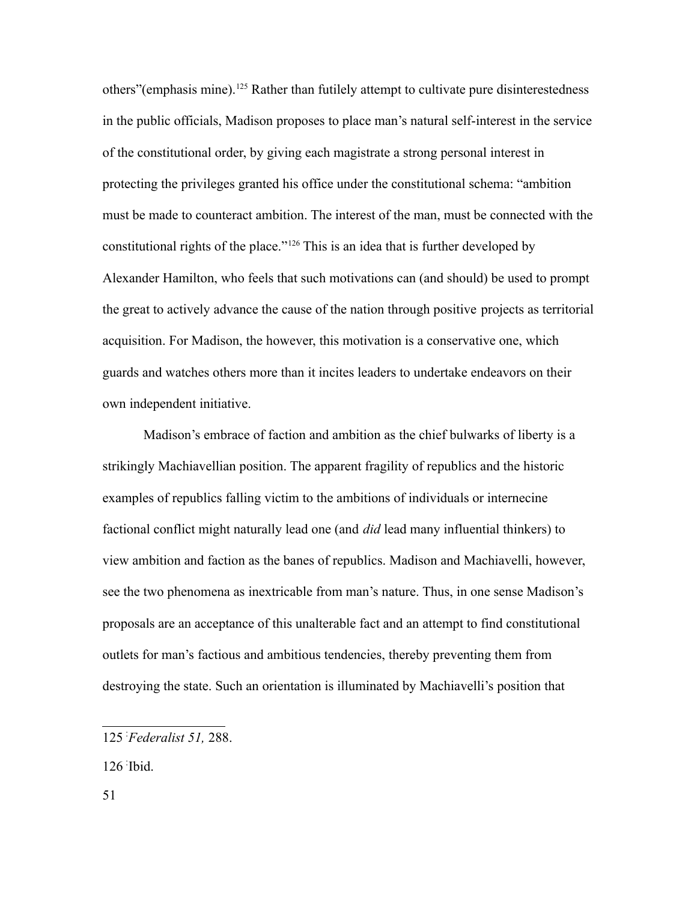others"(emphasis mine).[125] Rather than futilely attempt to cultivate pure disinterestedness in the public officials, Madison proposes to place man's natural self-interest in the service of the constitutional order, by giving each magistrate a strong personal interest in protecting the privileges granted his office under the constitutional schema: "ambition must be made to counteract ambition. The interest of the man, must be connected with the constitutional rights of the place."[126] This is an idea that is further developed by Alexander Hamilton, who feels that such motivations can (and should) be used to prompt the great to actively advance the cause of the nation through positive projects as territorial acquisition. For Madison, the however, this motivation is a conservative one, which guards and watches others more than it incites leaders to undertake endeavors on their own independent initiative.

Madison's embrace of faction and ambition as the chief bulwarks of liberty is a strikingly Machiavellian position. The apparent fragility of republics and the historic examples of republics falling victim to the ambitions of individuals or internecine factional conflict might naturally lead one (and *did* lead many influential thinkers) to view ambition and faction as the banes of republics. Madison and Machiavelli, however, see the two phenomena as inextricable from man's nature. Thus, in one sense Madison's proposals are an acceptance of this unalterable fact and an attempt to find constitutional outlets for man's factious and ambitious tendencies, thereby preventing them from destroying the state. Such an orientation is illuminated by Machiavelli's position that

---

125 *Federalist 51,* 288.

126 Ibid.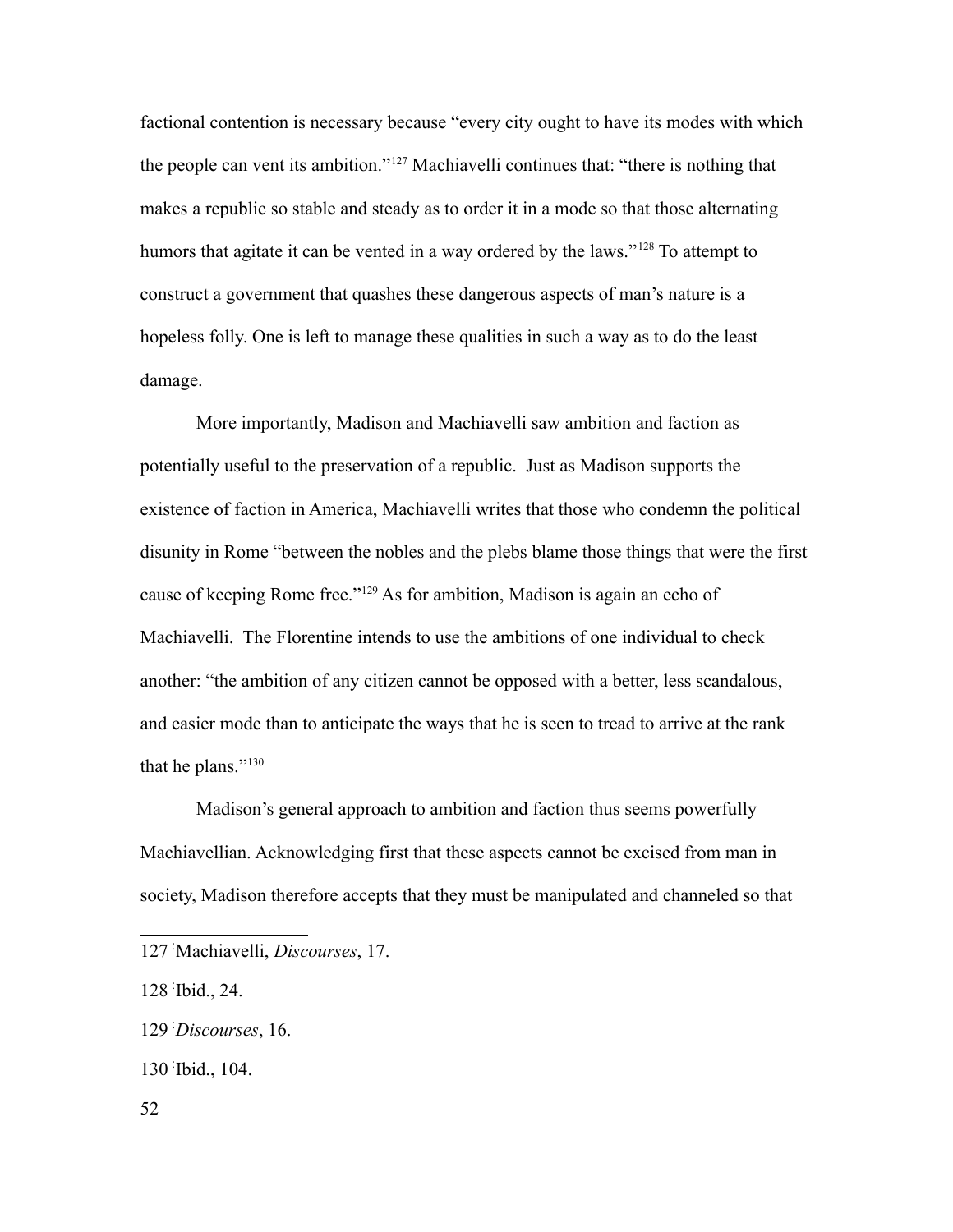factional contention is necessary because "every city ought to have its modes with which the people can vent its ambition."[127] Machiavelli continues that: "there is nothing that makes a republic so stable and steady as to order it in a mode so that those alternating humors that agitate it can be vented in a way ordered by the laws."[128] To attempt to construct a government that quashes these dangerous aspects of man's nature is a hopeless folly. One is left to manage these qualities in such a way as to do the least damage.

More importantly, Madison and Machiavelli saw ambition and faction as potentially useful to the preservation of a republic. Just as Madison supports the existence of faction in America, Machiavelli writes that those who condemn the political disunity in Rome "between the nobles and the plebs blame those things that were the first cause of keeping Rome free."[129] As for ambition, Madison is again an echo of Machiavelli. The Florentine intends to use the ambitions of one individual to check another: "the ambition of any citizen cannot be opposed with a better, less scandalous, and easier mode than to anticipate the ways that he is seen to tread to arrive at the rank that he plans."[130]

Madison's general approach to ambition and faction thus seems powerfully Machiavellian. Acknowledging first that these aspects cannot be excised from man in society, Madison therefore accepts that they must be manipulated and channeled so that

---

127 Machiavelli, *Discourses*, 17.

128 Ibid., 24.

129 *Discourses*, 16.

130 Ibid., 104.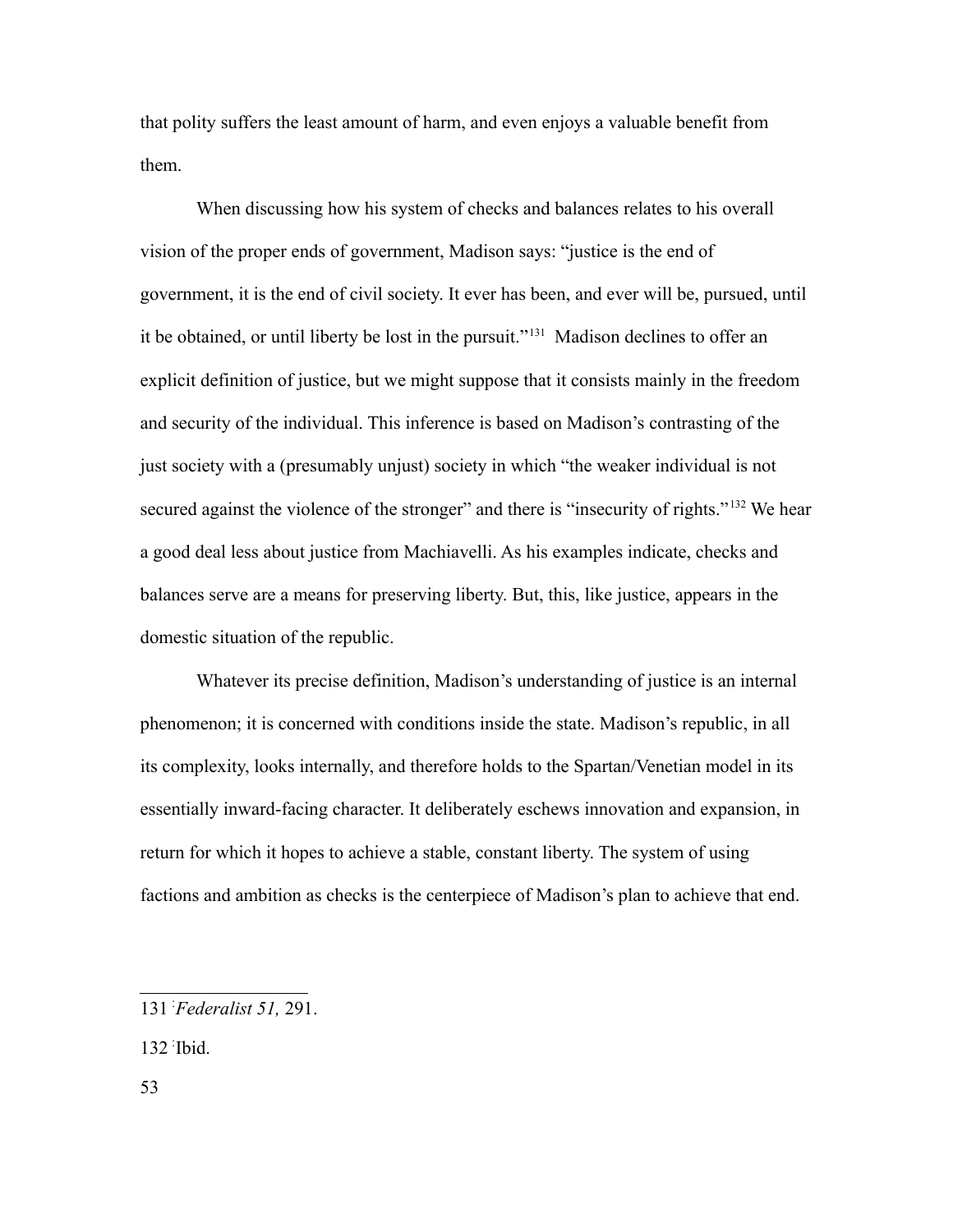that polity suffers the least amount of harm, and even enjoys a valuable benefit from them.

When discussing how his system of checks and balances relates to his overall vision of the proper ends of government, Madison says: "justice is the end of government, it is the end of civil society. It ever has been, and ever will be, pursued, until it be obtained, or until liberty be lost in the pursuit."[131] Madison declines to offer an explicit definition of justice, but we might suppose that it consists mainly in the freedom and security of the individual. This inference is based on Madison's contrasting of the just society with a (presumably unjust) society in which "the weaker individual is not secured against the violence of the stronger" and there is "insecurity of rights."[132] We hear a good deal less about justice from Machiavelli. As his examples indicate, checks and balances serve are a means for preserving liberty. But, this, like justice, appears in the domestic situation of the republic.

Whatever its precise definition, Madison's understanding of justice is an internal phenomenon; it is concerned with conditions inside the state. Madison's republic, in all its complexity, looks internally, and therefore holds to the Spartan/Venetian model in its essentially inward-facing character. It deliberately eschews innovation and expansion, in return for which it hopes to achieve a stable, constant liberty. The system of using factions and ambition as checks is the centerpiece of Madison's plan to achieve that end.

---

131 *Federalist 51,* 291.

132 Ibid.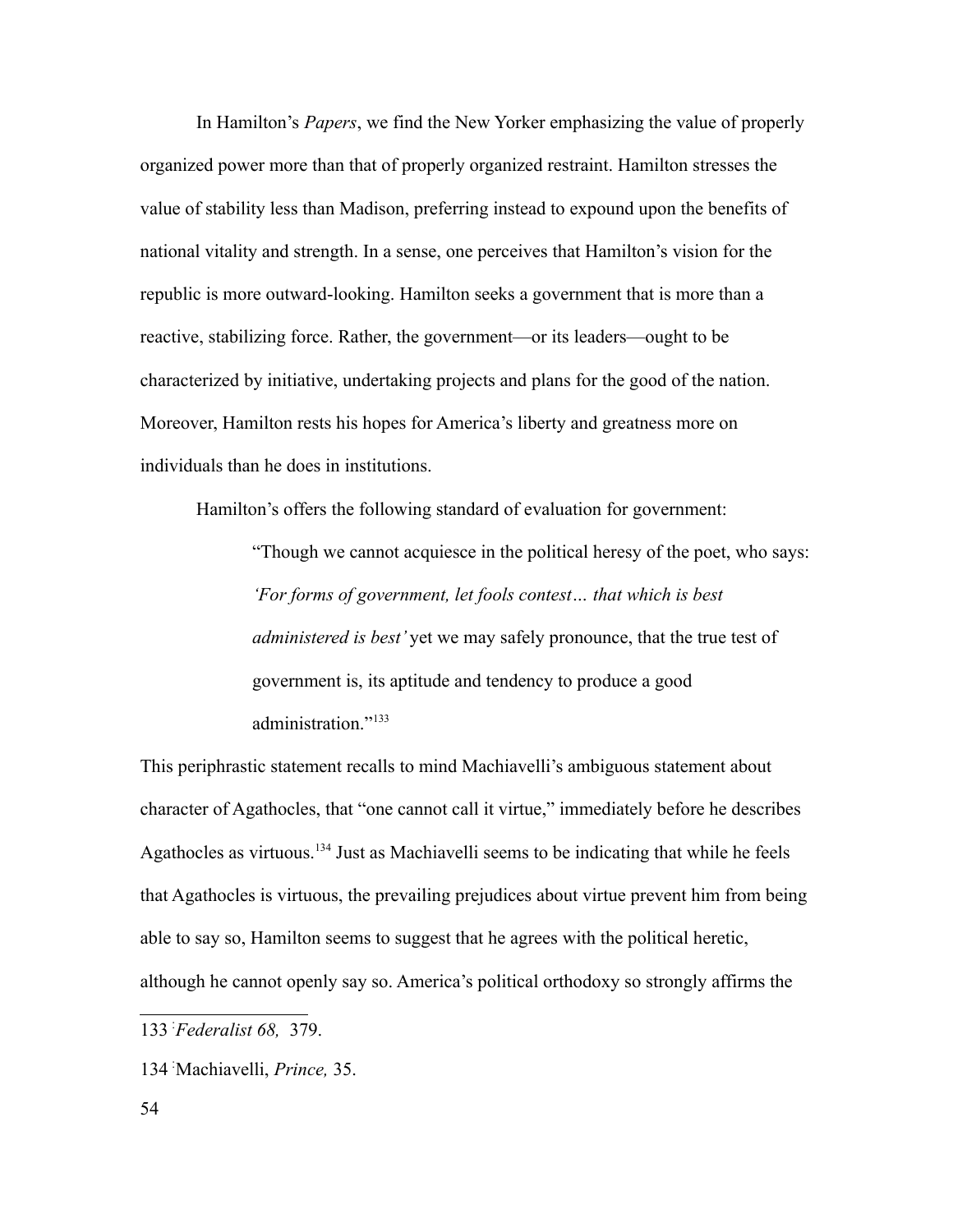In Hamilton's *Papers*, we find the New Yorker emphasizing the value of properly organized power more than that of properly organized restraint. Hamilton stresses the value of stability less than Madison, preferring instead to expound upon the benefits of national vitality and strength. In a sense, one perceives that Hamilton's vision for the republic is more outward-looking. Hamilton seeks a government that is more than a reactive, stabilizing force. Rather, the government—or its leaders—ought to be characterized by initiative, undertaking projects and plans for the good of the nation. Moreover, Hamilton rests his hopes for America's liberty and greatness more on individuals than he does in institutions.

Hamilton's offers the following standard of evaluation for government:

> "Though we cannot acquiesce in the political heresy of the poet, who says: *'For forms of government, let fools contest… that which is best administered is best'* yet we may safely pronounce, that the true test of government is, its aptitude and tendency to produce a good administration."[133]

This periphrastic statement recalls to mind Machiavelli's ambiguous statement about character of Agathocles, that "one cannot call it virtue," immediately before he describes Agathocles as virtuous.[134] Just as Machiavelli seems to be indicating that while he feels that Agathocles is virtuous, the prevailing prejudices about virtue prevent him from being able to say so, Hamilton seems to suggest that he agrees with the political heretic, although he cannot openly say so. America's political orthodoxy so strongly affirms the

---

133 *Federalist 68,* 379.

134 Machiavelli, *Prince,* 35.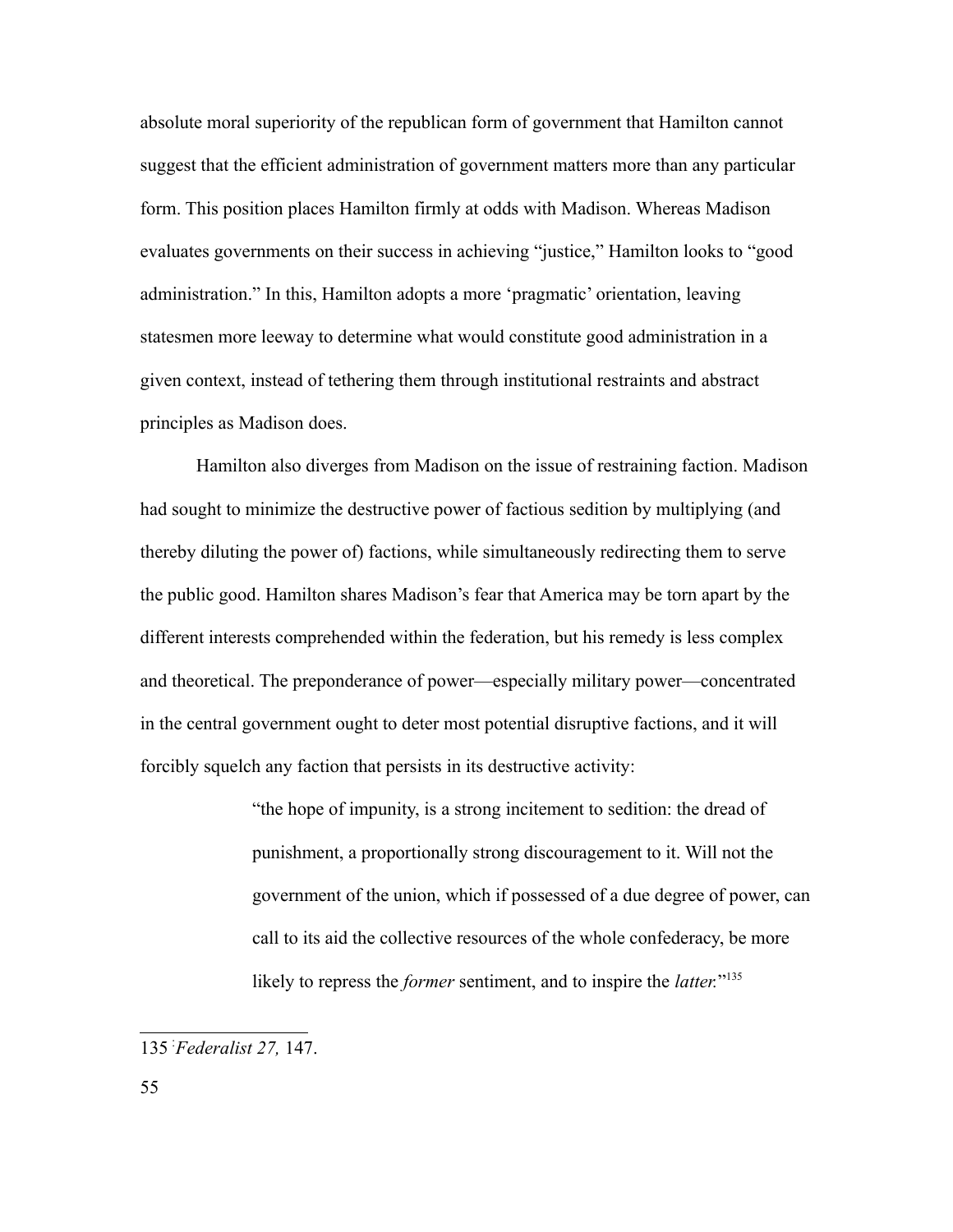absolute moral superiority of the republican form of government that Hamilton cannot suggest that the efficient administration of government matters more than any particular form. This position places Hamilton firmly at odds with Madison. Whereas Madison evaluates governments on their success in achieving "justice," Hamilton looks to "good administration." In this, Hamilton adopts a more 'pragmatic' orientation, leaving statesmen more leeway to determine what would constitute good administration in a given context, instead of tethering them through institutional restraints and abstract principles as Madison does.

Hamilton also diverges from Madison on the issue of restraining faction. Madison had sought to minimize the destructive power of factious sedition by multiplying (and thereby diluting the power of) factions, while simultaneously redirecting them to serve the public good. Hamilton shares Madison's fear that America may be torn apart by the different interests comprehended within the federation, but his remedy is less complex and theoretical. The preponderance of power—especially military power—concentrated in the central government ought to deter most potential disruptive factions, and it will forcibly squelch any faction that persists in its destructive activity:

> "the hope of impunity, is a strong incitement to sedition: the dread of punishment, a proportionally strong discouragement to it. Will not the government of the union, which if possessed of a due degree of power, can call to its aid the collective resources of the whole confederacy, be more likely to repress the *former* sentiment, and to inspire the *latter*."[135]

---

135 *Federalist 27,* 147.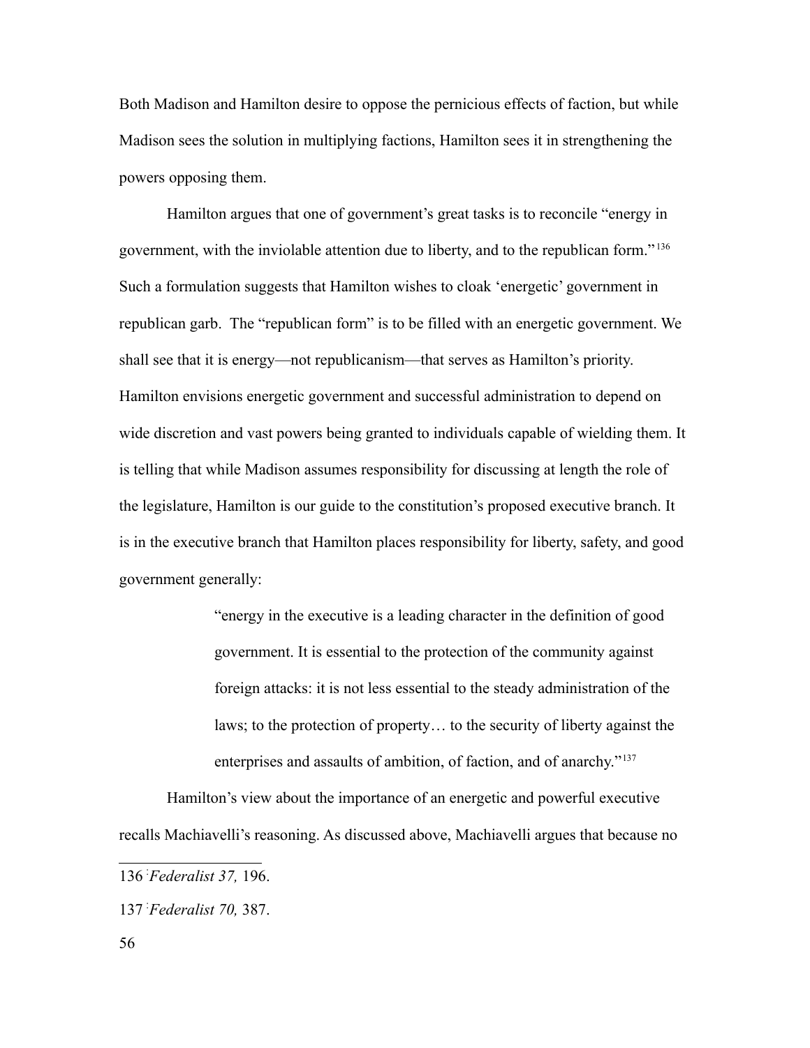Both Madison and Hamilton desire to oppose the pernicious effects of faction, but while Madison sees the solution in multiplying factions, Hamilton sees it in strengthening the powers opposing them.

Hamilton argues that one of government's great tasks is to reconcile "energy in government, with the inviolable attention due to liberty, and to the republican form."[136] Such a formulation suggests that Hamilton wishes to cloak 'energetic' government in republican garb. The "republican form" is to be filled with an energetic government. We shall see that it is energy—not republicanism—that serves as Hamilton's priority. Hamilton envisions energetic government and successful administration to depend on wide discretion and vast powers being granted to individuals capable of wielding them. It is telling that while Madison assumes responsibility for discussing at length the role of the legislature, Hamilton is our guide to the constitution's proposed executive branch. It is in the executive branch that Hamilton places responsibility for liberty, safety, and good government generally:

> "energy in the executive is a leading character in the definition of good government. It is essential to the protection of the community against foreign attacks: it is not less essential to the steady administration of the laws; to the protection of property… to the security of liberty against the enterprises and assaults of ambition, of faction, and of anarchy."[137]

Hamilton's view about the importance of an energetic and powerful executive recalls Machiavelli's reasoning. As discussed above, Machiavelli argues that because no

---

136 *Federalist 37,* 196.

137 *Federalist 70,* 387.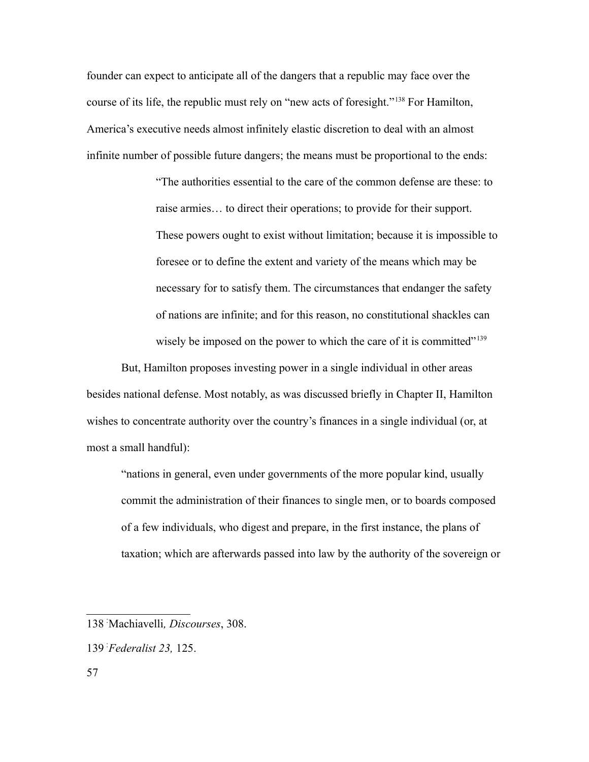founder can expect to anticipate all of the dangers that a republic may face over the course of its life, the republic must rely on "new acts of foresight."[138] For Hamilton, America's executive needs almost infinitely elastic discretion to deal with an almost infinite number of possible future dangers; the means must be proportional to the ends:

> "The authorities essential to the care of the common defense are these: to raise armies… to direct their operations; to provide for their support. These powers ought to exist without limitation; because it is impossible to foresee or to define the extent and variety of the means which may be necessary for to satisfy them. The circumstances that endanger the safety of nations are infinite; and for this reason, no constitutional shackles can wisely be imposed on the power to which the care of it is committed"[139]

But, Hamilton proposes investing power in a single individual in other areas besides national defense. Most notably, as was discussed briefly in Chapter II, Hamilton wishes to concentrate authority over the country's finances in a single individual (or, at most a small handful):

> "nations in general, even under governments of the more popular kind, usually commit the administration of their finances to single men, or to boards composed of a few individuals, who digest and prepare, in the first instance, the plans of taxation; which are afterwards passed into law by the authority of the sovereign or

---

138 Machiavelli*, Discourses*, 308.

139 *Federalist 23,* 125.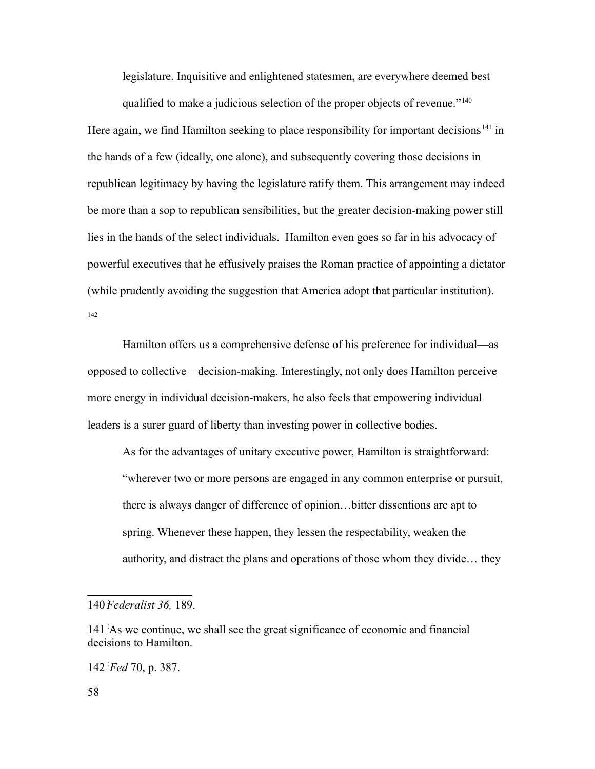> legislature. Inquisitive and enlightened statesmen, are everywhere deemed best qualified to make a judicious selection of the proper objects of revenue."[140]

Here again, we find Hamilton seeking to place responsibility for important decisions[141] in the hands of a few (ideally, one alone), and subsequently covering those decisions in republican legitimacy by having the legislature ratify them. This arrangement may indeed be more than a sop to republican sensibilities, but the greater decision-making power still lies in the hands of the select individuals. Hamilton even goes so far in his advocacy of powerful executives that he effusively praises the Roman practice of appointing a dictator (while prudently avoiding the suggestion that America adopt that particular institution).[142]

Hamilton offers us a comprehensive defense of his preference for individual—as opposed to collective—decision-making. Interestingly, not only does Hamilton perceive more energy in individual decision-makers, he also feels that empowering individual leaders is a surer guard of liberty than investing power in collective bodies.

> As for the advantages of unitary executive power, Hamilton is straightforward: "wherever two or more persons are engaged in any common enterprise or pursuit, there is always danger of difference of opinion…bitter dissentions are apt to spring. Whenever these happen, they lessen the respectability, weaken the authority, and distract the plans and operations of those whom they divide… they

---

140 *Federalist 36,* 189.

141 As we continue, we shall see the great significance of economic and financial decisions to Hamilton.

142 *Fed* 70, p. 387.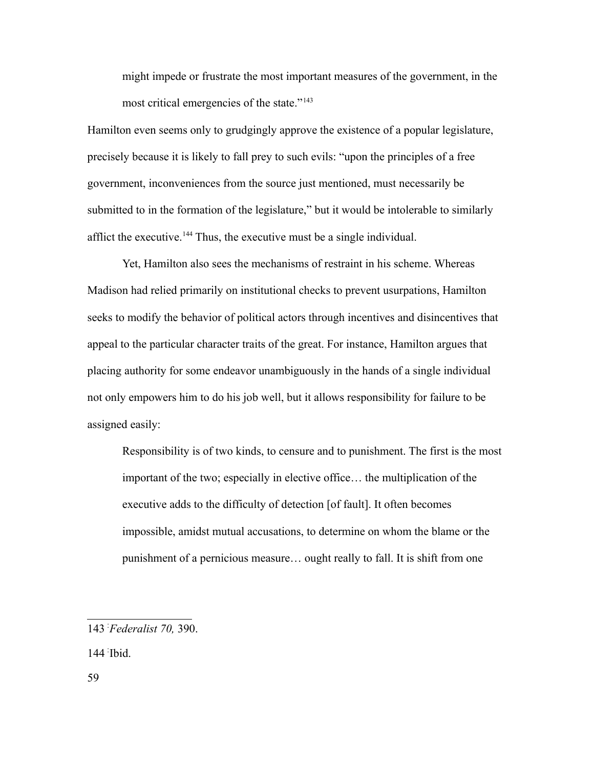> might impede or frustrate the most important measures of the government, in the most critical emergencies of the state."[143]

Hamilton even seems only to grudgingly approve the existence of a popular legislature, precisely because it is likely to fall prey to such evils: "upon the principles of a free government, inconveniences from the source just mentioned, must necessarily be submitted to in the formation of the legislature," but it would be intolerable to similarly afflict the executive.[144] Thus, the executive must be a single individual.

Yet, Hamilton also sees the mechanisms of restraint in his scheme. Whereas Madison had relied primarily on institutional checks to prevent usurpations, Hamilton seeks to modify the behavior of political actors through incentives and disincentives that appeal to the particular character traits of the great. For instance, Hamilton argues that placing authority for some endeavor unambiguously in the hands of a single individual not only empowers him to do his job well, but it allows responsibility for failure to be assigned easily:

> Responsibility is of two kinds, to censure and to punishment. The first is the most important of the two; especially in elective office… the multiplication of the executive adds to the difficulty of detection [of fault]. It often becomes impossible, amidst mutual accusations, to determine on whom the blame or the punishment of a pernicious measure… ought really to fall. It is shift from one

---

143 *Federalist 70,* 390.

144 Ibid.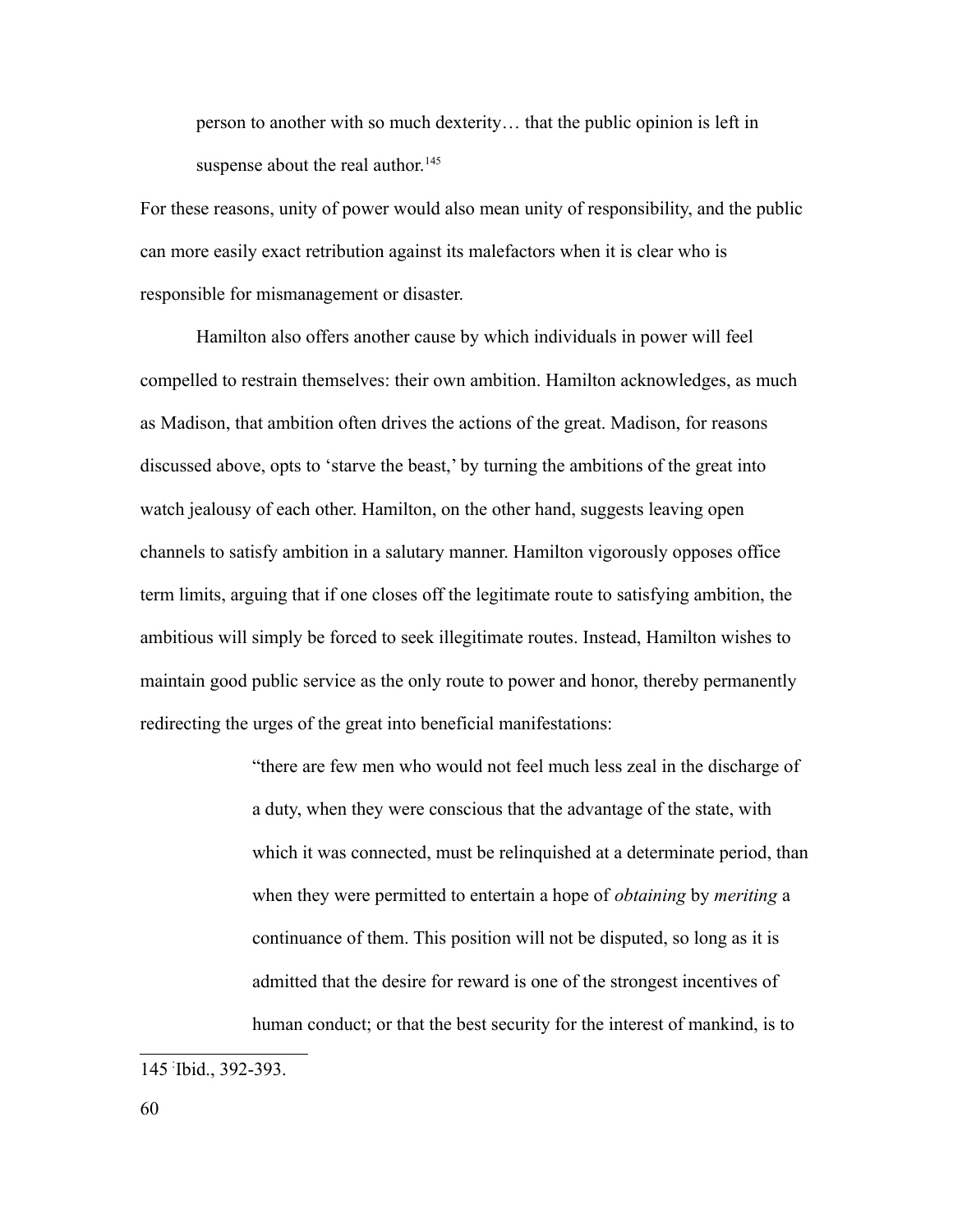> person to another with so much dexterity… that the public opinion is left in suspense about the real author.[145]

For these reasons, unity of power would also mean unity of responsibility, and the public can more easily exact retribution against its malefactors when it is clear who is responsible for mismanagement or disaster.

Hamilton also offers another cause by which individuals in power will feel compelled to restrain themselves: their own ambition. Hamilton acknowledges, as much as Madison, that ambition often drives the actions of the great. Madison, for reasons discussed above, opts to 'starve the beast,' by turning the ambitions of the great into watch jealousy of each other. Hamilton, on the other hand, suggests leaving open channels to satisfy ambition in a salutary manner. Hamilton vigorously opposes office term limits, arguing that if one closes off the legitimate route to satisfying ambition, the ambitious will simply be forced to seek illegitimate routes. Instead, Hamilton wishes to maintain good public service as the only route to power and honor, thereby permanently redirecting the urges of the great into beneficial manifestations:

> "there are few men who would not feel much less zeal in the discharge of a duty, when they were conscious that the advantage of the state, with which it was connected, must be relinquished at a determinate period, than when they were permitted to entertain a hope of *obtaining* by *meriting* a continuance of them. This position will not be disputed, so long as it is admitted that the desire for reward is one of the strongest incentives of human conduct; or that the best security for the interest of mankind, is to

---

145 Ibid., 392-393.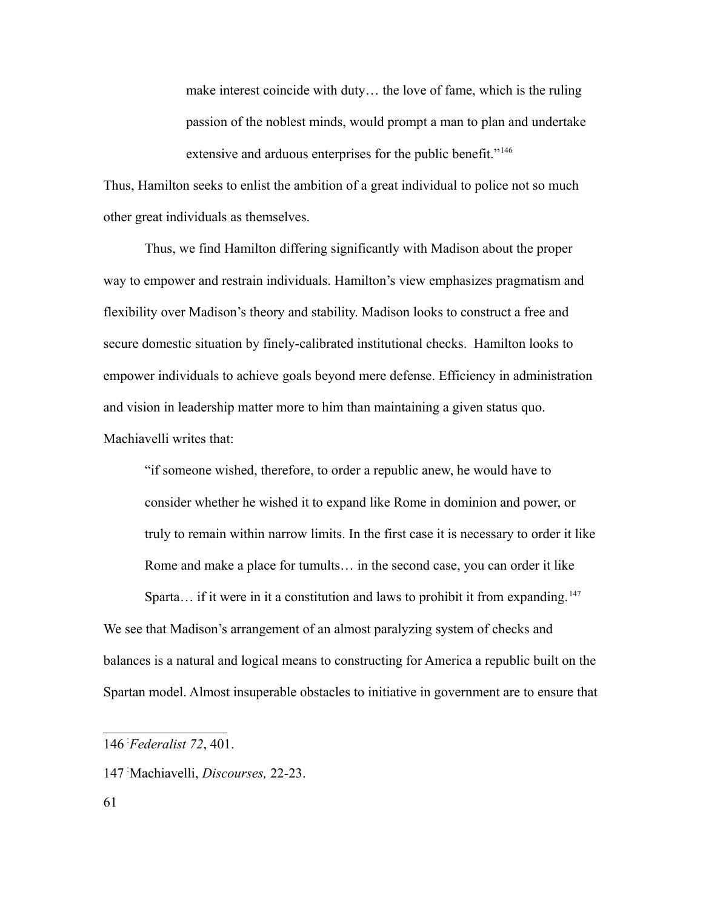> make interest coincide with duty… the love of fame, which is the ruling passion of the noblest minds, would prompt a man to plan and undertake extensive and arduous enterprises for the public benefit."[146]

Thus, Hamilton seeks to enlist the ambition of a great individual to police not so much other great individuals as themselves.

Thus, we find Hamilton differing significantly with Madison about the proper way to empower and restrain individuals. Hamilton's view emphasizes pragmatism and flexibility over Madison's theory and stability. Madison looks to construct a free and secure domestic situation by finely-calibrated institutional checks. Hamilton looks to empower individuals to achieve goals beyond mere defense. Efficiency in administration and vision in leadership matter more to him than maintaining a given status quo. Machiavelli writes that:

> "if someone wished, therefore, to order a republic anew, he would have to consider whether he wished it to expand like Rome in dominion and power, or truly to remain within narrow limits. In the first case it is necessary to order it like Rome and make a place for tumults… in the second case, you can order it like Sparta… if it were in it a constitution and laws to prohibit it from expanding.[147]

We see that Madison's arrangement of an almost paralyzing system of checks and balances is a natural and logical means to constructing for America a republic built on the Spartan model. Almost insuperable obstacles to initiative in government are to ensure that

---

146 *Federalist 72*, 401.

147 Machiavelli, *Discourses,* 22-23.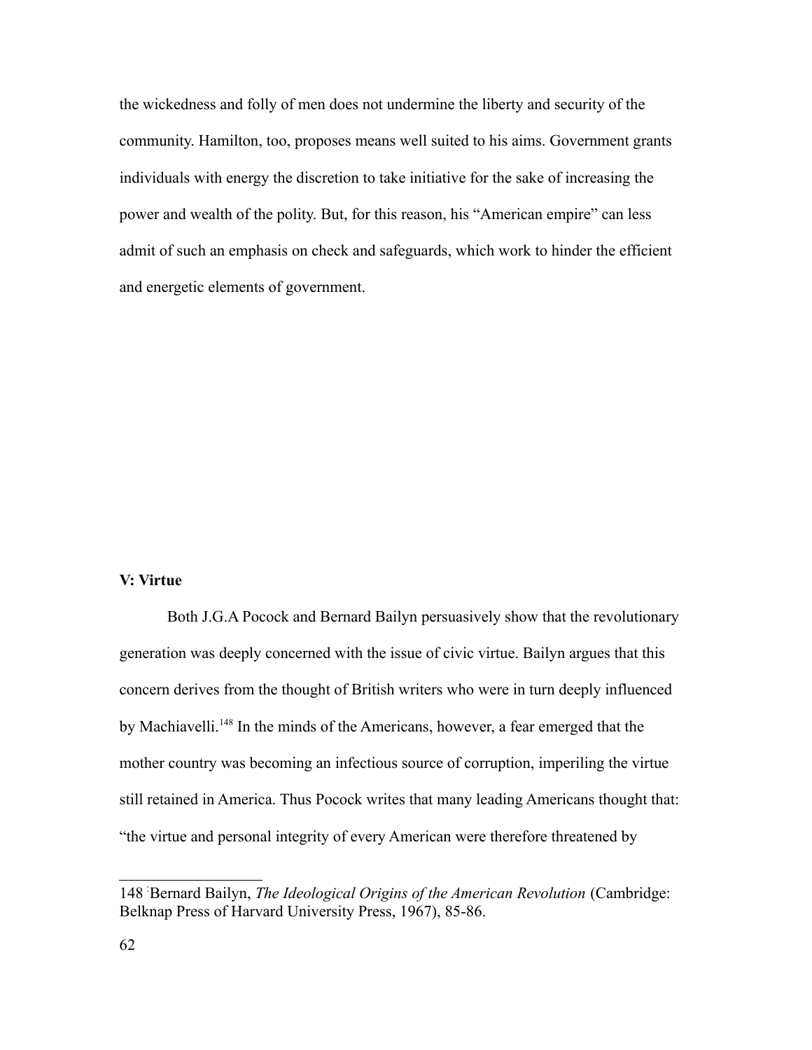the wickedness and folly of men does not undermine the liberty and security of the community. Hamilton, too, proposes means well suited to his aims. Government grants individuals with energy the discretion to take initiative for the sake of increasing the power and wealth of the polity. But, for this reason, his "American empire" can less admit of such an emphasis on check and safeguards, which work to hinder the efficient and energetic elements of government.

**V: Virtue**

Both J.G.A Pocock and Bernard Bailyn persuasively show that the revolutionary generation was deeply concerned with the issue of civic virtue. Bailyn argues that this concern derives from the thought of British writers who were in turn deeply influenced by Machiavelli.[148] In the minds of the Americans, however, a fear emerged that the mother country was becoming an infectious source of corruption, imperiling the virtue still retained in America. Thus Pocock writes that many leading Americans thought that: "the virtue and personal integrity of every American were therefore threatened by

---

148 Bernard Bailyn, *The Ideological Origins of the American Revolution* (Cambridge: Belknap Press of Harvard University Press, 1967), 85-86.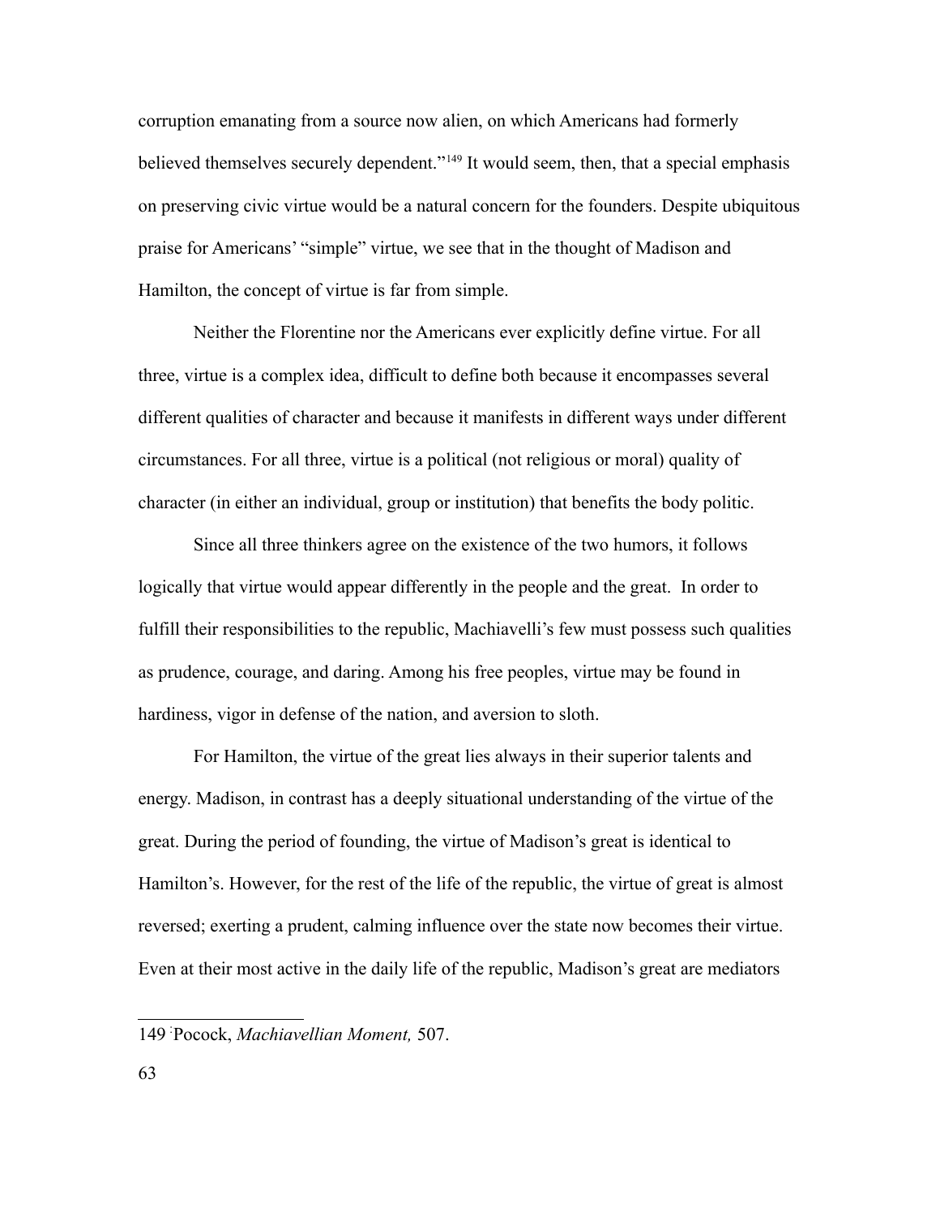corruption emanating from a source now alien, on which Americans had formerly believed themselves securely dependent."[149] It would seem, then, that a special emphasis on preserving civic virtue would be a natural concern for the founders. Despite ubiquitous praise for Americans' "simple" virtue, we see that in the thought of Madison and Hamilton, the concept of virtue is far from simple.

Neither the Florentine nor the Americans ever explicitly define virtue. For all three, virtue is a complex idea, difficult to define both because it encompasses several different qualities of character and because it manifests in different ways under different circumstances. For all three, virtue is a political (not religious or moral) quality of character (in either an individual, group or institution) that benefits the body politic.

Since all three thinkers agree on the existence of the two humors, it follows logically that virtue would appear differently in the people and the great. In order to fulfill their responsibilities to the republic, Machiavelli's few must possess such qualities as prudence, courage, and daring. Among his free peoples, virtue may be found in hardiness, vigor in defense of the nation, and aversion to sloth.

For Hamilton, the virtue of the great lies always in their superior talents and energy. Madison, in contrast has a deeply situational understanding of the virtue of the great. During the period of founding, the virtue of Madison's great is identical to Hamilton's. However, for the rest of the life of the republic, the virtue of great is almost reversed; exerting a prudent, calming influence over the state now becomes their virtue. Even at their most active in the daily life of the republic, Madison's great are mediators

---

149 Pocock, *Machiavellian Moment,* 507.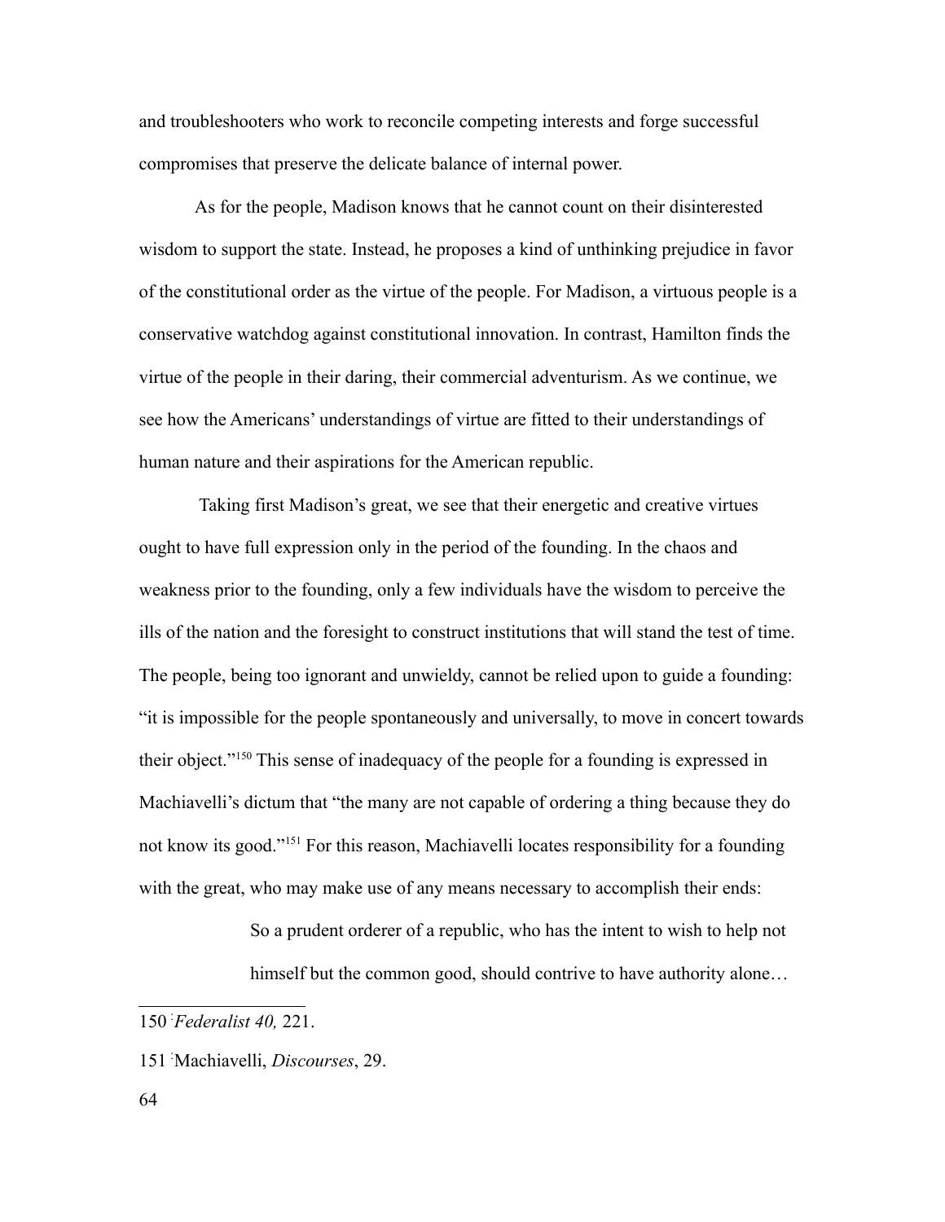and troubleshooters who work to reconcile competing interests and forge successful compromises that preserve the delicate balance of internal power.

As for the people, Madison knows that he cannot count on their disinterested wisdom to support the state. Instead, he proposes a kind of unthinking prejudice in favor of the constitutional order as the virtue of the people. For Madison, a virtuous people is a conservative watchdog against constitutional innovation. In contrast, Hamilton finds the virtue of the people in their daring, their commercial adventurism. As we continue, we see how the Americans' understandings of virtue are fitted to their understandings of human nature and their aspirations for the American republic.

Taking first Madison's great, we see that their energetic and creative virtues ought to have full expression only in the period of the founding. In the chaos and weakness prior to the founding, only a few individuals have the wisdom to perceive the ills of the nation and the foresight to construct institutions that will stand the test of time. The people, being too ignorant and unwieldy, cannot be relied upon to guide a founding: "it is impossible for the people spontaneously and universally, to move in concert towards their object."[150] This sense of inadequacy of the people for a founding is expressed in Machiavelli's dictum that "the many are not capable of ordering a thing because they do not know its good."[151] For this reason, Machiavelli locates responsibility for a founding with the great, who may make use of any means necessary to accomplish their ends:

> So a prudent orderer of a republic, who has the intent to wish to help not himself but the common good, should contrive to have authority alone…

---

150 *Federalist 40,* 221.

151 Machiavelli, *Discourses*, 29.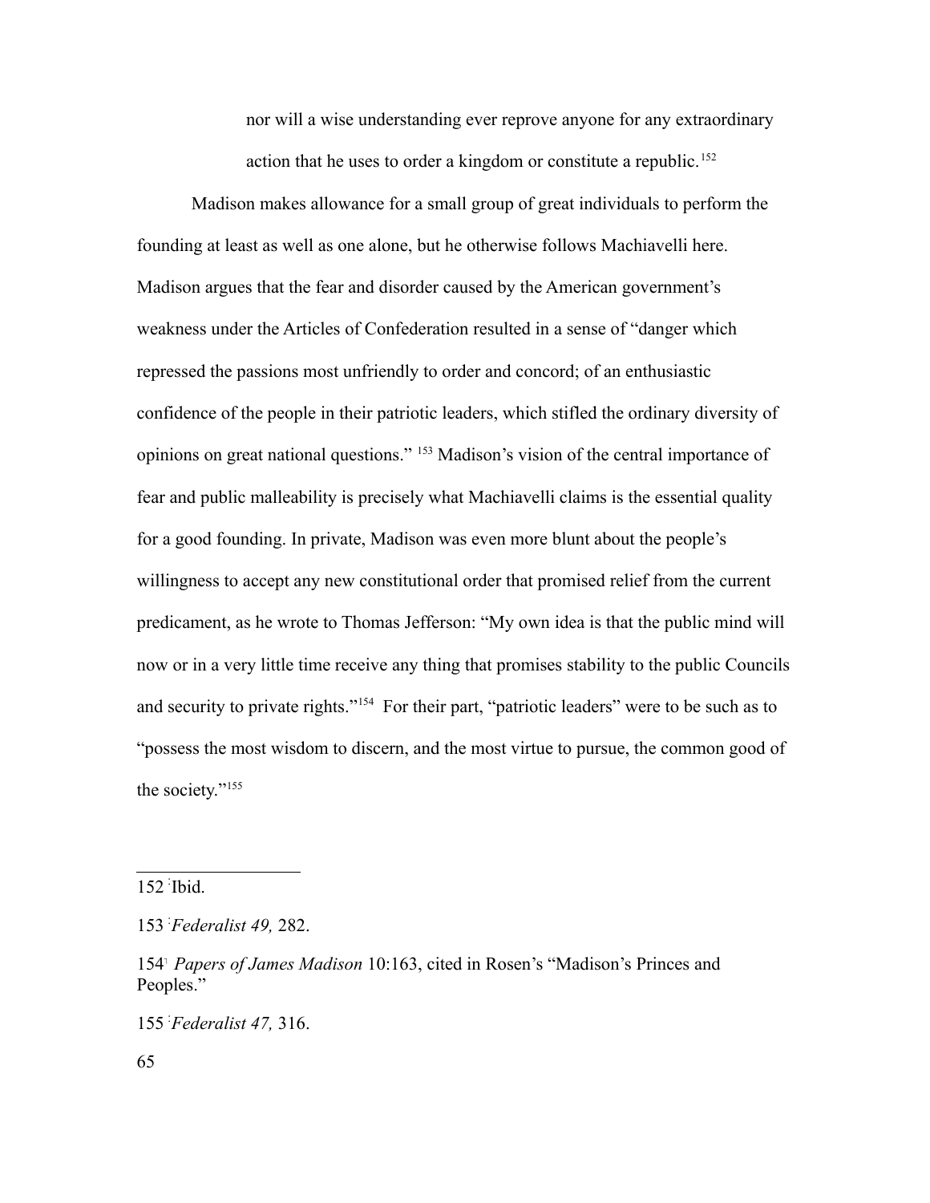> nor will a wise understanding ever reprove anyone for any extraordinary action that he uses to order a kingdom or constitute a republic.[152]

Madison makes allowance for a small group of great individuals to perform the founding at least as well as one alone, but he otherwise follows Machiavelli here. Madison argues that the fear and disorder caused by the American government's weakness under the Articles of Confederation resulted in a sense of "danger which repressed the passions most unfriendly to order and concord; of an enthusiastic confidence of the people in their patriotic leaders, which stifled the ordinary diversity of opinions on great national questions." [153] Madison's vision of the central importance of fear and public malleability is precisely what Machiavelli claims is the essential quality for a good founding. In private, Madison was even more blunt about the people's willingness to accept any new constitutional order that promised relief from the current predicament, as he wrote to Thomas Jefferson: "My own idea is that the public mind will now or in a very little time receive any thing that promises stability to the public Councils and security to private rights."[154] For their part, "patriotic leaders" were to be such as to "possess the most wisdom to discern, and the most virtue to pursue, the common good of the society."[155]

---

152 Ibid.

153 *Federalist 49,* 282.

154 *Papers of James Madison* 10:163, cited in Rosen's "Madison's Princes and Peoples."

155 *Federalist 47,* 316.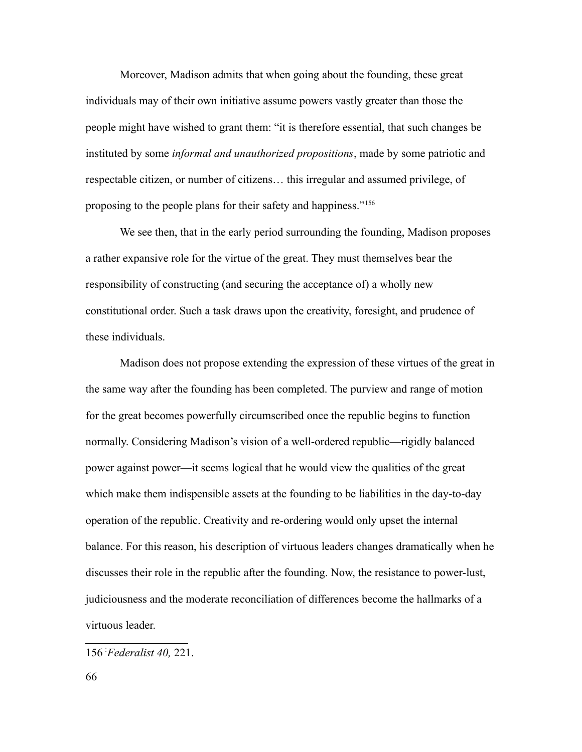Moreover, Madison admits that when going about the founding, these great individuals may of their own initiative assume powers vastly greater than those the people might have wished to grant them: "it is therefore essential, that such changes be instituted by some *informal and unauthorized propositions*, made by some patriotic and respectable citizen, or number of citizens… this irregular and assumed privilege, of proposing to the people plans for their safety and happiness."[156]

We see then, that in the early period surrounding the founding, Madison proposes a rather expansive role for the virtue of the great. They must themselves bear the responsibility of constructing (and securing the acceptance of) a wholly new constitutional order. Such a task draws upon the creativity, foresight, and prudence of these individuals.

Madison does not propose extending the expression of these virtues of the great in the same way after the founding has been completed. The purview and range of motion for the great becomes powerfully circumscribed once the republic begins to function normally. Considering Madison's vision of a well-ordered republic—rigidly balanced power against power—it seems logical that he would view the qualities of the great which make them indispensible assets at the founding to be liabilities in the day-to-day operation of the republic. Creativity and re-ordering would only upset the internal balance. For this reason, his description of virtuous leaders changes dramatically when he discusses their role in the republic after the founding. Now, the resistance to power-lust, judiciousness and the moderate reconciliation of differences become the hallmarks of a virtuous leader.

---

156 *Federalist 40,* 221.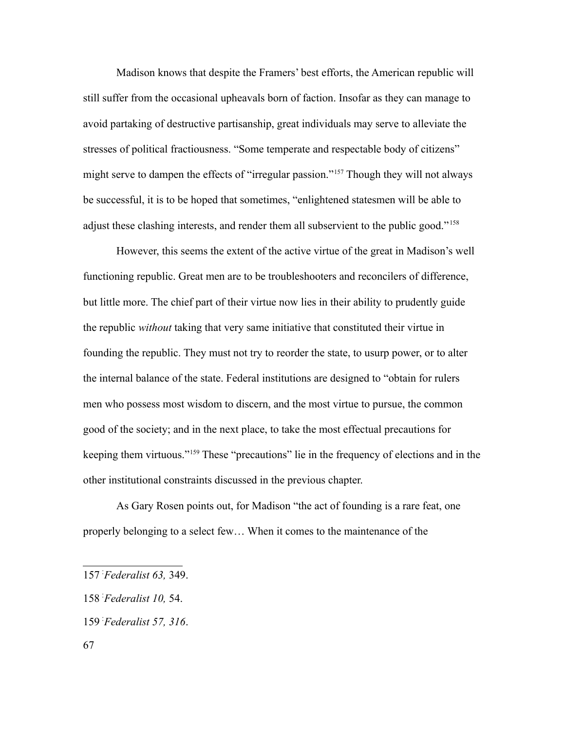Madison knows that despite the Framers' best efforts, the American republic will still suffer from the occasional upheavals born of faction. Insofar as they can manage to avoid partaking of destructive partisanship, great individuals may serve to alleviate the stresses of political fractiousness. "Some temperate and respectable body of citizens" might serve to dampen the effects of "irregular passion."[157] Though they will not always be successful, it is to be hoped that sometimes, "enlightened statesmen will be able to adjust these clashing interests, and render them all subservient to the public good."[158]

However, this seems the extent of the active virtue of the great in Madison's well functioning republic. Great men are to be troubleshooters and reconcilers of difference, but little more. The chief part of their virtue now lies in their ability to prudently guide the republic *without* taking that very same initiative that constituted their virtue in founding the republic. They must not try to reorder the state, to usurp power, or to alter the internal balance of the state. Federal institutions are designed to "obtain for rulers men who possess most wisdom to discern, and the most virtue to pursue, the common good of the society; and in the next place, to take the most effectual precautions for keeping them virtuous."[159] These "precautions" lie in the frequency of elections and in the other institutional constraints discussed in the previous chapter.

As Gary Rosen points out, for Madison "the act of founding is a rare feat, one properly belonging to a select few… When it comes to the maintenance of the

---

157 *Federalist 63,* 349.

158 *Federalist 10,* 54.

159 *Federalist 57, 316*.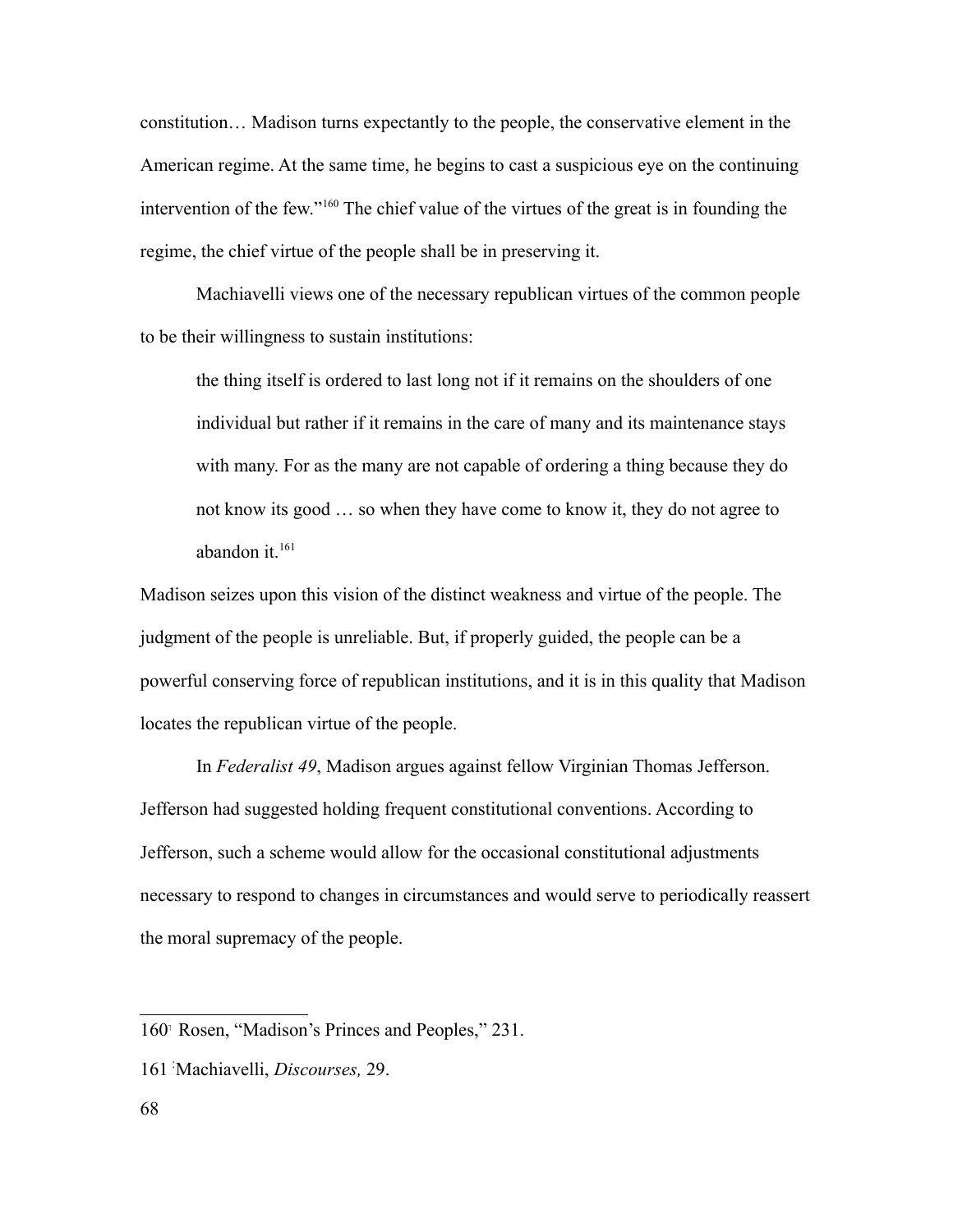constitution… Madison turns expectantly to the people, the conservative element in the American regime. At the same time, he begins to cast a suspicious eye on the continuing intervention of the few."[160] The chief value of the virtues of the great is in founding the regime, the chief virtue of the people shall be in preserving it.

Machiavelli views one of the necessary republican virtues of the common people to be their willingness to sustain institutions:

> the thing itself is ordered to last long not if it remains on the shoulders of one individual but rather if it remains in the care of many and its maintenance stays with many. For as the many are not capable of ordering a thing because they do not know its good … so when they have come to know it, they do not agree to abandon it.[161]

Madison seizes upon this vision of the distinct weakness and virtue of the people. The judgment of the people is unreliable. But, if properly guided, the people can be a powerful conserving force of republican institutions, and it is in this quality that Madison locates the republican virtue of the people.

In *Federalist 49*, Madison argues against fellow Virginian Thomas Jefferson. Jefferson had suggested holding frequent constitutional conventions. According to Jefferson, such a scheme would allow for the occasional constitutional adjustments necessary to respond to changes in circumstances and would serve to periodically reassert the moral supremacy of the people.

---

160 Rosen, "Madison's Princes and Peoples," 231.

161 Machiavelli, *Discourses,* 29.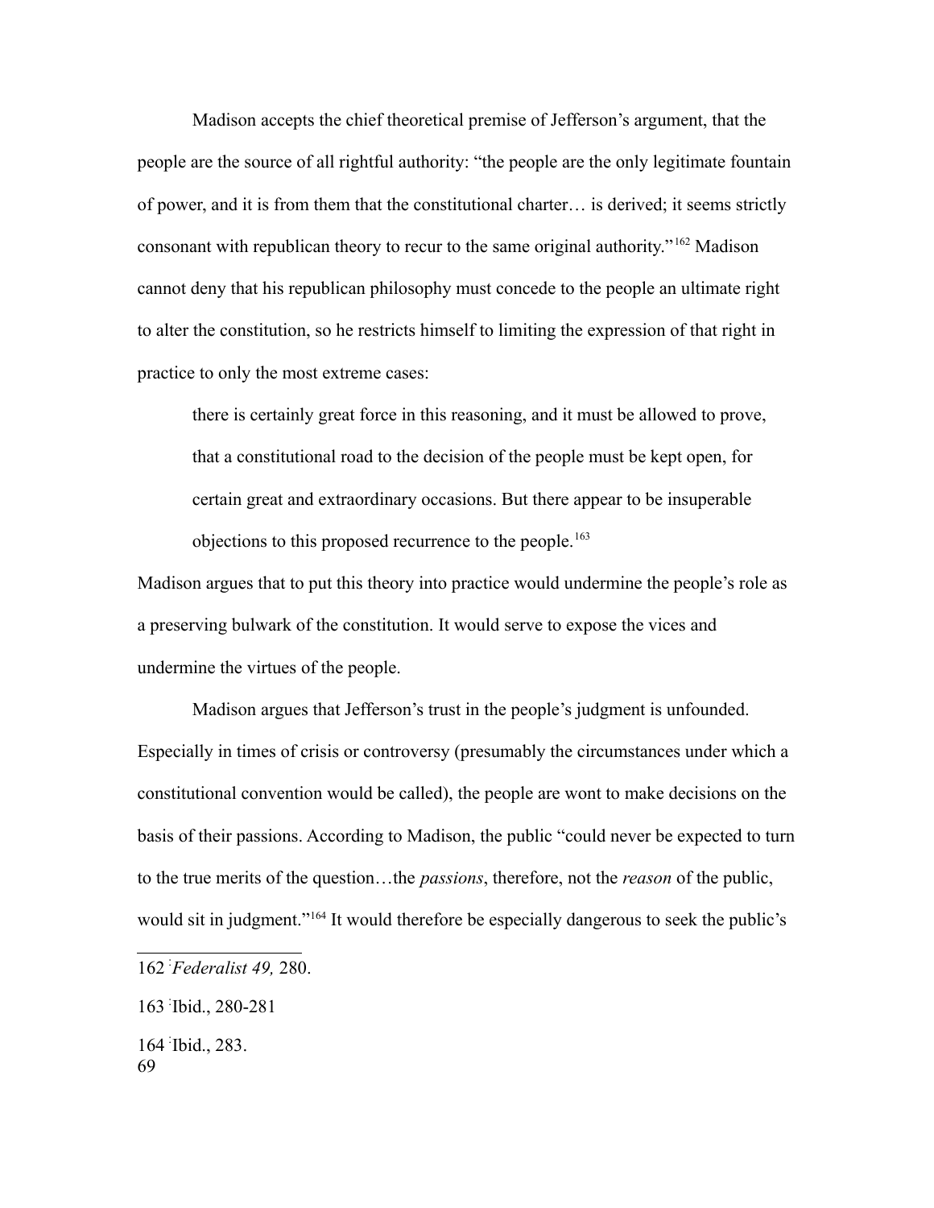Madison accepts the chief theoretical premise of Jefferson's argument, that the people are the source of all rightful authority: "the people are the only legitimate fountain of power, and it is from them that the constitutional charter… is derived; it seems strictly consonant with republican theory to recur to the same original authority."[162] Madison cannot deny that his republican philosophy must concede to the people an ultimate right to alter the constitution, so he restricts himself to limiting the expression of that right in practice to only the most extreme cases:

> there is certainly great force in this reasoning, and it must be allowed to prove, that a constitutional road to the decision of the people must be kept open, for certain great and extraordinary occasions. But there appear to be insuperable objections to this proposed recurrence to the people.[163]

Madison argues that to put this theory into practice would undermine the people's role as a preserving bulwark of the constitution. It would serve to expose the vices and undermine the virtues of the people.

Madison argues that Jefferson's trust in the people's judgment is unfounded. Especially in times of crisis or controversy (presumably the circumstances under which a constitutional convention would be called), the people are wont to make decisions on the basis of their passions. According to Madison, the public "could never be expected to turn to the true merits of the question…the *passions*, therefore, not the *reason* of the public, would sit in judgment."[164] It would therefore be especially dangerous to seek the public's

---

162 *Federalist 49,* 280.

163 Ibid., 280-281

164 Ibid., 283.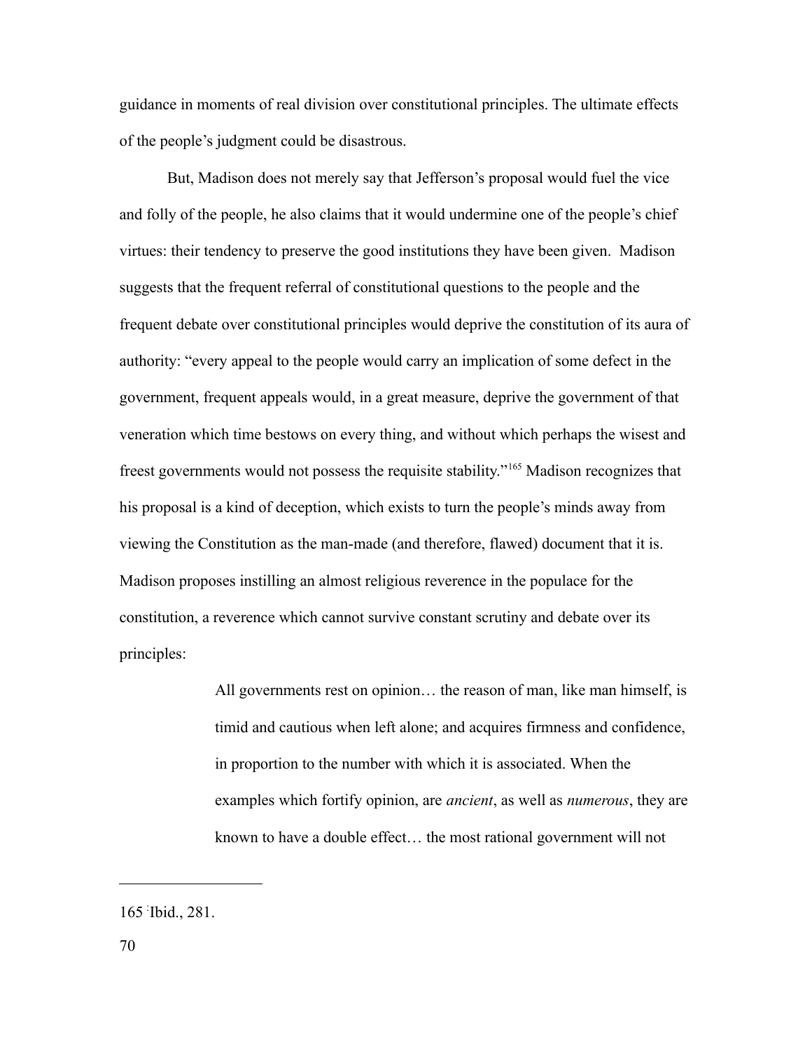guidance in moments of real division over constitutional principles. The ultimate effects of the people's judgment could be disastrous.

But, Madison does not merely say that Jefferson's proposal would fuel the vice and folly of the people, he also claims that it would undermine one of the people's chief virtues: their tendency to preserve the good institutions they have been given. Madison suggests that the frequent referral of constitutional questions to the people and the frequent debate over constitutional principles would deprive the constitution of its aura of authority: "every appeal to the people would carry an implication of some defect in the government, frequent appeals would, in a great measure, deprive the government of that veneration which time bestows on every thing, and without which perhaps the wisest and freest governments would not possess the requisite stability."[165] Madison recognizes that his proposal is a kind of deception, which exists to turn the people's minds away from viewing the Constitution as the man-made (and therefore, flawed) document that it is. Madison proposes instilling an almost religious reverence in the populace for the constitution, a reverence which cannot survive constant scrutiny and debate over its principles:

> All governments rest on opinion… the reason of man, like man himself, is timid and cautious when left alone; and acquires firmness and confidence, in proportion to the number with which it is associated. When the examples which fortify opinion, are *ancient*, as well as *numerous*, they are known to have a double effect… the most rational government will not

---

165 Ibid., 281.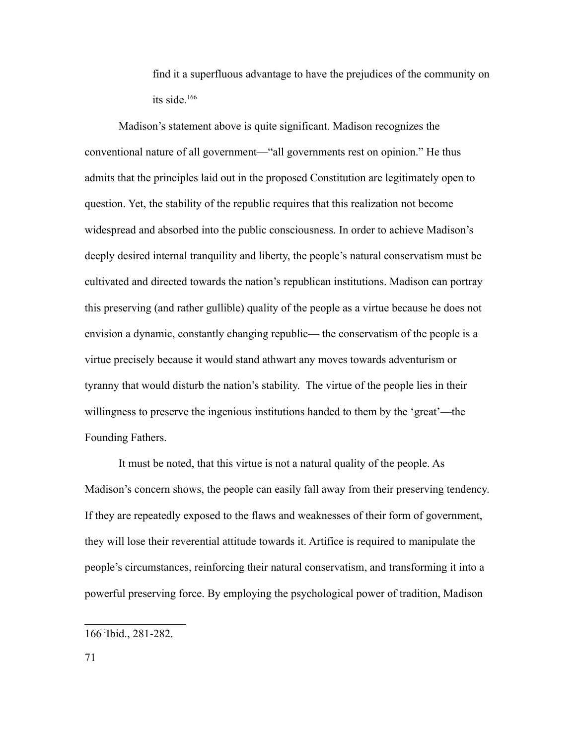> find it a superfluous advantage to have the prejudices of the community on its side.[166]

Madison's statement above is quite significant. Madison recognizes the conventional nature of all government—"all governments rest on opinion." He thus admits that the principles laid out in the proposed Constitution are legitimately open to question. Yet, the stability of the republic requires that this realization not become widespread and absorbed into the public consciousness. In order to achieve Madison's deeply desired internal tranquility and liberty, the people's natural conservatism must be cultivated and directed towards the nation's republican institutions. Madison can portray this preserving (and rather gullible) quality of the people as a virtue because he does not envision a dynamic, constantly changing republic— the conservatism of the people is a virtue precisely because it would stand athwart any moves towards adventurism or tyranny that would disturb the nation's stability. The virtue of the people lies in their willingness to preserve the ingenious institutions handed to them by the 'great'—the Founding Fathers.

It must be noted, that this virtue is not a natural quality of the people. As Madison's concern shows, the people can easily fall away from their preserving tendency. If they are repeatedly exposed to the flaws and weaknesses of their form of government, they will lose their reverential attitude towards it. Artifice is required to manipulate the people's circumstances, reinforcing their natural conservatism, and transforming it into a powerful preserving force. By employing the psychological power of tradition, Madison

---

166 Ibid., 281-282.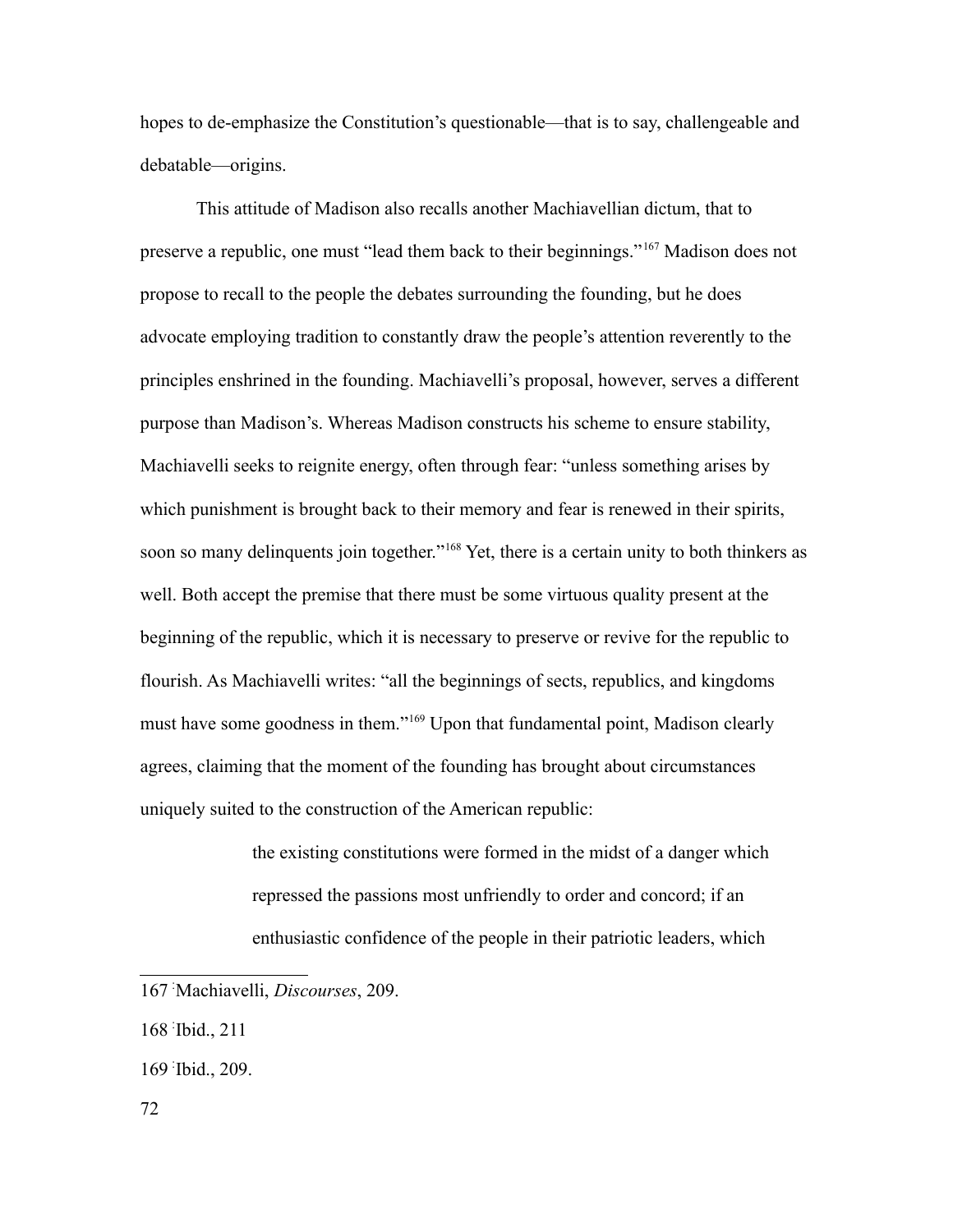hopes to de-emphasize the Constitution's questionable—that is to say, challengeable and debatable—origins.

This attitude of Madison also recalls another Machiavellian dictum, that to preserve a republic, one must "lead them back to their beginnings."[167] Madison does not propose to recall to the people the debates surrounding the founding, but he does advocate employing tradition to constantly draw the people's attention reverently to the principles enshrined in the founding. Machiavelli's proposal, however, serves a different purpose than Madison's. Whereas Madison constructs his scheme to ensure stability, Machiavelli seeks to reignite energy, often through fear: "unless something arises by which punishment is brought back to their memory and fear is renewed in their spirits, soon so many delinquents join together."[168] Yet, there is a certain unity to both thinkers as well. Both accept the premise that there must be some virtuous quality present at the beginning of the republic, which it is necessary to preserve or revive for the republic to flourish. As Machiavelli writes: "all the beginnings of sects, republics, and kingdoms must have some goodness in them."[169] Upon that fundamental point, Madison clearly agrees, claiming that the moment of the founding has brought about circumstances uniquely suited to the construction of the American republic:

> the existing constitutions were formed in the midst of a danger which repressed the passions most unfriendly to order and concord; if an enthusiastic confidence of the people in their patriotic leaders, which

---

167 Machiavelli, *Discourses*, 209.

168 Ibid., 211

169 Ibid., 209.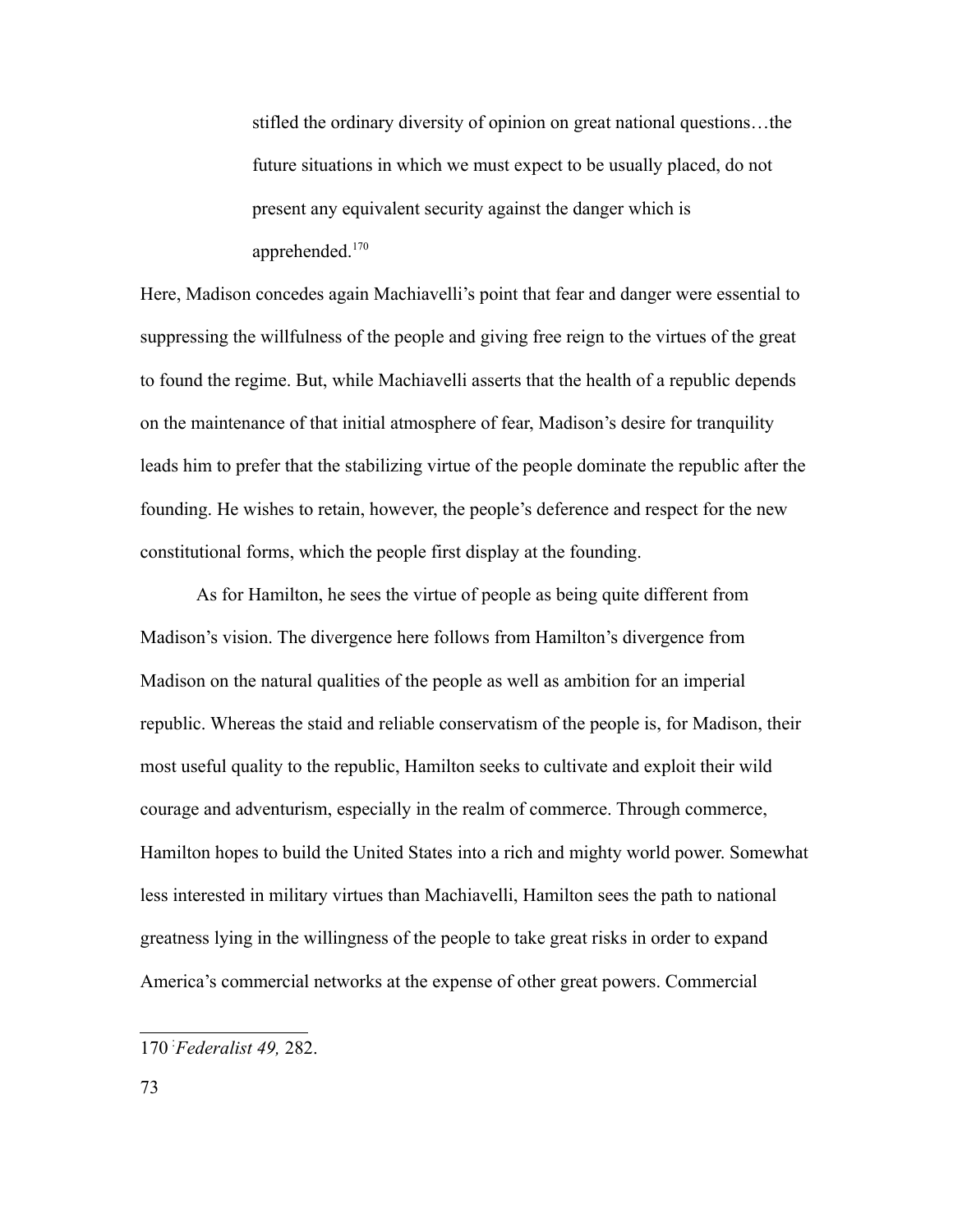> stifled the ordinary diversity of opinion on great national questions…the future situations in which we must expect to be usually placed, do not present any equivalent security against the danger which is apprehended.[170]

Here, Madison concedes again Machiavelli's point that fear and danger were essential to suppressing the willfulness of the people and giving free reign to the virtues of the great to found the regime. But, while Machiavelli asserts that the health of a republic depends on the maintenance of that initial atmosphere of fear, Madison's desire for tranquility leads him to prefer that the stabilizing virtue of the people dominate the republic after the founding. He wishes to retain, however, the people's deference and respect for the new constitutional forms, which the people first display at the founding.

As for Hamilton, he sees the virtue of people as being quite different from Madison's vision. The divergence here follows from Hamilton's divergence from Madison on the natural qualities of the people as well as ambition for an imperial republic. Whereas the staid and reliable conservatism of the people is, for Madison, their most useful quality to the republic, Hamilton seeks to cultivate and exploit their wild courage and adventurism, especially in the realm of commerce. Through commerce, Hamilton hopes to build the United States into a rich and mighty world power. Somewhat less interested in military virtues than Machiavelli, Hamilton sees the path to national greatness lying in the willingness of the people to take great risks in order to expand America's commercial networks at the expense of other great powers. Commercial

---

170 *Federalist 49,* 282.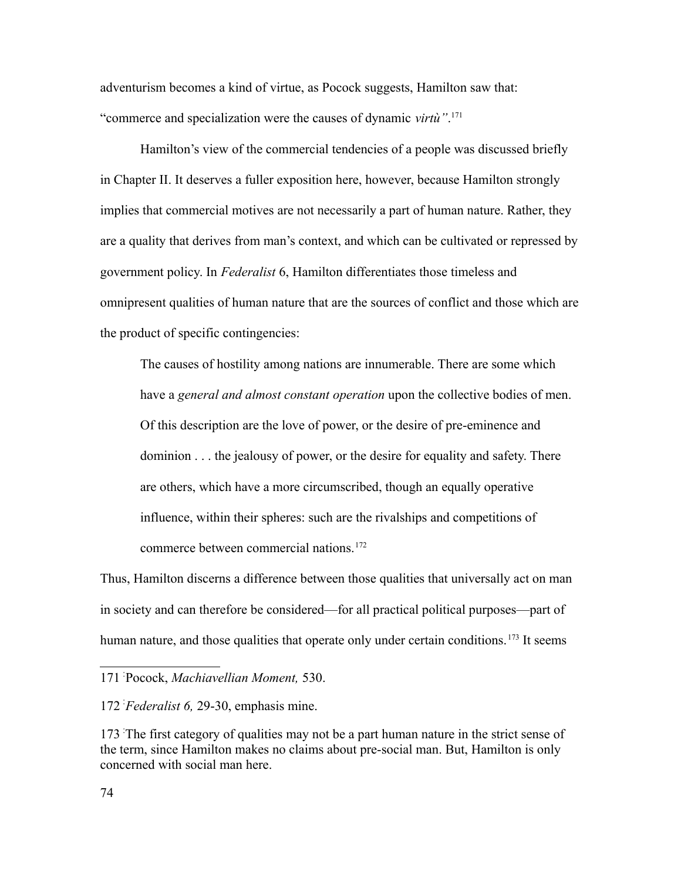adventurism becomes a kind of virtue, as Pocock suggests, Hamilton saw that: "commerce and specialization were the causes of dynamic *virtù"*.[171]

Hamilton's view of the commercial tendencies of a people was discussed briefly in Chapter II. It deserves a fuller exposition here, however, because Hamilton strongly implies that commercial motives are not necessarily a part of human nature. Rather, they are a quality that derives from man's context, and which can be cultivated or repressed by government policy. In *Federalist* 6, Hamilton differentiates those timeless and omnipresent qualities of human nature that are the sources of conflict and those which are the product of specific contingencies:

> The causes of hostility among nations are innumerable. There are some which have a *general and almost constant operation* upon the collective bodies of men. Of this description are the love of power, or the desire of pre-eminence and dominion . . . the jealousy of power, or the desire for equality and safety. There are others, which have a more circumscribed, though an equally operative influence, within their spheres: such are the rivalships and competitions of commerce between commercial nations.[172]

Thus, Hamilton discerns a difference between those qualities that universally act on man in society and can therefore be considered—for all practical political purposes—part of human nature, and those qualities that operate only under certain conditions.[173] It seems

---

171 Pocock, *Machiavellian Moment,* 530.

172 *Federalist 6,* 29-30, emphasis mine.

173 The first category of qualities may not be a part human nature in the strict sense of the term, since Hamilton makes no claims about pre-social man. But, Hamilton is only concerned with social man here.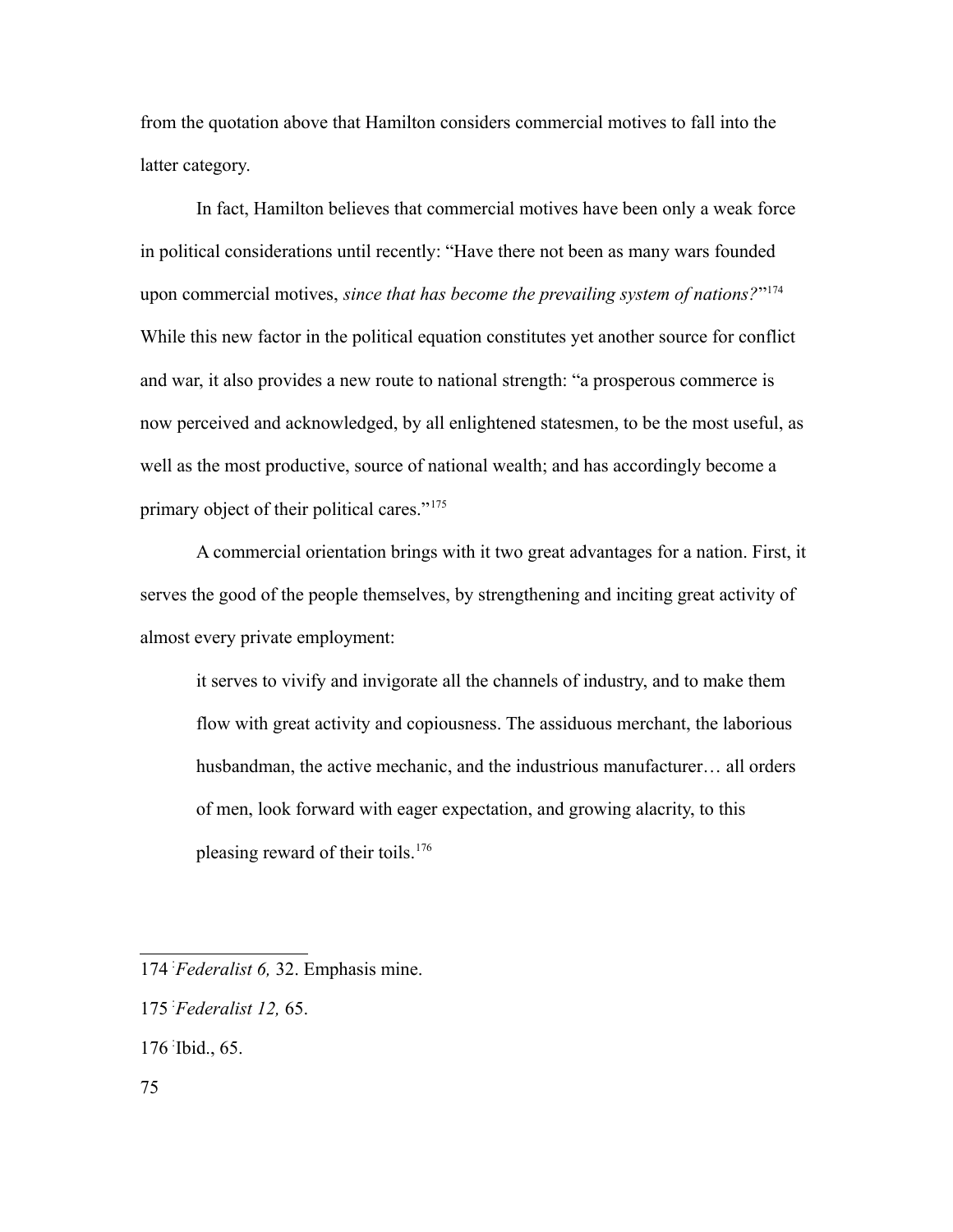from the quotation above that Hamilton considers commercial motives to fall into the latter category.

In fact, Hamilton believes that commercial motives have been only a weak force in political considerations until recently: "Have there not been as many wars founded upon commercial motives, *since that has become the prevailing system of nations?*"[174] While this new factor in the political equation constitutes yet another source for conflict and war, it also provides a new route to national strength: "a prosperous commerce is now perceived and acknowledged, by all enlightened statesmen, to be the most useful, as well as the most productive, source of national wealth; and has accordingly become a primary object of their political cares."[175]

A commercial orientation brings with it two great advantages for a nation. First, it serves the good of the people themselves, by strengthening and inciting great activity of almost every private employment:

> it serves to vivify and invigorate all the channels of industry, and to make them flow with great activity and copiousness. The assiduous merchant, the laborious husbandman, the active mechanic, and the industrious manufacturer… all orders of men, look forward with eager expectation, and growing alacrity, to this pleasing reward of their toils.[176]

---

174 *Federalist 6,* 32. Emphasis mine.

175 *Federalist 12,* 65.

176 Ibid., 65.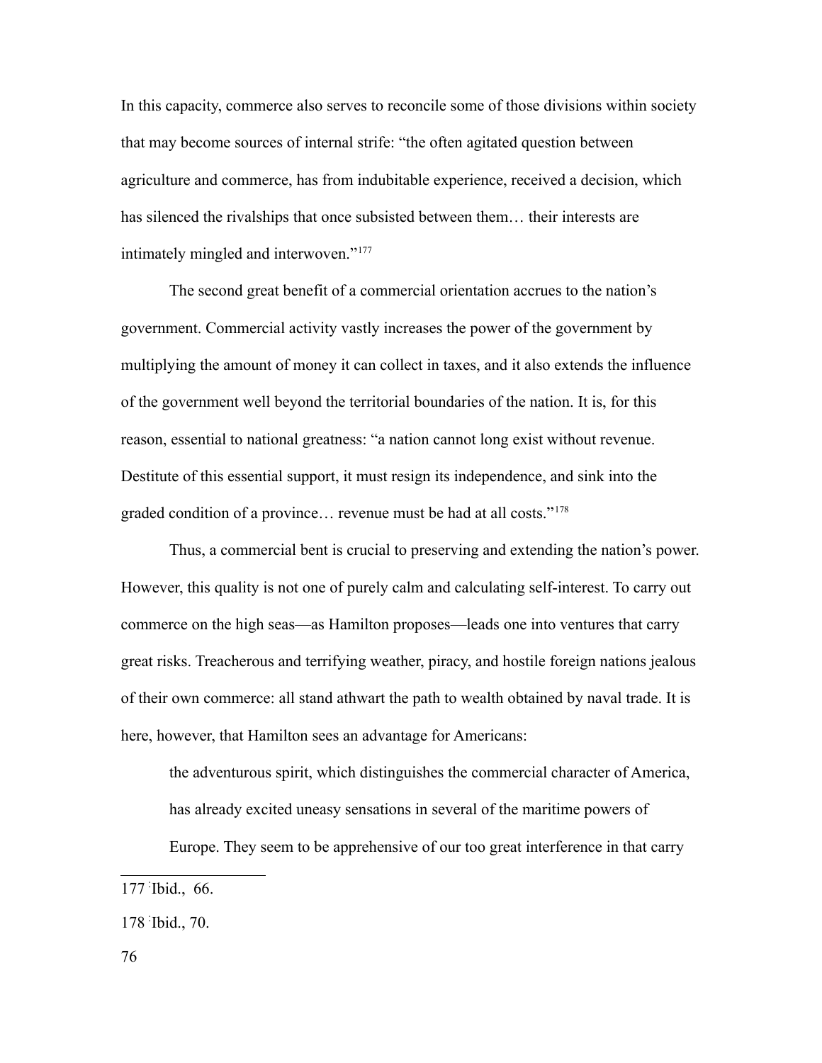In this capacity, commerce also serves to reconcile some of those divisions within society that may become sources of internal strife: "the often agitated question between agriculture and commerce, has from indubitable experience, received a decision, which has silenced the rivalships that once subsisted between them… their interests are intimately mingled and interwoven."[177]

The second great benefit of a commercial orientation accrues to the nation's government. Commercial activity vastly increases the power of the government by multiplying the amount of money it can collect in taxes, and it also extends the influence of the government well beyond the territorial boundaries of the nation. It is, for this reason, essential to national greatness: "a nation cannot long exist without revenue. Destitute of this essential support, it must resign its independence, and sink into the graded condition of a province… revenue must be had at all costs."[178]

Thus, a commercial bent is crucial to preserving and extending the nation's power. However, this quality is not one of purely calm and calculating self-interest. To carry out commerce on the high seas—as Hamilton proposes—leads one into ventures that carry great risks. Treacherous and terrifying weather, piracy, and hostile foreign nations jealous of their own commerce: all stand athwart the path to wealth obtained by naval trade. It is here, however, that Hamilton sees an advantage for Americans:

> the adventurous spirit, which distinguishes the commercial character of America, has already excited uneasy sensations in several of the maritime powers of Europe. They seem to be apprehensive of our too great interference in that carry

---

177 Ibid., 66.

178 Ibid., 70.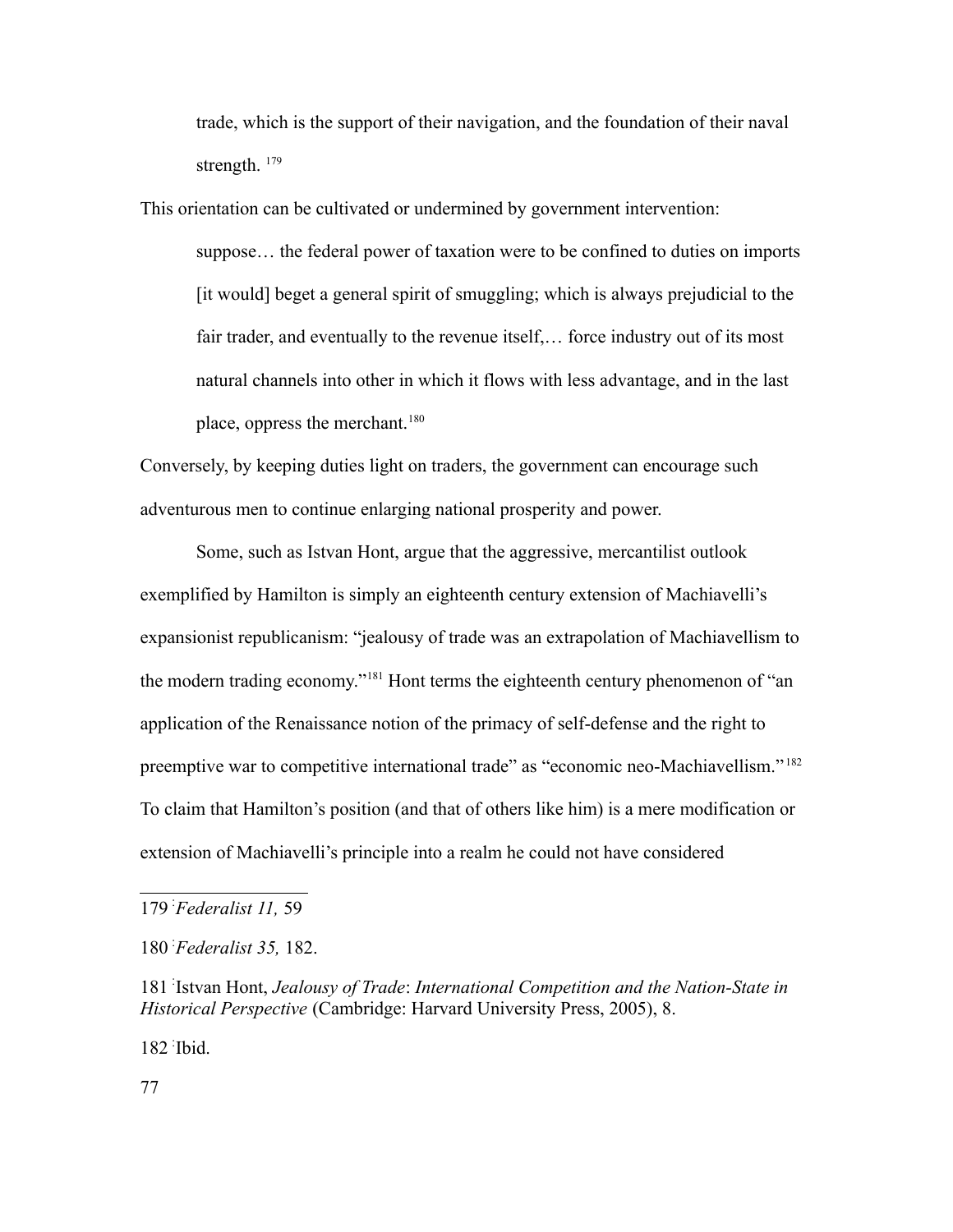> trade, which is the support of their navigation, and the foundation of their naval strength. [179]

This orientation can be cultivated or undermined by government intervention:

> suppose… the federal power of taxation were to be confined to duties on imports [it would] beget a general spirit of smuggling; which is always prejudicial to the fair trader, and eventually to the revenue itself,… force industry out of its most natural channels into other in which it flows with less advantage, and in the last place, oppress the merchant.[180]

Conversely, by keeping duties light on traders, the government can encourage such adventurous men to continue enlarging national prosperity and power.

Some, such as Istvan Hont, argue that the aggressive, mercantilist outlook exemplified by Hamilton is simply an eighteenth century extension of Machiavelli's expansionist republicanism: "jealousy of trade was an extrapolation of Machiavellism to the modern trading economy."[181] Hont terms the eighteenth century phenomenon of "an application of the Renaissance notion of the primacy of self-defense and the right to preemptive war to competitive international trade" as "economic neo-Machiavellism."[182] To claim that Hamilton's position (and that of others like him) is a mere modification or extension of Machiavelli's principle into a realm he could not have considered

---

179 *Federalist 11,* 59

180 *Federalist 35,* 182.

181 Istvan Hont, *Jealousy of Trade*: *International Competition and the Nation-State in Historical Perspective* (Cambridge: Harvard University Press, 2005), 8.

182 Ibid.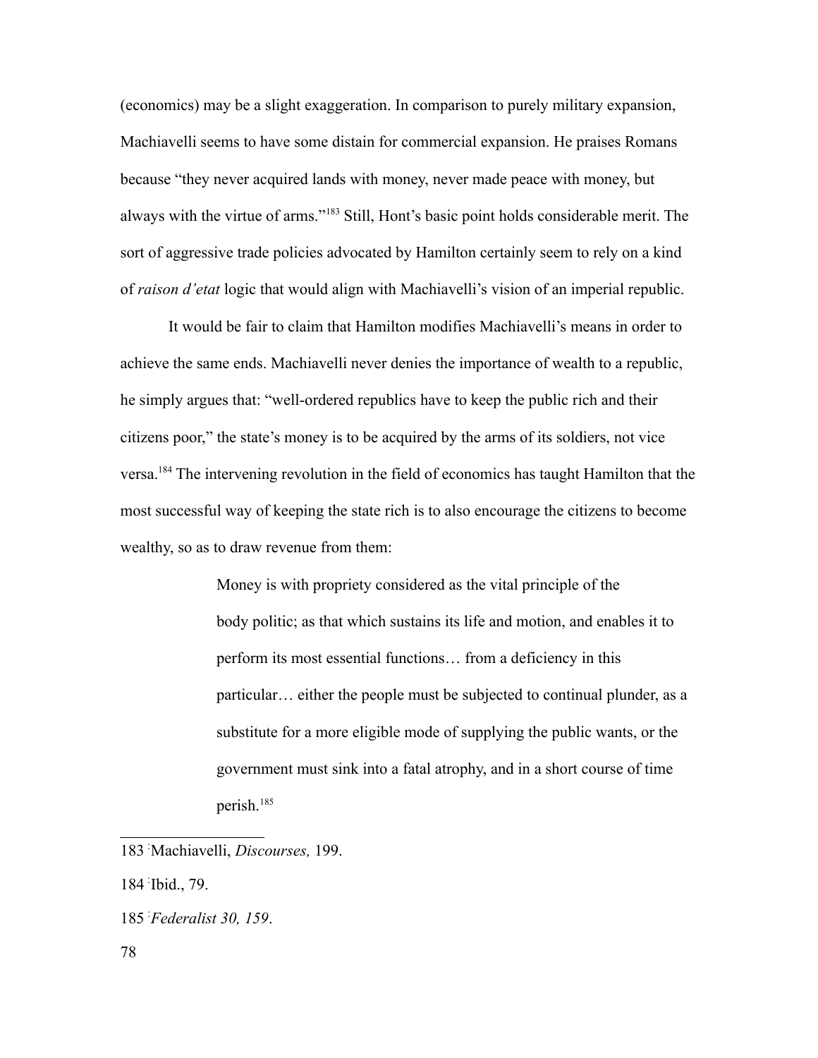(economics) may be a slight exaggeration. In comparison to purely military expansion, Machiavelli seems to have some distain for commercial expansion. He praises Romans because "they never acquired lands with money, never made peace with money, but always with the virtue of arms."[183] Still, Hont's basic point holds considerable merit. The sort of aggressive trade policies advocated by Hamilton certainly seem to rely on a kind of *raison d'etat* logic that would align with Machiavelli's vision of an imperial republic.

It would be fair to claim that Hamilton modifies Machiavelli's means in order to achieve the same ends. Machiavelli never denies the importance of wealth to a republic, he simply argues that: "well-ordered republics have to keep the public rich and their citizens poor," the state's money is to be acquired by the arms of its soldiers, not vice versa.[184] The intervening revolution in the field of economics has taught Hamilton that the most successful way of keeping the state rich is to also encourage the citizens to become wealthy, so as to draw revenue from them:

> Money is with propriety considered as the vital principle of the body politic; as that which sustains its life and motion, and enables it to perform its most essential functions… from a deficiency in this particular… either the people must be subjected to continual plunder, as a substitute for a more eligible mode of supplying the public wants, or the government must sink into a fatal atrophy, and in a short course of time perish.[185]

---

183 Machiavelli, *Discourses,* 199.

184 Ibid., 79.

185 *Federalist 30, 159*.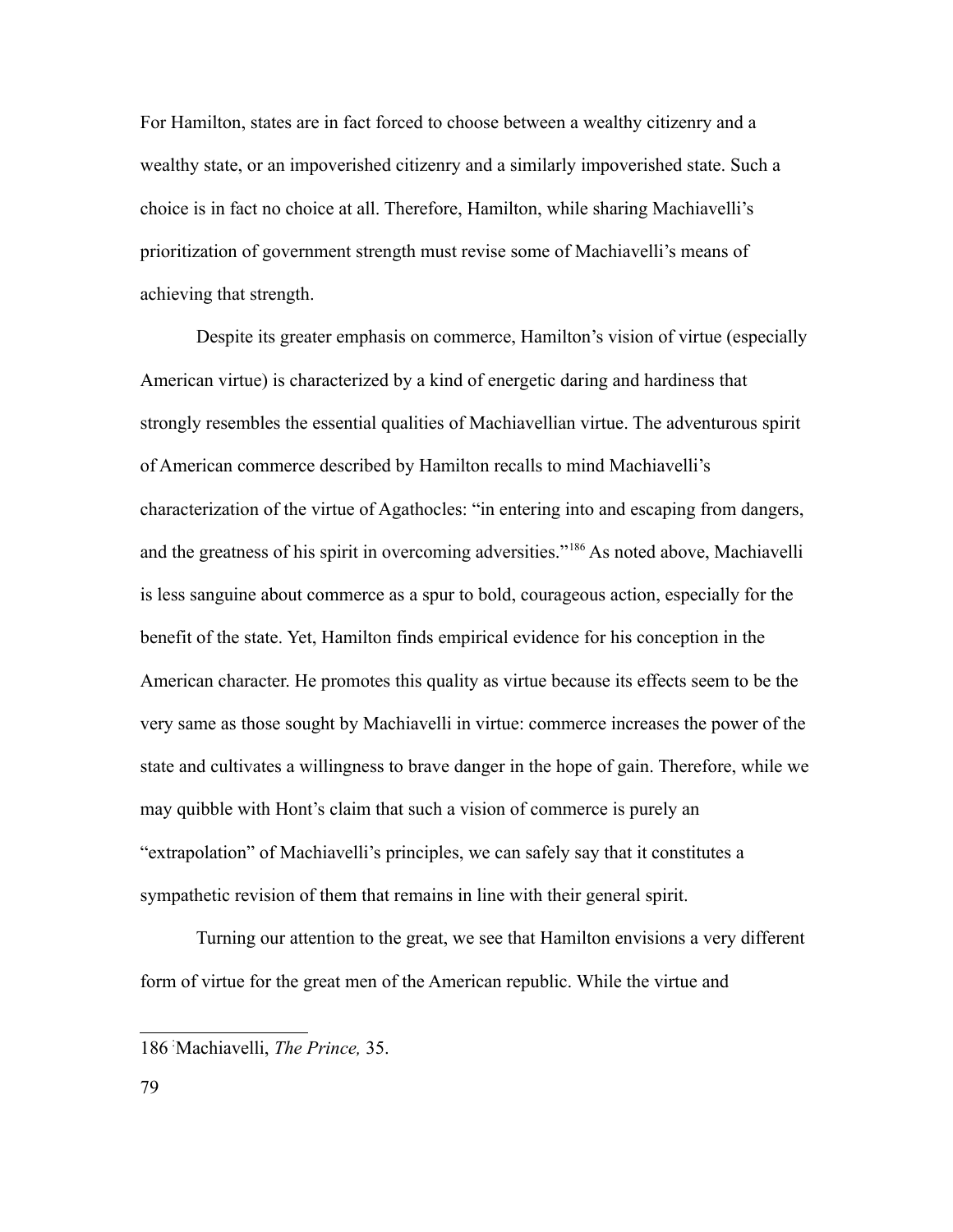For Hamilton, states are in fact forced to choose between a wealthy citizenry and a wealthy state, or an impoverished citizenry and a similarly impoverished state. Such a choice is in fact no choice at all. Therefore, Hamilton, while sharing Machiavelli's prioritization of government strength must revise some of Machiavelli's means of achieving that strength.

Despite its greater emphasis on commerce, Hamilton's vision of virtue (especially American virtue) is characterized by a kind of energetic daring and hardiness that strongly resembles the essential qualities of Machiavellian virtue. The adventurous spirit of American commerce described by Hamilton recalls to mind Machiavelli's characterization of the virtue of Agathocles: "in entering into and escaping from dangers, and the greatness of his spirit in overcoming adversities."[186] As noted above, Machiavelli is less sanguine about commerce as a spur to bold, courageous action, especially for the benefit of the state. Yet, Hamilton finds empirical evidence for his conception in the American character. He promotes this quality as virtue because its effects seem to be the very same as those sought by Machiavelli in virtue: commerce increases the power of the state and cultivates a willingness to brave danger in the hope of gain. Therefore, while we may quibble with Hont's claim that such a vision of commerce is purely an "extrapolation" of Machiavelli's principles, we can safely say that it constitutes a sympathetic revision of them that remains in line with their general spirit.

Turning our attention to the great, we see that Hamilton envisions a very different form of virtue for the great men of the American republic. While the virtue and

---

186 Machiavelli, *The Prince,* 35.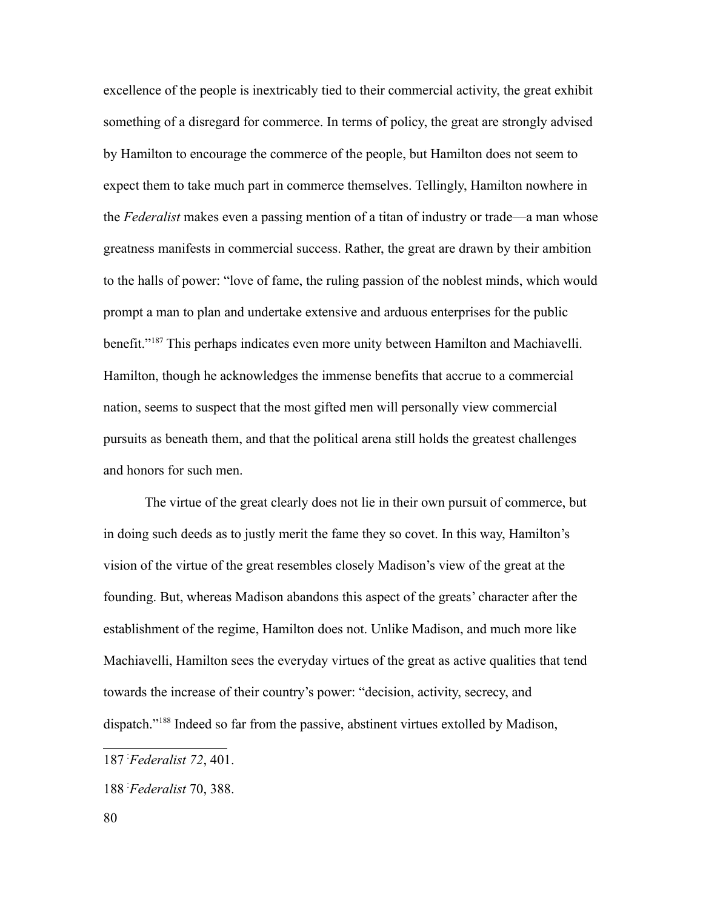excellence of the people is inextricably tied to their commercial activity, the great exhibit something of a disregard for commerce. In terms of policy, the great are strongly advised by Hamilton to encourage the commerce of the people, but Hamilton does not seem to expect them to take much part in commerce themselves. Tellingly, Hamilton nowhere in the *Federalist* makes even a passing mention of a titan of industry or trade—a man whose greatness manifests in commercial success. Rather, the great are drawn by their ambition to the halls of power: "love of fame, the ruling passion of the noblest minds, which would prompt a man to plan and undertake extensive and arduous enterprises for the public benefit."[187] This perhaps indicates even more unity between Hamilton and Machiavelli. Hamilton, though he acknowledges the immense benefits that accrue to a commercial nation, seems to suspect that the most gifted men will personally view commercial pursuits as beneath them, and that the political arena still holds the greatest challenges and honors for such men.

The virtue of the great clearly does not lie in their own pursuit of commerce, but in doing such deeds as to justly merit the fame they so covet. In this way, Hamilton's vision of the virtue of the great resembles closely Madison's view of the great at the founding. But, whereas Madison abandons this aspect of the greats' character after the establishment of the regime, Hamilton does not. Unlike Madison, and much more like Machiavelli, Hamilton sees the everyday virtues of the great as active qualities that tend towards the increase of their country's power: "decision, activity, secrecy, and dispatch."[188] Indeed so far from the passive, abstinent virtues extolled by Madison,

---

187 *Federalist 72*, 401.

188 *Federalist* 70, 388.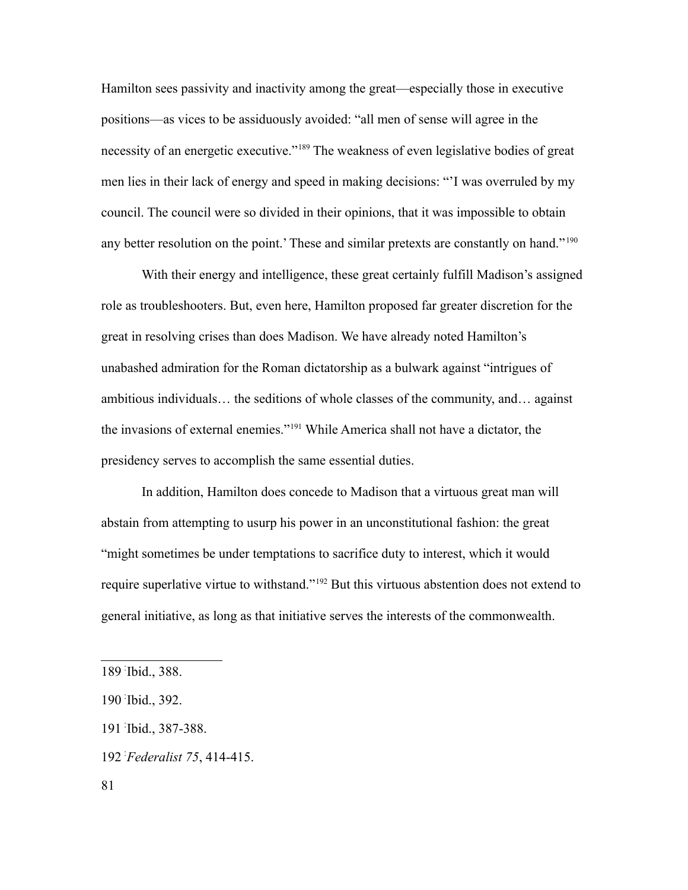Hamilton sees passivity and inactivity among the great—especially those in executive positions—as vices to be assiduously avoided: "all men of sense will agree in the necessity of an energetic executive."[189] The weakness of even legislative bodies of great men lies in their lack of energy and speed in making decisions: "'I was overruled by my council. The council were so divided in their opinions, that it was impossible to obtain any better resolution on the point.' These and similar pretexts are constantly on hand."[190]

With their energy and intelligence, these great certainly fulfill Madison's assigned role as troubleshooters. But, even here, Hamilton proposed far greater discretion for the great in resolving crises than does Madison. We have already noted Hamilton's unabashed admiration for the Roman dictatorship as a bulwark against "intrigues of ambitious individuals… the seditions of whole classes of the community, and… against the invasions of external enemies."[191] While America shall not have a dictator, the presidency serves to accomplish the same essential duties.

In addition, Hamilton does concede to Madison that a virtuous great man will abstain from attempting to usurp his power in an unconstitutional fashion: the great "might sometimes be under temptations to sacrifice duty to interest, which it would require superlative virtue to withstand."[192] But this virtuous abstention does not extend to general initiative, as long as that initiative serves the interests of the commonwealth.

---

189 Ibid., 388.

190 Ibid., 392.

191 Ibid., 387-388.

192 *Federalist 75*, 414-415.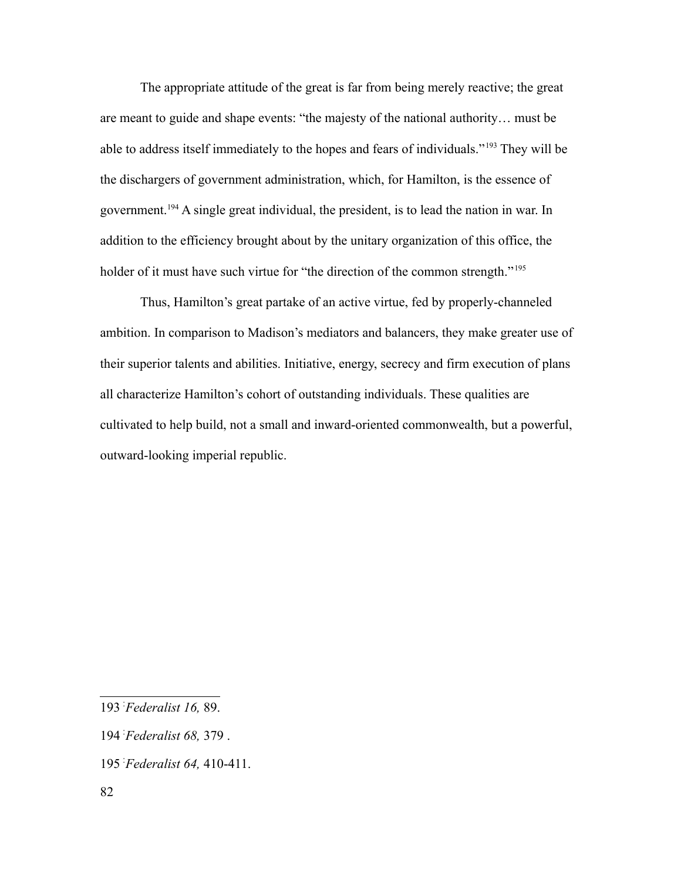The appropriate attitude of the great is far from being merely reactive; the great are meant to guide and shape events: "the majesty of the national authority… must be able to address itself immediately to the hopes and fears of individuals."[193] They will be the dischargers of government administration, which, for Hamilton, is the essence of government.[194] A single great individual, the president, is to lead the nation in war. In addition to the efficiency brought about by the unitary organization of this office, the holder of it must have such virtue for "the direction of the common strength."[195]

Thus, Hamilton's great partake of an active virtue, fed by properly-channeled ambition. In comparison to Madison's mediators and balancers, they make greater use of their superior talents and abilities. Initiative, energy, secrecy and firm execution of plans all characterize Hamilton's cohort of outstanding individuals. These qualities are cultivated to help build, not a small and inward-oriented commonwealth, but a powerful, outward-looking imperial republic.

---

193 *Federalist 16,* 89.

194 *Federalist 68,* 379 .

195 *Federalist 64,* 410-411.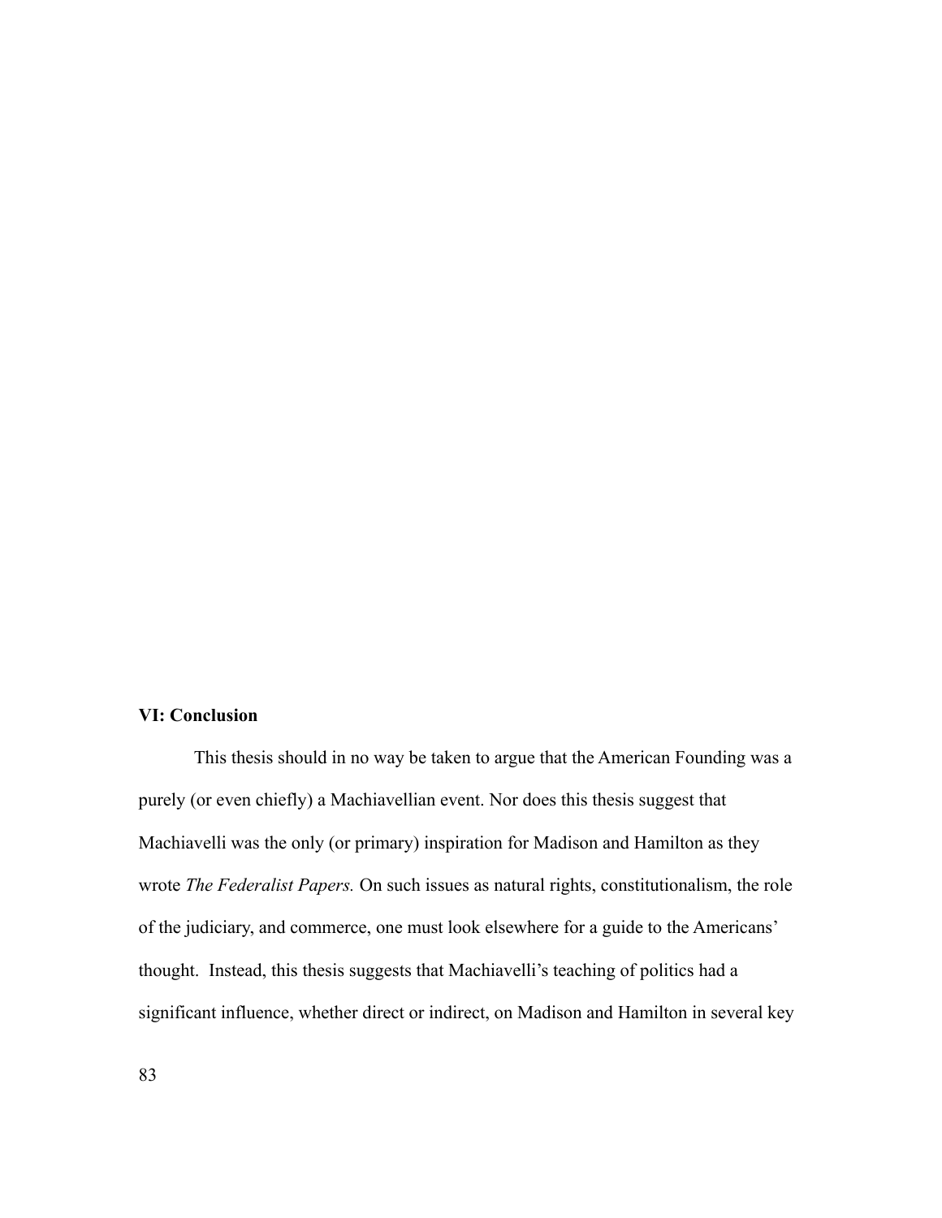## VI: Conclusion

This thesis should in no way be taken to argue that the American Founding was a purely (or even chiefly) a Machiavellian event. Nor does this thesis suggest that Machiavelli was the only (or primary) inspiration for Madison and Hamilton as they wrote *The Federalist Papers.* On such issues as natural rights, constitutionalism, the role of the judiciary, and commerce, one must look elsewhere for a guide to the Americans' thought. Instead, this thesis suggests that Machiavelli's teaching of politics had a significant influence, whether direct or indirect, on Madison and Hamilton in several key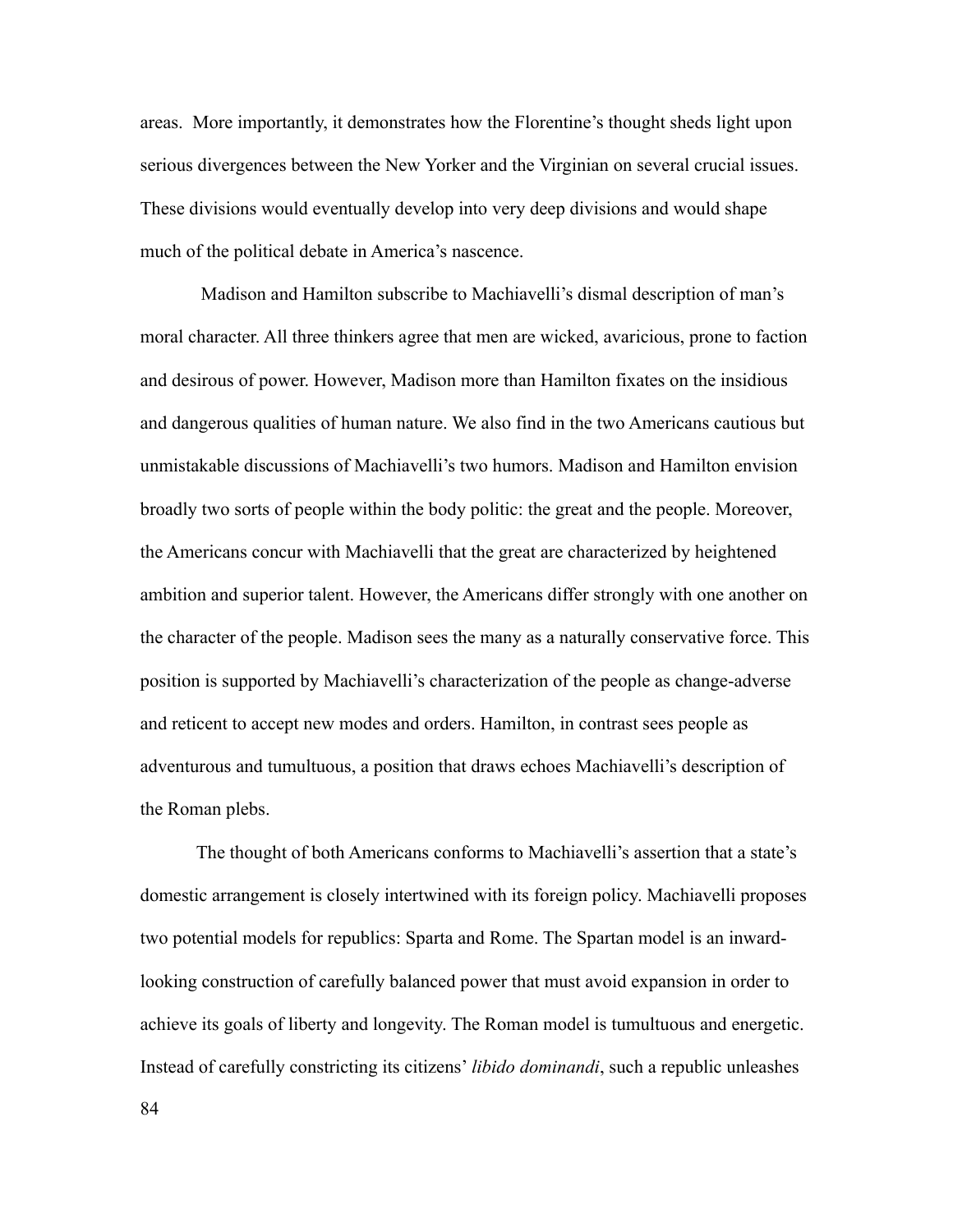areas. More importantly, it demonstrates how the Florentine's thought sheds light upon serious divergences between the New Yorker and the Virginian on several crucial issues. These divisions would eventually develop into very deep divisions and would shape much of the political debate in America's nascence.

Madison and Hamilton subscribe to Machiavelli's dismal description of man's moral character. All three thinkers agree that men are wicked, avaricious, prone to faction and desirous of power. However, Madison more than Hamilton fixates on the insidious and dangerous qualities of human nature. We also find in the two Americans cautious but unmistakable discussions of Machiavelli's two humors. Madison and Hamilton envision broadly two sorts of people within the body politic: the great and the people. Moreover, the Americans concur with Machiavelli that the great are characterized by heightened ambition and superior talent. However, the Americans differ strongly with one another on the character of the people. Madison sees the many as a naturally conservative force. This position is supported by Machiavelli's characterization of the people as change-adverse and reticent to accept new modes and orders. Hamilton, in contrast sees people as adventurous and tumultuous, a position that draws echoes Machiavelli's description of the Roman plebs.

The thought of both Americans conforms to Machiavelli's assertion that a state's domestic arrangement is closely intertwined with its foreign policy. Machiavelli proposes two potential models for republics: Sparta and Rome. The Spartan model is an inward-looking construction of carefully balanced power that must avoid expansion in order to achieve its goals of liberty and longevity. The Roman model is tumultuous and energetic. Instead of carefully constricting its citizens' *libido dominandi*, such a republic unleashes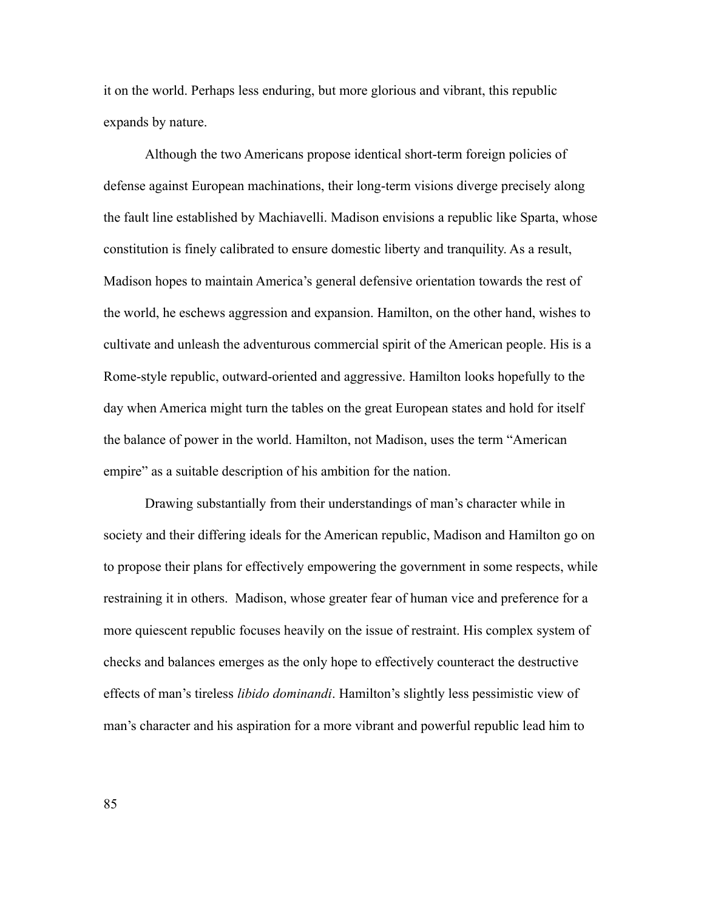it on the world. Perhaps less enduring, but more glorious and vibrant, this republic expands by nature.

Although the two Americans propose identical short-term foreign policies of defense against European machinations, their long-term visions diverge precisely along the fault line established by Machiavelli. Madison envisions a republic like Sparta, whose constitution is finely calibrated to ensure domestic liberty and tranquility. As a result, Madison hopes to maintain America's general defensive orientation towards the rest of the world, he eschews aggression and expansion. Hamilton, on the other hand, wishes to cultivate and unleash the adventurous commercial spirit of the American people. His is a Rome-style republic, outward-oriented and aggressive. Hamilton looks hopefully to the day when America might turn the tables on the great European states and hold for itself the balance of power in the world. Hamilton, not Madison, uses the term "American empire" as a suitable description of his ambition for the nation.

Drawing substantially from their understandings of man's character while in society and their differing ideals for the American republic, Madison and Hamilton go on to propose their plans for effectively empowering the government in some respects, while restraining it in others. Madison, whose greater fear of human vice and preference for a more quiescent republic focuses heavily on the issue of restraint. His complex system of checks and balances emerges as the only hope to effectively counteract the destructive effects of man's tireless *libido dominandi*. Hamilton's slightly less pessimistic view of man's character and his aspiration for a more vibrant and powerful republic lead him to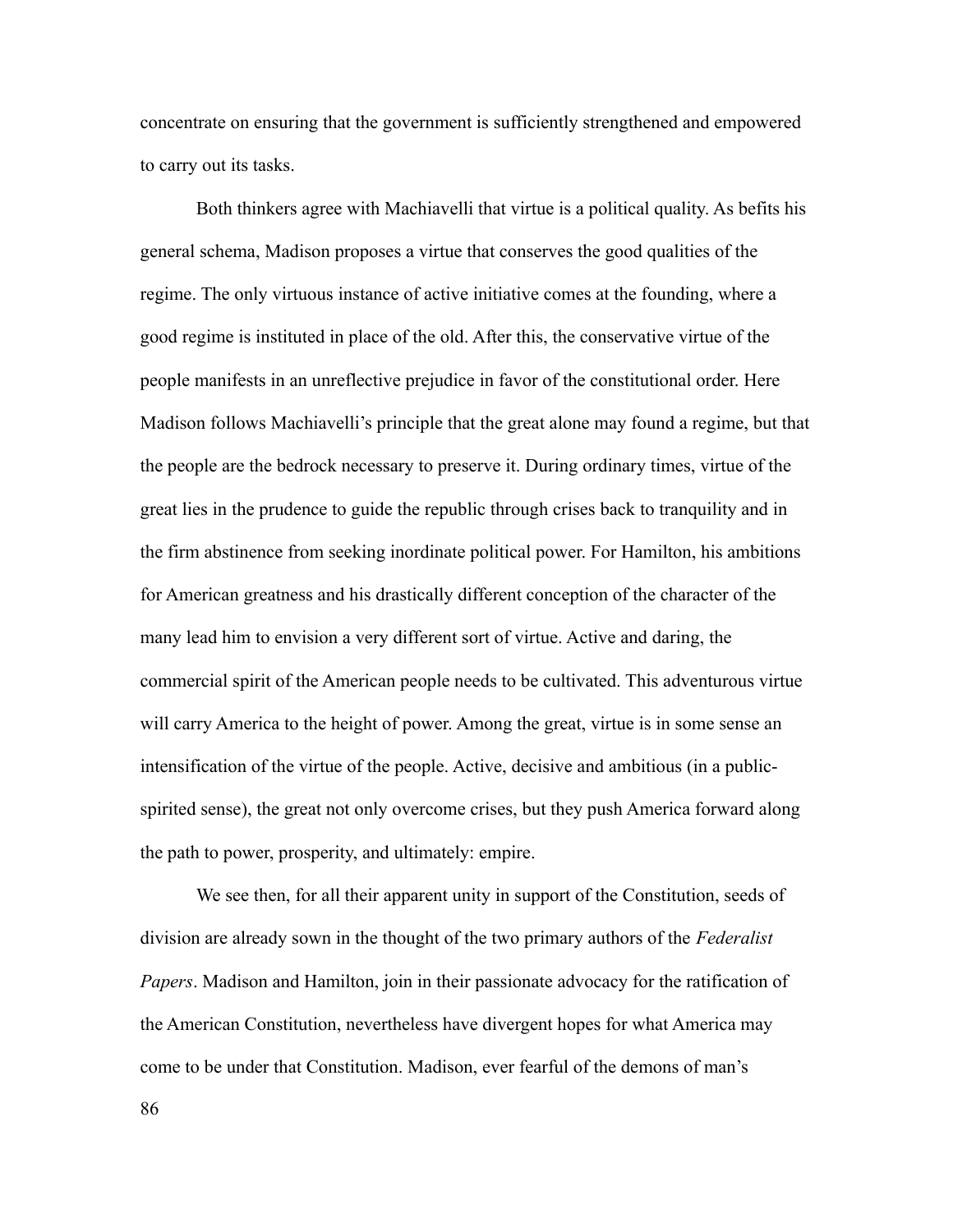concentrate on ensuring that the government is sufficiently strengthened and empowered to carry out its tasks.

Both thinkers agree with Machiavelli that virtue is a political quality. As befits his general schema, Madison proposes a virtue that conserves the good qualities of the regime. The only virtuous instance of active initiative comes at the founding, where a good regime is instituted in place of the old. After this, the conservative virtue of the people manifests in an unreflective prejudice in favor of the constitutional order. Here Madison follows Machiavelli's principle that the great alone may found a regime, but that the people are the bedrock necessary to preserve it. During ordinary times, virtue of the great lies in the prudence to guide the republic through crises back to tranquility and in the firm abstinence from seeking inordinate political power. For Hamilton, his ambitions for American greatness and his drastically different conception of the character of the many lead him to envision a very different sort of virtue. Active and daring, the commercial spirit of the American people needs to be cultivated. This adventurous virtue will carry America to the height of power. Among the great, virtue is in some sense an intensification of the virtue of the people. Active, decisive and ambitious (in a public-spirited sense), the great not only overcome crises, but they push America forward along the path to power, prosperity, and ultimately: empire.

We see then, for all their apparent unity in support of the Constitution, seeds of division are already sown in the thought of the two primary authors of the *Federalist Papers*. Madison and Hamilton, join in their passionate advocacy for the ratification of the American Constitution, nevertheless have divergent hopes for what America may come to be under that Constitution. Madison, ever fearful of the demons of man's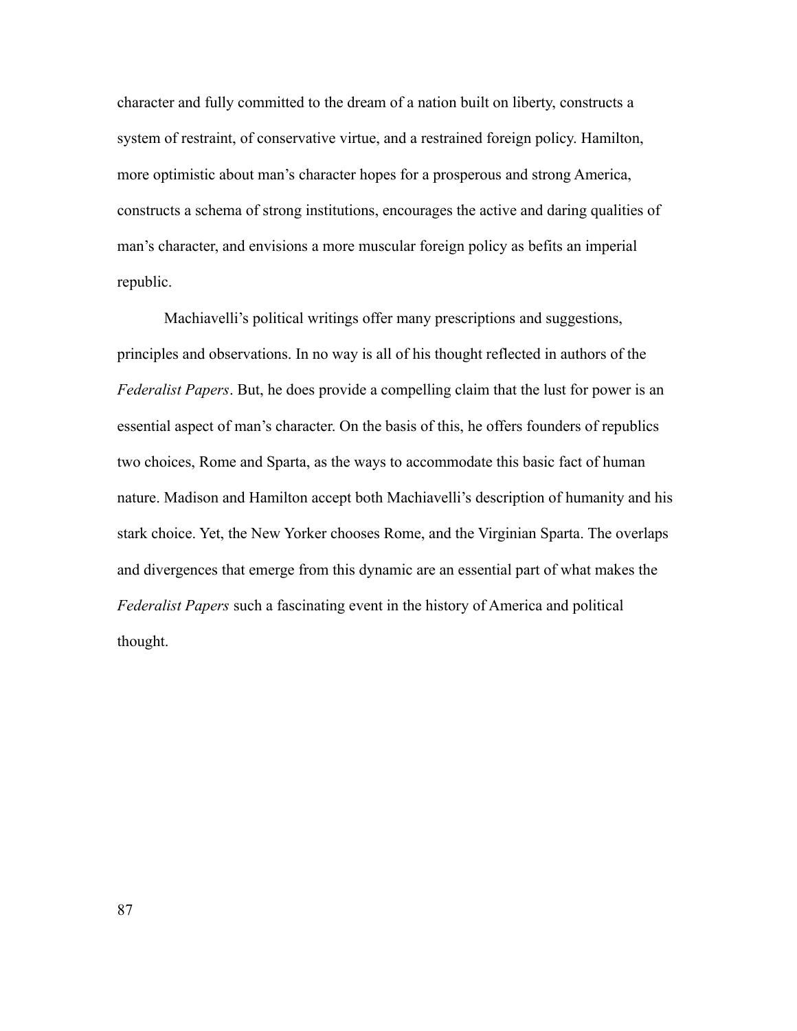character and fully committed to the dream of a nation built on liberty, constructs a system of restraint, of conservative virtue, and a restrained foreign policy. Hamilton, more optimistic about man's character hopes for a prosperous and strong America, constructs a schema of strong institutions, encourages the active and daring qualities of man's character, and envisions a more muscular foreign policy as befits an imperial republic.

Machiavelli's political writings offer many prescriptions and suggestions, principles and observations. In no way is all of his thought reflected in authors of the *Federalist Papers*. But, he does provide a compelling claim that the lust for power is an essential aspect of man's character. On the basis of this, he offers founders of republics two choices, Rome and Sparta, as the ways to accommodate this basic fact of human nature. Madison and Hamilton accept both Machiavelli's description of humanity and his stark choice. Yet, the New Yorker chooses Rome, and the Virginian Sparta. The overlaps and divergences that emerge from this dynamic are an essential part of what makes the *Federalist Papers* such a fascinating event in the history of America and political thought.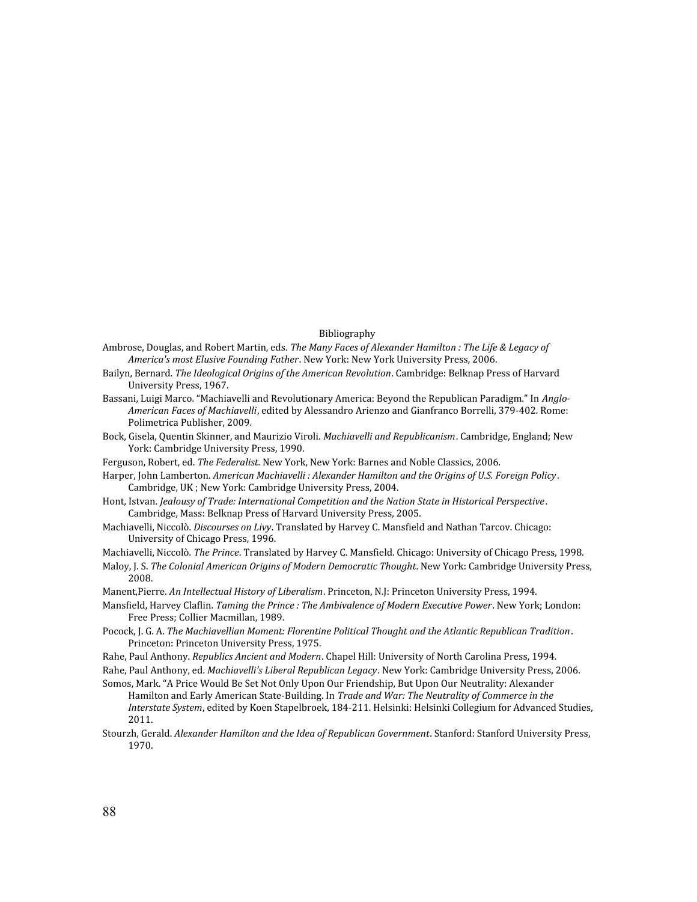# Bibliography

Ambrose, Douglas, and Robert Martin, eds. *The Many Faces of Alexander Hamilton : The Life & Legacy of America's most Elusive Founding Father*. New York: New York University Press, 2006.

Bailyn, Bernard. *The Ideological Origins of the American Revolution*. Cambridge: Belknap Press of Harvard University Press, 1967.

Bassani, Luigi Marco. "Machiavelli and Revolutionary America: Beyond the Republican Paradigm." In *Anglo-American Faces of Machiavelli*, edited by Alessandro Arienzo and Gianfranco Borrelli, 379-402. Rome: Polimetrica Publisher, 2009.

Bock, Gisela, Quentin Skinner, and Maurizio Viroli. *Machiavelli and Republicanism*. Cambridge, England; New York: Cambridge University Press, 1990.

Ferguson, Robert, ed. *The Federalist*. New York, New York: Barnes and Noble Classics, 2006.

Harper, John Lamberton. *American Machiavelli : Alexander Hamilton and the Origins of U.S. Foreign Policy*. Cambridge, UK ; New York: Cambridge University Press, 2004.

Hont, Istvan. *Jealousy of Trade: International Competition and the Nation State in Historical Perspective*. Cambridge, Mass: Belknap Press of Harvard University Press, 2005.

Machiavelli, Niccolò. *Discourses on Livy*. Translated by Harvey C. Mansfield and Nathan Tarcov. Chicago: University of Chicago Press, 1996.

Machiavelli, Niccolò. *The Prince*. Translated by Harvey C. Mansfield. Chicago: University of Chicago Press, 1998.

Maloy, J. S. *The Colonial American Origins of Modern Democratic Thought*. New York: Cambridge University Press, 2008.

Manent,Pierre. *An Intellectual History of Liberalism*. Princeton, N.J: Princeton University Press, 1994.

Mansfield, Harvey Claflin. *Taming the Prince : The Ambivalence of Modern Executive Power*. New York; London: Free Press; Collier Macmillan, 1989.

Pocock, J. G. A. *The Machiavellian Moment: Florentine Political Thought and the Atlantic Republican Tradition*. Princeton: Princeton University Press, 1975.

Rahe, Paul Anthony. *Republics Ancient and Modern*. Chapel Hill: University of North Carolina Press, 1994.

Rahe, Paul Anthony, ed. *Machiavelli's Liberal Republican Legacy*. New York: Cambridge University Press, 2006.

Somos, Mark. "A Price Would Be Set Not Only Upon Our Friendship, But Upon Our Neutrality: Alexander Hamilton and Early American State-Building. In *Trade and War: The Neutrality of Commerce in the Interstate System*, edited by Koen Stapelbroek, 184-211. Helsinki: Helsinki Collegium for Advanced Studies, 2011.

Stourzh, Gerald. *Alexander Hamilton and the Idea of Republican Government*. Stanford: Stanford University Press, 1970.